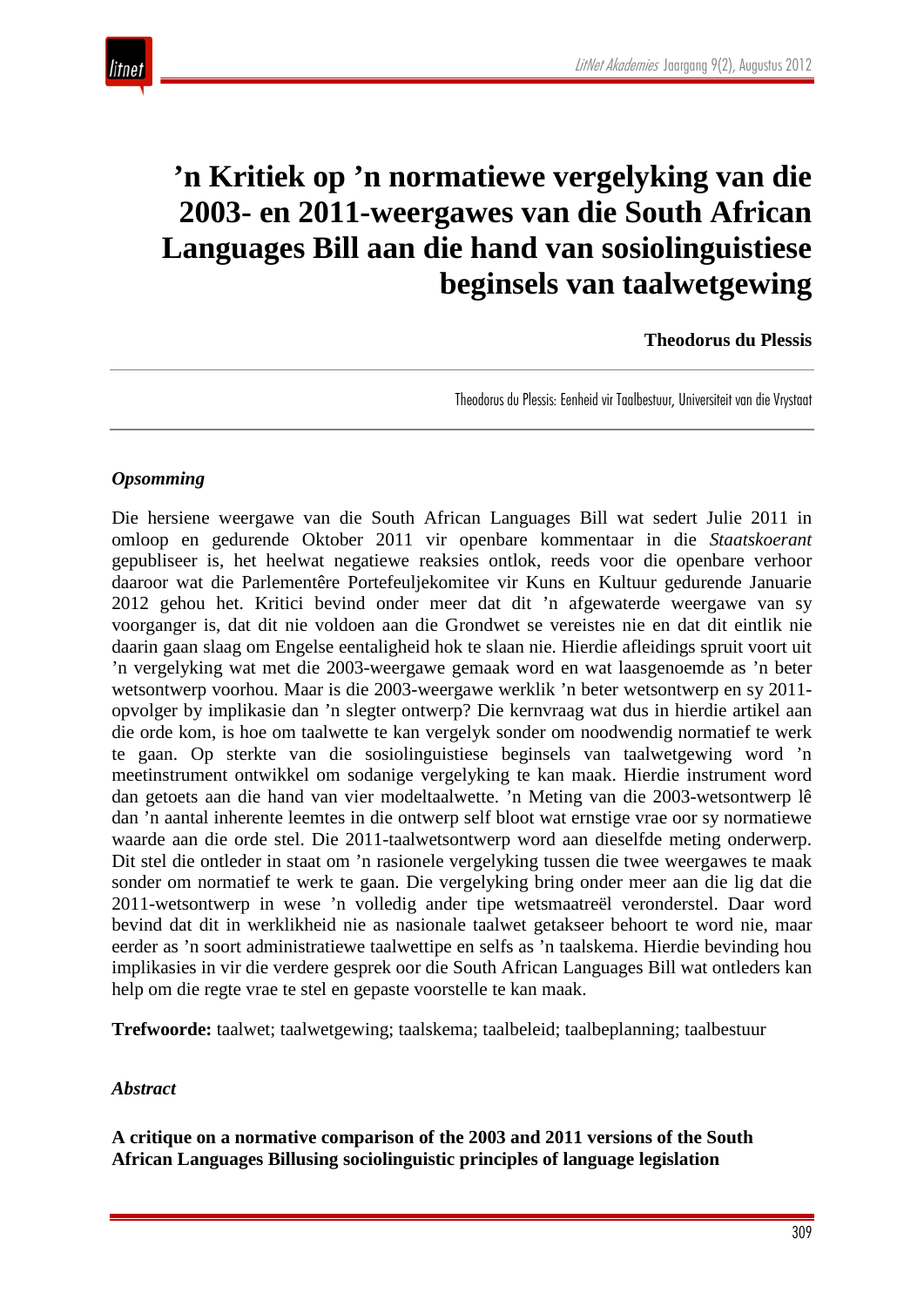# ’n Kritiek op ’n normatiewe vergelyking van die 2003- en 2011-weergawes van die South African Languages Bill aan die hand van sosiolinguistiese beginsels van taalwetgewing

**Theodorus du Plessis**

Theodorus du Plessis: Eenheid vir Taalbestuur, Universiteit van die Vrystaat

### *Opsomming*

Die hersiene weergawe van die South African Languages Bill wat sedert Julie 2011 in omloop en gedurende Oktober 2011 vir openbare kommentaar in die *Staatskoerant* gepubliseer is, het heelwat negatiewe reaksies ontlok, reeds voor die openbare verhoor daaroor wat die Parlementêre Portefeuljekomitee vir Kuns en Kultuur gedurende Januarie 2012 gehou het. Kritici bevind onder meer dat dit ’n afgewaterde weergawe van sy voorganger is, dat dit nie voldoen aan die Grondwet se vereistes nie en dat dit eintlik nie daarin gaan slaag om Engelse eentaligheid hok te slaan nie. Hierdie afleidings spruit voort uit ’n vergelyking wat met die 2003-weergawe gemaak word en wat laasgenoemde as ’n beter wetsontwerp voorhou. Maar is die 2003-weergawe werklik ’n beter wetsontwerp en sy 2011-opvolger by implikasie dan ’n slegter ontwerp? Die kernvraag wat dus in hierdie artikel aan die orde kom, is hoe om taalwette te kan vergelyk sonder om noodwendig normatief te werk te gaan. Op sterkte van die sosiolinguistiese beginsels van taalwetgewing word ’n meetinstrument ontwikkel om sodanige vergelyking te kan maak. Hierdie instrument word dan getoets aan die hand van vier modeltaalwette. ’n Meting van die 2003-wetsontwerp lê dan ’n aantal inherente leemtes in die ontwerp self bloot wat ernstige vrae oor sy normatiewe waarde aan die orde stel. Die 2011-taalwetsontwerp word aan dieselfde meting onderwerp. Dit stel die ontleder in staat om ’n rasionele vergelyking tussen die twee weergawes te maak sonder om normatief te werk te gaan. Die vergelyking bring onder meer aan die lig dat die 2011-wetsontwerp in wese ’n volledig ander tipe wetsmaatreël veronderstel. Daar word bevind dat dit in werklikheid nie as nasionale taalwet getakseer behoort te word nie, maar eerder as ’n soort administratiewe taalwettipe en selfs as ’n taalskema. Hierdie bevinding hou implikasies in vir die verdere gesprek oor die South African Languages Bill wat ontleders kan help om die regte vrae te stel en gepaste voorstelle te kan maak.

**Trefwoorde:** taalwet; taalwetgewing; taalskema; taalbeleid; taalbeplanning; taalbestuur

### *Abstract*

**A critique on a normative comparison of the 2003 and 2011 versions of the South African Languages Billusing sociolinguistic principles of language legislation**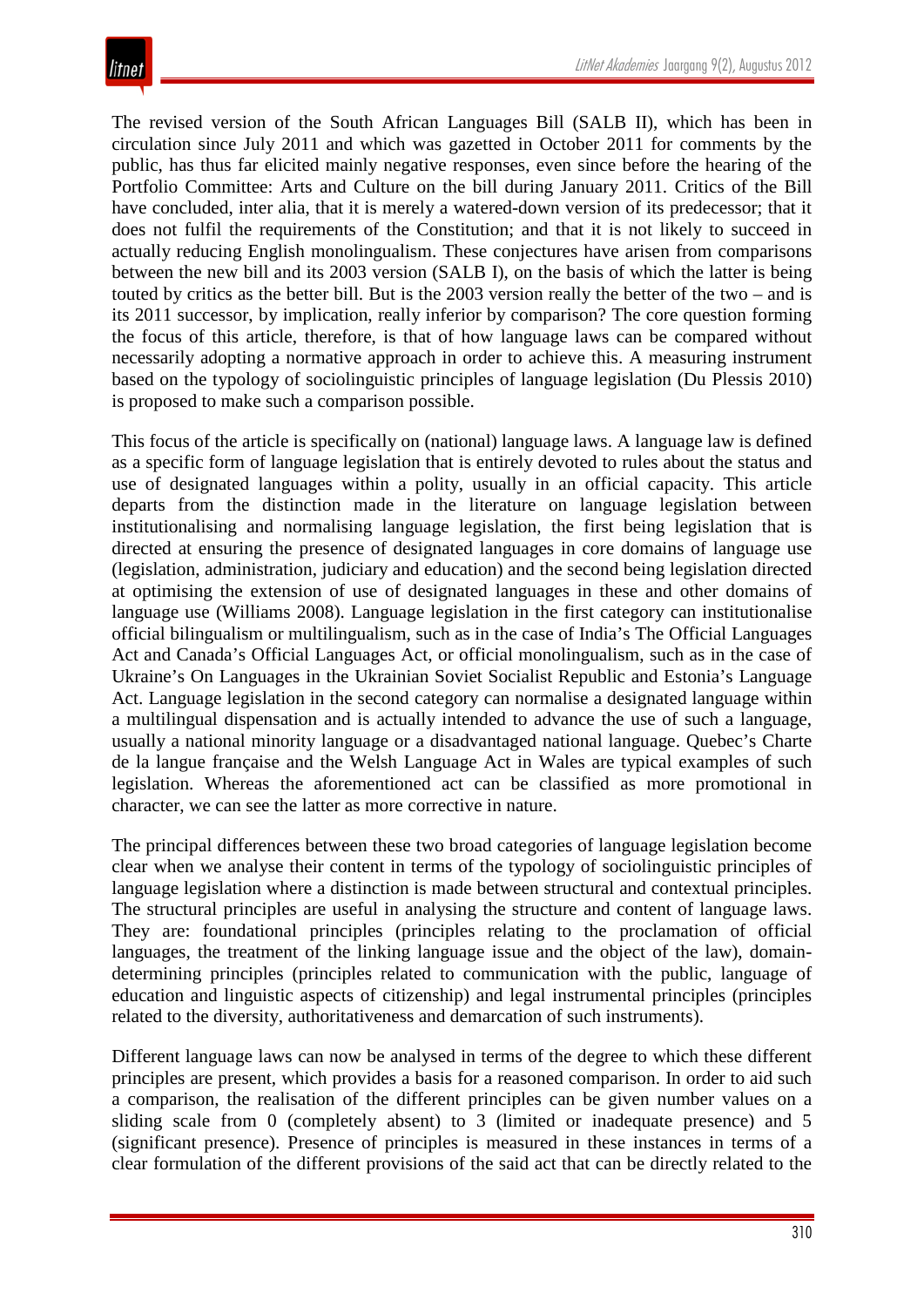The revised version of the South African Languages Bill (SALB II), which has been in circulation since July 2011 and which was gazetted in October 2011 for comments by the public, has thus far elicited mainly negative responses, even since before the hearing of the Portfolio Committee: Arts and Culture on the bill during January 2011. Critics of the Bill have concluded, inter alia, that it is merely a watered-down version of its predecessor; that it does not fulfil the requirements of the Constitution; and that it is not likely to succeed in actually reducing English monolingualism. These conjectures have arisen from comparisons between the new bill and its 2003 version (SALB I), on the basis of which the latter is being touted by critics as the better bill. But is the 2003 version really the better of the two – and is its 2011 successor, by implication, really inferior by comparison? The core question forming the focus of this article, therefore, is that of how language laws can be compared without necessarily adopting a normative approach in order to achieve this. A measuring instrument based on the typology of sociolinguistic principles of language legislation (Du Plessis 2010) is proposed to make such a comparison possible.

This focus of the article is specifically on (national) language laws. A language law is defined as a specific form of language legislation that is entirely devoted to rules about the status and use of designated languages within a polity, usually in an official capacity. This article departs from the distinction made in the literature on language legislation between institutionalising and normalising language legislation, the first being legislation that is directed at ensuring the presence of designated languages in core domains of language use (legislation, administration, judiciary and education) and the second being legislation directed at optimising the extension of use of designated languages in these and other domains of language use (Williams 2008). Language legislation in the first category can institutionalise official bilingualism or multilingualism, such as in the case of India's The Official Languages Act and Canada's Official Languages Act, or official monolingualism, such as in the case of Ukraine's On Languages in the Ukrainian Soviet Socialist Republic and Estonia's Language Act. Language legislation in the second category can normalise a designated language within a multilingual dispensation and is actually intended to advance the use of such a language, usually a national minority language or a disadvantaged national language. Quebec's Charte de la langue française and the Welsh Language Act in Wales are typical examples of such legislation. Whereas the aforementioned act can be classified as more promotional in character, we can see the latter as more corrective in nature.

The principal differences between these two broad categories of language legislation become clear when we analyse their content in terms of the typology of sociolinguistic principles of language legislation where a distinction is made between structural and contextual principles. The structural principles are useful in analysing the structure and content of language laws. They are: foundational principles (principles relating to the proclamation of official languages, the treatment of the linking language issue and the object of the law), domain-determining principles (principles related to communication with the public, language of education and linguistic aspects of citizenship) and legal instrumental principles (principles related to the diversity, authoritativeness and demarcation of such instruments).

Different language laws can now be analysed in terms of the degree to which these different principles are present, which provides a basis for a reasoned comparison. In order to aid such a comparison, the realisation of the different principles can be given number values on a sliding scale from 0 (completely absent) to 3 (limited or inadequate presence) and 5 (significant presence). Presence of principles is measured in these instances in terms of a clear formulation of the different provisions of the said act that can be directly related to the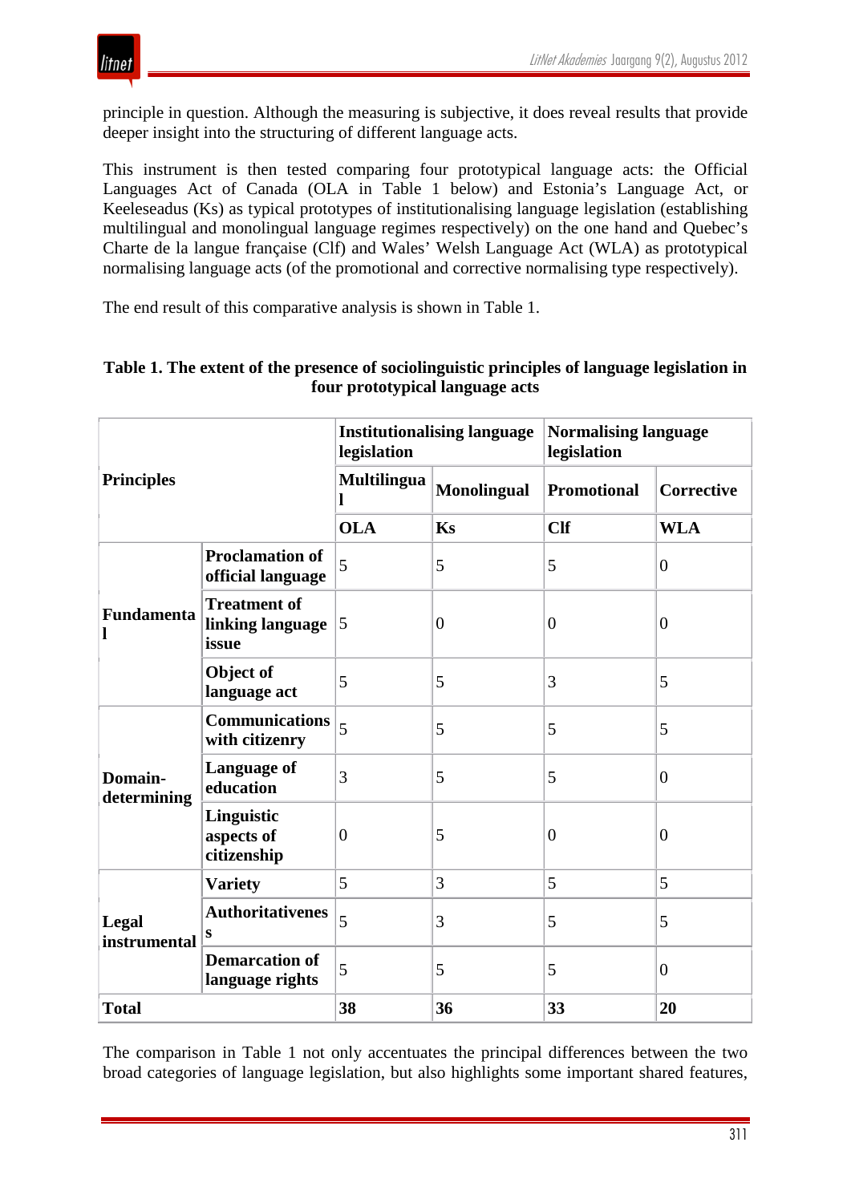principle in question. Although the measuring is subjective, it does reveal results that provide deeper insight into the structuring of different language acts.

This instrument is then tested comparing four prototypical language acts: the Official Languages Act of Canada (OLA in Table 1 below) and Estonia's Language Act, or Keeleseadus (Ks) as typical prototypes of institutionalising language legislation (establishing multilingual and monolingual language regimes respectively) on the one hand and Quebec's Charte de la langue française (Clf) and Wales' Welsh Language Act (WLA) as prototypical normalising language acts (of the promotional and corrective normalising type respectively).

The end result of this comparative analysis is shown in Table 1.

**Table 1. The extent of the presence of sociolinguistic principles of language legislation in four prototypical language acts**

| **Principles** | | **Institutionalising language legislation** | | **Normalising language legislation** | |
|---|---|---|---|---|---|
| | | **Multilingual** | **Monolingual** | **Promotional** | **Corrective** |
| | | **OLA** | **Ks** | **Clf** | **WLA** |
| **Fundamental** | **Proclamation of official language** | 5 | 5 | 5 | 0 |
| | **Treatment of linking language issue** | 5 | 0 | 0 | 0 |
| | **Object of language act** | 5 | 5 | 3 | 5 |
| **Domain-determining** | **Communications with citizenry** | 5 | 5 | 5 | 5 |
| | **Language of education** | 3 | 5 | 5 | 0 |
| | **Linguistic aspects of citizenship** | 0 | 5 | 0 | 0 |
| **Legal instrumental** | **Variety** | 5 | 3 | 5 | 5 |
| | **Authoritativeness** | 5 | 3 | 5 | 5 |
| | **Demarcation of language rights** | 5 | 5 | 5 | 0 |
| **Total** | | **38** | **36** | **33** | **20** |

The comparison in Table 1 not only accentuates the principal differences between the two broad categories of language legislation, but also highlights some important shared features,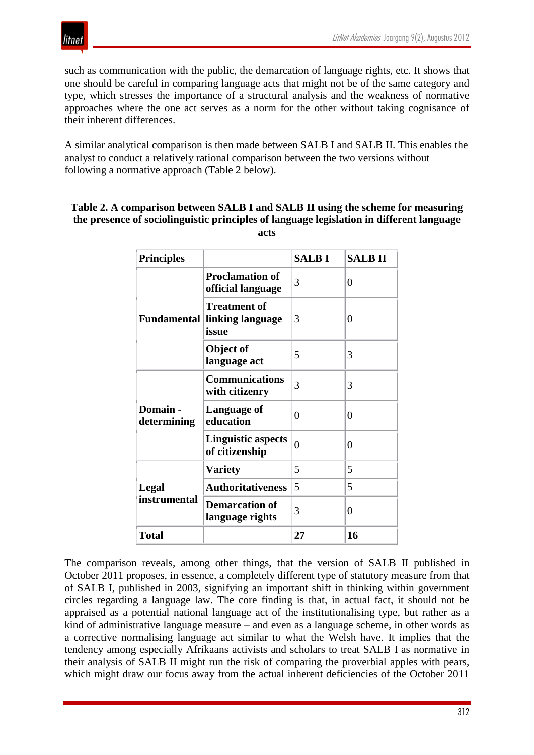such as communication with the public, the demarcation of language rights, etc. It shows that one should be careful in comparing language acts that might not be of the same category and type, which stresses the importance of a structural analysis and the weakness of normative approaches where the one act serves as a norm for the other without taking cognisance of their inherent differences.

A similar analytical comparison is then made between SALB I and SALB II. This enables the analyst to conduct a relatively rational comparison between the two versions without following a normative approach (Table 2 below).

**Table 2. A comparison between SALB I and SALB II using the scheme for measuring the presence of sociolinguistic principles of language legislation in different language acts**

| **Principles** | | **SALB I** | **SALB II** |
|---|---|---|---|
| **Fundamental** | **Proclamation of official language** | 3 | 0 |
| | **Treatment of linking language issue** | 3 | 0 |
| | **Object of language act** | 5 | 3 |
| **Domain - determining** | **Communications with citizenry** | 3 | 3 |
| | **Language of education** | 0 | 0 |
| | **Linguistic aspects of citizenship** | 0 | 0 |
| **Legal instrumental** | **Variety** | 5 | 5 |
| | **Authoritativeness** | 5 | 5 |
| | **Demarcation of language rights** | 3 | 0 |
| **Total** | | **27** | **16** |

The comparison reveals, among other things, that the version of SALB II published in October 2011 proposes, in essence, a completely different type of statutory measure from that of SALB I, published in 2003, signifying an important shift in thinking within government circles regarding a language law. The core finding is that, in actual fact, it should not be appraised as a potential national language act of the institutionalising type, but rather as a kind of administrative language measure – and even as a language scheme, in other words as a corrective normalising language act similar to what the Welsh have. It implies that the tendency among especially Afrikaans activists and scholars to treat SALB I as normative in their analysis of SALB II might run the risk of comparing the proverbial apples with pears, which might draw our focus away from the actual inherent deficiencies of the October 2011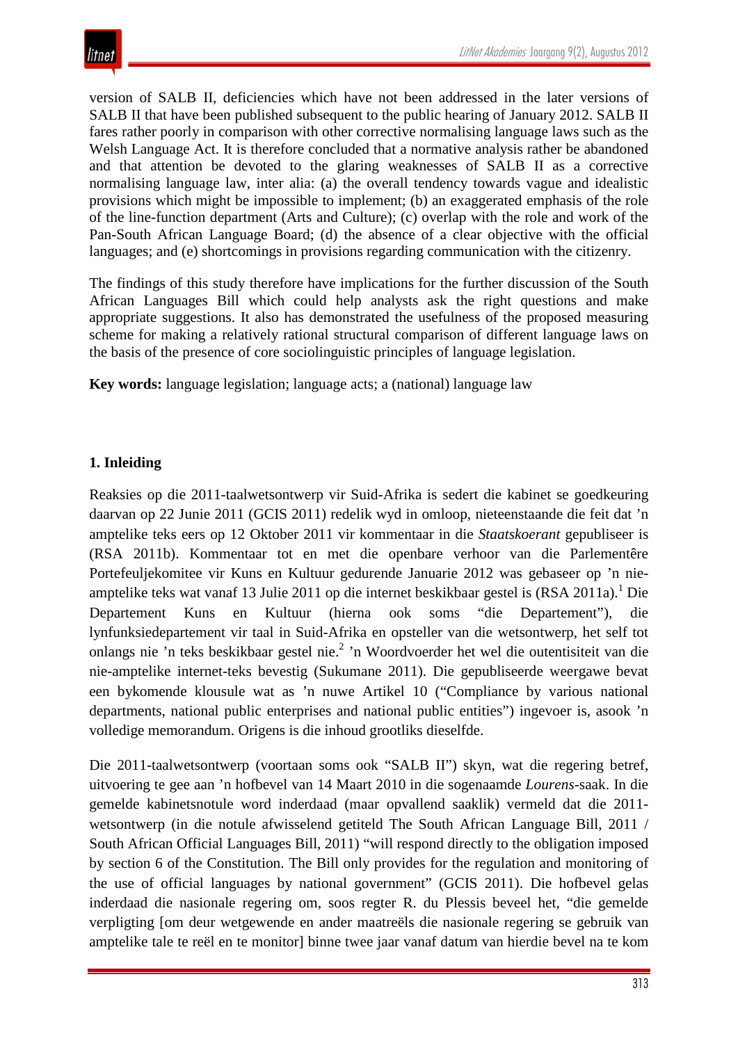version of SALB II, deficiencies which have not been addressed in the later versions of SALB II that have been published subsequent to the public hearing of January 2012. SALB II fares rather poorly in comparison with other corrective normalising language laws such as the Welsh Language Act. It is therefore concluded that a normative analysis rather be abandoned and that attention be devoted to the glaring weaknesses of SALB II as a corrective normalising language law, inter alia: (a) the overall tendency towards vague and idealistic provisions which might be impossible to implement; (b) an exaggerated emphasis of the role of the line-function department (Arts and Culture); (c) overlap with the role and work of the Pan-South African Language Board; (d) the absence of a clear objective with the official languages; and (e) shortcomings in provisions regarding communication with the citizenry.

The findings of this study therefore have implications for the further discussion of the South African Languages Bill which could help analysts ask the right questions and make appropriate suggestions. It also has demonstrated the usefulness of the proposed measuring scheme for making a relatively rational structural comparison of different language laws on the basis of the presence of core sociolinguistic principles of language legislation.

**Key words:** language legislation; language acts; a (national) language law

## 1. Inleiding

Reaksies op die 2011-taalwetsontwerp vir Suid-Afrika is sedert die kabinet se goedkeuring daarvan op 22 Junie 2011 (GCIS 2011) redelik wyd in omloop, nieteenstaande die feit dat 'n amptelike teks eers op 12 Oktober 2011 vir kommentaar in die *Staatskoerant* gepubliseer is (RSA 2011b). Kommentaar tot en met die openbare verhoor van die Parlementêre Portefeuljekomitee vir Kuns en Kultuur gedurende Januarie 2012 was gebaseer op 'n nie-amptelike teks wat vanaf 13 Julie 2011 op die internet beskikbaar gestel is (RSA 2011a).[1] Die Departement Kuns en Kultuur (hierna ook soms "die Departement"), die lynfunksiedepartement vir taal in Suid-Afrika en opsteller van die wetsontwerp, het self tot onlangs nie 'n teks beskikbaar gestel nie.[2] 'n Woordvoerder het wel die outentisiteit van die nie-amptelike internet-teks bevestig (Sukumane 2011). Die gepubliseerde weergawe bevat een bykomende klousule wat as 'n nuwe Artikel 10 ("Compliance by various national departments, national public enterprises and national public entities") ingevoer is, asook 'n volledige memorandum. Origens is die inhoud grootliks dieselfde.

Die 2011-taalwetsontwerp (voortaan soms ook "SALB II") skyn, wat die regering betref, uitvoering te gee aan 'n hofbevel van 14 Maart 2010 in die sogenaamde *Lourens*-saak. In die gemelde kabinetsnotule word inderdaad (maar opvallend saaklik) vermeld dat die 2011-wetsontwerp (in die notule afwisselend getiteld The South African Language Bill, 2011 / South African Official Languages Bill, 2011) "will respond directly to the obligation imposed by section 6 of the Constitution. The Bill only provides for the regulation and monitoring of the use of official languages by national government" (GCIS 2011). Die hofbevel gelas inderdaad die nasionale regering om, soos regter R. du Plessis beveel het, "die gemelde verpligting [om deur wetgewende en ander maatreëls die nasionale regering se gebruik van amptelike tale te reël en te monitor] binne twee jaar vanaf datum van hierdie bevel na te kom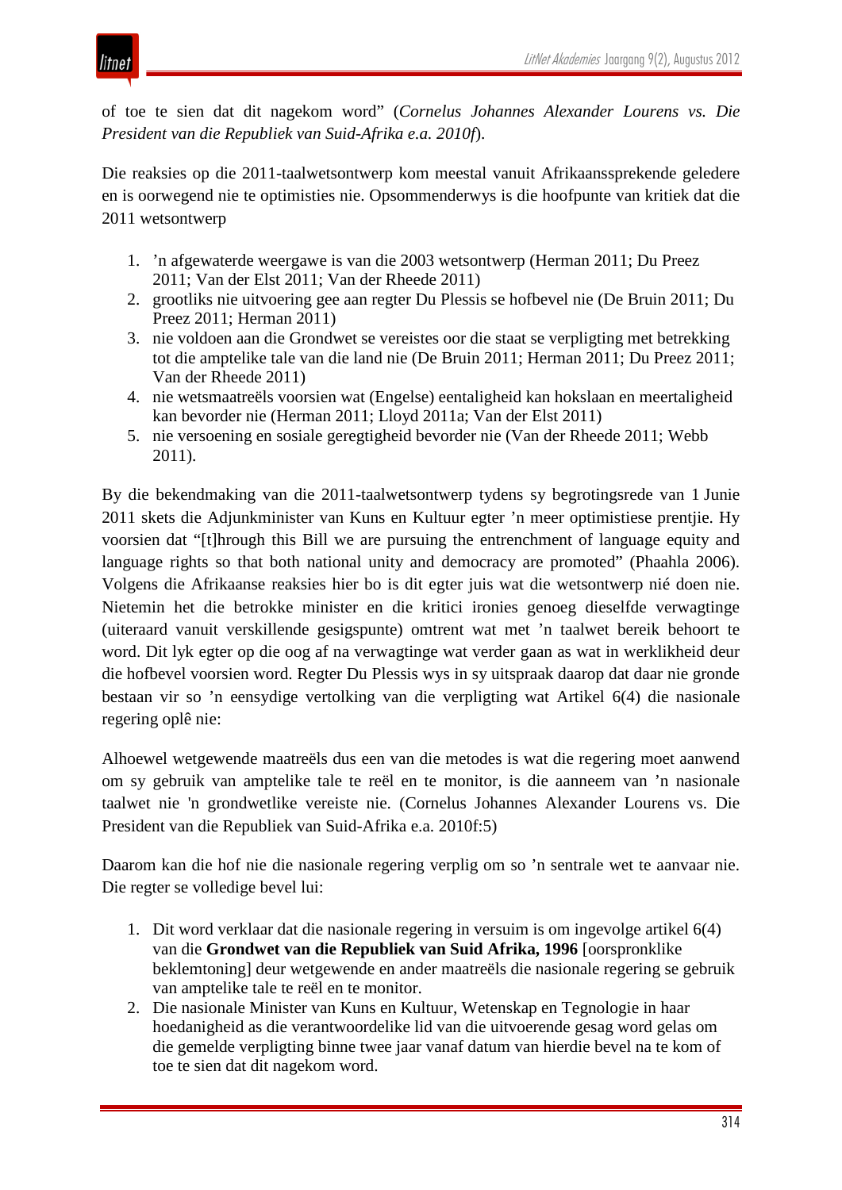of toe te sien dat dit nagekom word" (*Cornelus Johannes Alexander Lourens vs. Die President van die Republiek van Suid-Afrika e.a. 2010f*).

Die reaksies op die 2011-taalwetsontwerp kom meestal vanuit Afrikaanssprekende geledere en is oorwegend nie te optimisties nie. Opsommenderwys is die hoofpunte van kritiek dat die 2011 wetsontwerp

1. 'n afgewaterde weergawe is van die 2003 wetsontwerp (Herman 2011; Du Preez 2011; Van der Elst 2011; Van der Rheede 2011)
2. grootliks nie uitvoering gee aan regter Du Plessis se hofbevel nie (De Bruin 2011; Du Preez 2011; Herman 2011)
3. nie voldoen aan die Grondwet se vereistes oor die staat se verpligting met betrekking tot die amptelike tale van die land nie (De Bruin 2011; Herman 2011; Du Preez 2011; Van der Rheede 2011)
4. nie wetsmaatreëls voorsien wat (Engelse) eentaligheid kan hokslaan en meertaligheid kan bevorder nie (Herman 2011; Lloyd 2011a; Van der Elst 2011)
5. nie versoening en sosiale geregtigheid bevorder nie (Van der Rheede 2011; Webb 2011).

By die bekendmaking van die 2011-taalwetsontwerp tydens sy begrotingsrede van 1 Junie 2011 skets die Adjunkminister van Kuns en Kultuur egter 'n meer optimistiese prentjie. Hy voorsien dat "[t]hrough this Bill we are pursuing the entrenchment of language equity and language rights so that both national unity and democracy are promoted" (Phaahla 2006). Volgens die Afrikaanse reaksies hier bo is dit egter juis wat die wetsontwerp nié doen nie. Nietemin het die betrokke minister en die kritici ironies genoeg dieselfde verwagtinge (uiteraard vanuit verskillende gesigspunte) omtrent wat met 'n taalwet bereik behoort te word. Dit lyk egter op die oog af na verwagtinge wat verder gaan as wat in werklikheid deur die hofbevel voorsien word. Regter Du Plessis wys in sy uitspraak daarop dat daar nie gronde bestaan vir so 'n eensydige vertolking van die verpligting wat Artikel 6(4) die nasionale regering oplê nie:

Alhoewel wetgewende maatreëls dus een van die metodes is wat die regering moet aanwend om sy gebruik van amptelike tale te reël en te monitor, is die aanneem van 'n nasionale taalwet nie 'n grondwetlike vereiste nie. (Cornelus Johannes Alexander Lourens vs. Die President van die Republiek van Suid-Afrika e.a. 2010f:5)

Daarom kan die hof nie die nasionale regering verplig om so 'n sentrale wet te aanvaar nie. Die regter se volledige bevel lui:

1. Dit word verklaar dat die nasionale regering in versuim is om ingevolge artikel 6(4) van die **Grondwet van die Republiek van Suid Afrika, 1996** [oorspronklike beklemtoning] deur wetgewende en ander maatreëls die nasionale regering se gebruik van amptelike tale te reël en te monitor.
2. Die nasionale Minister van Kuns en Kultuur, Wetenskap en Tegnologie in haar hoedanigheid as die verantwoordelike lid van die uitvoerende gesag word gelas om die gemelde verpligting binne twee jaar vanaf datum van hierdie bevel na te kom of toe te sien dat dit nagekom word.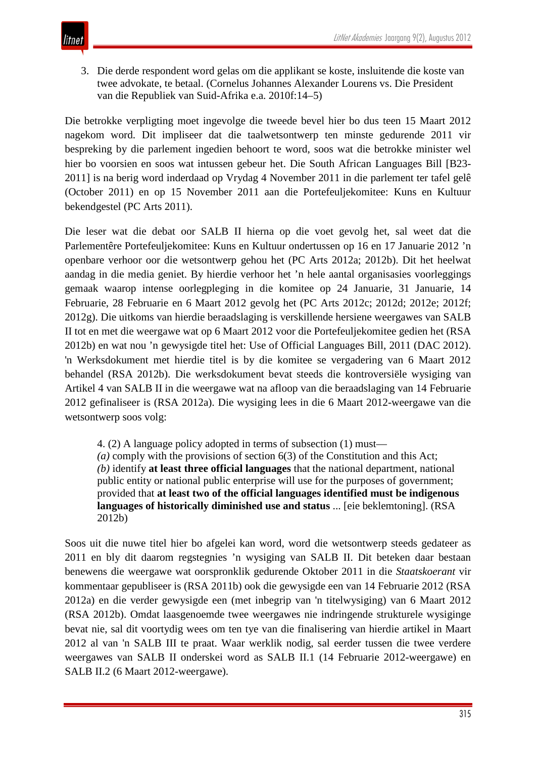3. Die derde respondent word gelas om die applikant se koste, insluitende die koste van twee advokate, te betaal. (Cornelus Johannes Alexander Lourens vs. Die President van die Republiek van Suid-Afrika e.a. 2010f:14–5)

Die betrokke verpligting moet ingevolge die tweede bevel hier bo dus teen 15 Maart 2012 nagekom word. Dit impliseer dat die taalwetsontwerp ten minste gedurende 2011 vir bespreking by die parlement ingedien behoort te word, soos wat die betrokke minister wel hier bo voorsien en soos wat intussen gebeur het. Die South African Languages Bill [B23-2011] is na berig word inderdaad op Vrydag 4 November 2011 in die parlement ter tafel gelê (October 2011) en op 15 November 2011 aan die Portefeuljekomitee: Kuns en Kultuur bekendgestel (PC Arts 2011).

Die leser wat die debat oor SALB II hierna op die voet gevolg het, sal weet dat die Parlementêre Portefeuljekomitee: Kuns en Kultuur ondertussen op 16 en 17 Januarie 2012 ’n openbare verhoor oor die wetsontwerp gehou het (PC Arts 2012a; 2012b). Dit het heelwat aandag in die media geniet. By hierdie verhoor het ’n hele aantal organisasies voorleggings gemaak waarop intense oorlegpleging in die komitee op 24 Januarie, 31 Januarie, 14 Februarie, 28 Februarie en 6 Maart 2012 gevolg het (PC Arts 2012c; 2012d; 2012e; 2012f; 2012g). Die uitkoms van hierdie beraadslaging is verskillende hersiene weergawes van SALB II tot en met die weergawe wat op 6 Maart 2012 voor die Portefeuljekomitee gedien het (RSA 2012b) en wat nou ’n gewysigde titel het: Use of Official Languages Bill, 2011 (DAC 2012). 'n Werksdokument met hierdie titel is by die komitee se vergadering van 6 Maart 2012 behandel (RSA 2012b). Die werksdokument bevat steeds die kontroversiële wysiging van Artikel 4 van SALB II in die weergawe wat na afloop van die beraadslaging van 14 Februarie 2012 gefinaliseer is (RSA 2012a). Die wysiging lees in die 6 Maart 2012-weergawe van die wetsontwerp soos volg:

> 4. (2) A language policy adopted in terms of subsection (1) must—
> *(a)* comply with the provisions of section 6(3) of the Constitution and this Act;
> *(b)* identify **at least three official languages** that the national department, national public entity or national public enterprise will use for the purposes of government; provided that **at least two of the official languages identified must be indigenous languages of historically diminished use and status** ... [eie beklemtoning]. (RSA 2012b)

Soos uit die nuwe titel hier bo afgelei kan word, word die wetsontwerp steeds gedateer as 2011 en bly dit daarom regstegnies ’n wysiging van SALB II. Dit beteken daar bestaan benewens die weergawe wat oorspronklik gedurende Oktober 2011 in die *Staatskoerant* vir kommentaar gepubliseer is (RSA 2011b) ook die gewysigde een van 14 Februarie 2012 (RSA 2012a) en die verder gewysigde een (met inbegrip van 'n titelwysiging) van 6 Maart 2012 (RSA 2012b). Omdat laasgenoemde twee weergawes nie indringende strukturele wysiginge bevat nie, sal dit voortydig wees om ten tye van die finalisering van hierdie artikel in Maart 2012 al van 'n SALB III te praat. Waar werklik nodig, sal eerder tussen die twee verdere weergawes van SALB II onderskei word as SALB II.1 (14 Februarie 2012-weergawe) en SALB II.2 (6 Maart 2012-weergawe).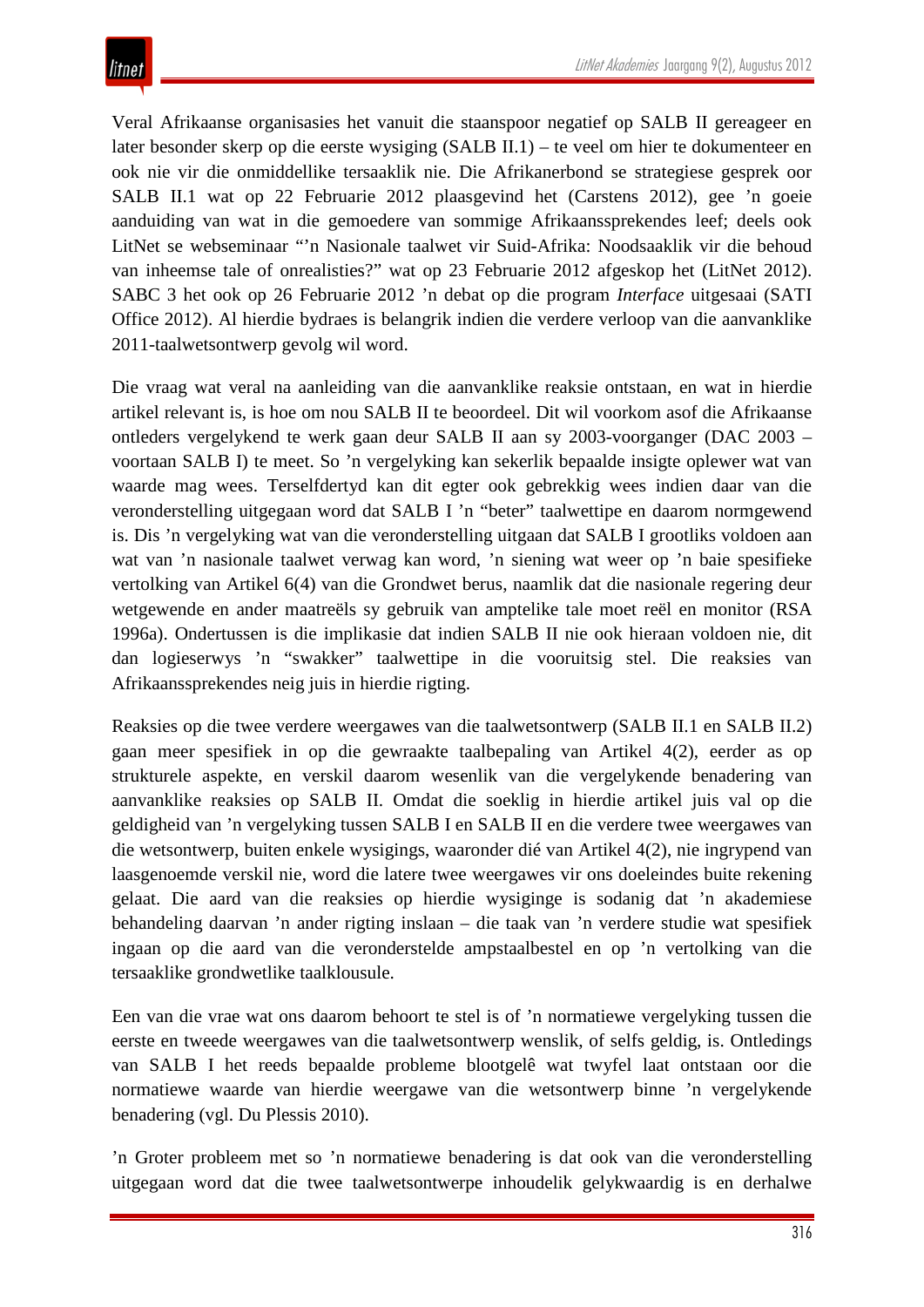Veral Afrikaanse organisasies het vanuit die staanspoor negatief op SALB II gereageer en later besonder skerp op die eerste wysiging (SALB II.1) – te veel om hier te dokumenteer en ook nie vir die onmiddellike tersaaklik nie. Die Afrikanerbond se strategiese gesprek oor SALB II.1 wat op 22 Februarie 2012 plaasgevind het (Carstens 2012), gee ’n goeie aanduiding van wat in die gemoedere van sommige Afrikaanssprekendes leef; deels ook LitNet se webseminaar “’n Nasionale taalwet vir Suid-Afrika: Noodsaaklik vir die behoud van inheemse tale of onrealisties?” wat op 23 Februarie 2012 afgeskop het (LitNet 2012). SABC 3 het ook op 26 Februarie 2012 ’n debat op die program *Interface* uitgesaai (SATI Office 2012). Al hierdie bydraes is belangrik indien die verdere verloop van die aanvanklike 2011-taalwetsontwerp gevolg wil word.

Die vraag wat veral na aanleiding van die aanvanklike reaksie ontstaan, en wat in hierdie artikel relevant is, is hoe om nou SALB II te beoordeel. Dit wil voorkom asof die Afrikaanse ontleders vergelykend te werk gaan deur SALB II aan sy 2003-voorganger (DAC 2003 – voortaan SALB I) te meet. So ’n vergelyking kan sekerlik bepaalde insigte oplewer wat van waarde mag wees. Terselfdertyd kan dit egter ook gebrekkig wees indien daar van die veronderstelling uitgegaan word dat SALB I ’n “beter” taalwettipe en daarom normgewend is. Dis ’n vergelyking wat van die veronderstelling uitgaan dat SALB I grootliks voldoen aan wat van ’n nasionale taalwet verwag kan word, ’n siening wat weer op ’n baie spesifieke vertolking van Artikel 6(4) van die Grondwet berus, naamlik dat die nasionale regering deur wetgewende en ander maatreëls sy gebruik van amptelike tale moet reël en monitor (RSA 1996a). Ondertussen is die implikasie dat indien SALB II nie ook hieraan voldoen nie, dit dan logieserwys ’n “swakker” taalwettipe in die vooruitsig stel. Die reaksies van Afrikaanssprekendes neig juis in hierdie rigting.

Reaksies op die twee verdere weergawes van die taalwetsontwerp (SALB II.1 en SALB II.2) gaan meer spesifiek in op die gewraakte taalbepaling van Artikel 4(2), eerder as op strukturele aspekte, en verskil daarom wesenlik van die vergelykende benadering van aanvanklike reaksies op SALB II. Omdat die soeklig in hierdie artikel juis val op die geldigheid van ’n vergelyking tussen SALB I en SALB II en die verdere twee weergawes van die wetsontwerp, buiten enkele wysigings, waaronder dié van Artikel 4(2), nie ingrypend van laasgenoemde verskil nie, word die latere twee weergawes vir ons doeleindes buite rekening gelaat. Die aard van die reaksies op hierdie wysiginge is sodanig dat ’n akademiese behandeling daarvan ’n ander rigting inslaan – die taak van ’n verdere studie wat spesifiek ingaan op die aard van die veronderstelde ampstaalbestel en op ’n vertolking van die tersaaklike grondwetlike taalklousule.

Een van die vrae wat ons daarom behoort te stel is of ’n normatiewe vergelyking tussen die eerste en tweede weergawes van die taalwetsontwerp wenslik, of selfs geldig, is. Ontledings van SALB I het reeds bepaalde probleme blootgelê wat twyfel laat ontstaan oor die normatiewe waarde van hierdie weergawe van die wetsontwerp binne ’n vergelykende benadering (vgl. Du Plessis 2010).

’n Groter probleem met so ’n normatiewe benadering is dat ook van die veronderstelling uitgegaan word dat die twee taalwetsontwerpe inhoudelik gelykwaardig is en derhalwe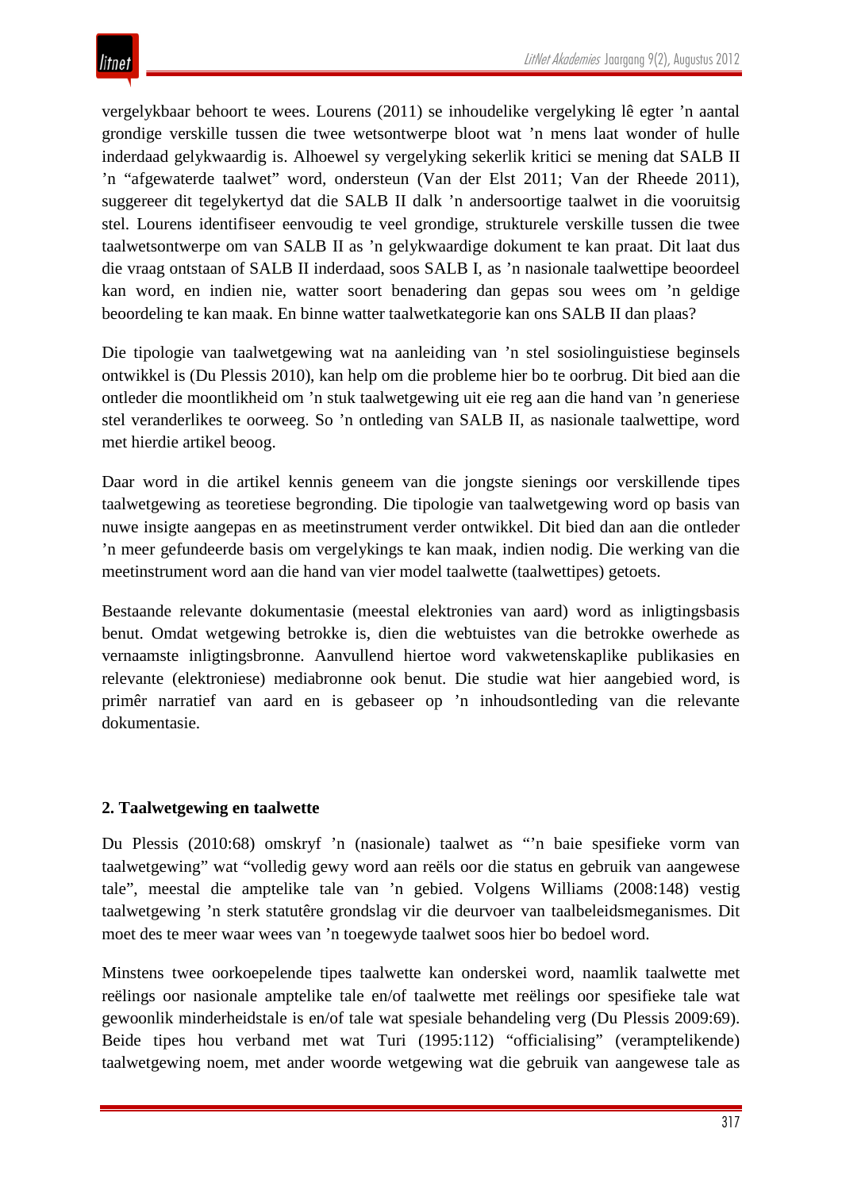vergelykbaar behoort te wees. Lourens (2011) se inhoudelike vergelyking lê egter ’n aantal grondige verskille tussen die twee wetsontwerpe bloot wat ’n mens laat wonder of hulle inderdaad gelykwaardig is. Alhoewel sy vergelyking sekerlik kritici se mening dat SALB II ’n “afgewaterde taalwet” word, ondersteun (Van der Elst 2011; Van der Rheede 2011), suggereer dit tegelykertyd dat die SALB II dalk ’n andersoortige taalwet in die vooruitsig stel. Lourens identifiseer eenvoudig te veel grondige, strukturele verskille tussen die twee taalwetsontwerpe om van SALB II as ’n gelykwaardige dokument te kan praat. Dit laat dus die vraag ontstaan of SALB II inderdaad, soos SALB I, as ’n nasionale taalwettipe beoordeel kan word, en indien nie, watter soort benadering dan gepas sou wees om ’n geldige beoordeling te kan maak. En binne watter taalwetkategorie kan ons SALB II dan plaas?

Die tipologie van taalwetgewing wat na aanleiding van ’n stel sosiolinguistiese beginsels ontwikkel is (Du Plessis 2010), kan help om die probleme hier bo te oorbrug. Dit bied aan die ontleder die moontlikheid om ’n stuk taalwetgewing uit eie reg aan die hand van ’n generiese stel veranderlikes te oorweeg. So ’n ontleding van SALB II, as nasionale taalwettipe, word met hierdie artikel beoog.

Daar word in die artikel kennis geneem van die jongste sienings oor verskillende tipes taalwetgewing as teoretiese begronding. Die tipologie van taalwetgewing word op basis van nuwe insigte aangepas en as meetinstrument verder ontwikkel. Dit bied dan aan die ontleder ’n meer gefundeerde basis om vergelykings te kan maak, indien nodig. Die werking van die meetinstrument word aan die hand van vier model taalwette (taalwettipes) getoets.

Bestaande relevante dokumentasie (meestal elektronies van aard) word as inligtingsbasis benut. Omdat wetgewing betrokke is, dien die webtuistes van die betrokke owerhede as vernaamste inligtingsbronne. Aanvullend hiertoe word vakwetenskaplike publikasies en relevante (elektroniese) mediabronne ook benut. Die studie wat hier aangebied word, is primêr narratief van aard en is gebaseer op ’n inhoudsontleding van die relevante dokumentasie.

## 2. Taalwetgewing en taalwette

Du Plessis (2010:68) omskryf ’n (nasionale) taalwet as “’n baie spesifieke vorm van taalwetgewing” wat “volledig gewy word aan reëls oor die status en gebruik van aangewese tale”, meestal die amptelike tale van ’n gebied. Volgens Williams (2008:148) vestig taalwetgewing ’n sterk statutêre grondslag vir die deurvoer van taalbeleidsmeganismes. Dit moet des te meer waar wees van ’n toegewyde taalwet soos hier bo bedoel word.

Minstens twee oorkoepelende tipes taalwette kan onderskei word, naamlik taalwette met reëlings oor nasionale amptelike tale en/of taalwette met reëlings oor spesifieke tale wat gewoonlik minderheidstale is en/of tale wat spesiale behandeling verg (Du Plessis 2009:69). Beide tipes hou verband met wat Turi (1995:112) “officialising” (veramptelikende) taalwetgewing noem, met ander woorde wetgewing wat die gebruik van aangewese tale as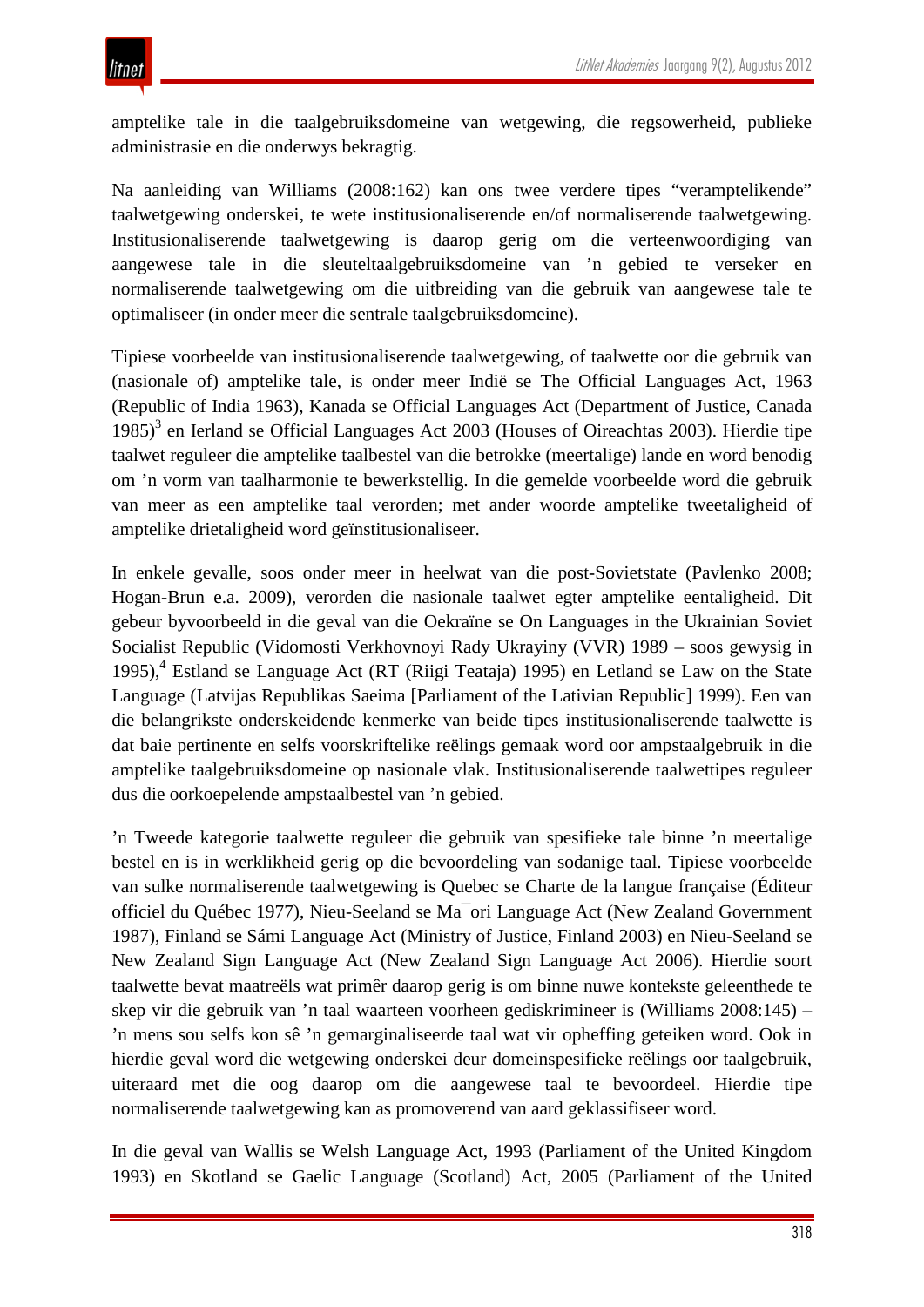amptelike tale in die taalgebruiksdomeine van wetgewing, die regsowerheid, publieke administrasie en die onderwys bekragtig.

Na aanleiding van Williams (2008:162) kan ons twee verdere tipes "veramptelikende" taalwetgewing onderskei, te wete institusionaliserende en/of normaliserende taalwetgewing. Institusionaliserende taalwetgewing is daarop gerig om die verteenwoordiging van aangewese tale in die sleuteltaalgebruiksdomeine van 'n gebied te verseker en normaliserende taalwetgewing om die uitbreiding van die gebruik van aangewese tale te optimaliseer (in onder meer die sentrale taalgebruiksdomeine).

Tipiese voorbeelde van institusionaliserende taalwetgewing, of taalwette oor die gebruik van (nasionale of) amptelike tale, is onder meer Indië se The Official Languages Act, 1963 (Republic of India 1963), Kanada se Official Languages Act (Department of Justice, Canada 1985)[3] en Ierland se Official Languages Act 2003 (Houses of Oireachtas 2003). Hierdie tipe taalwet reguleer die amptelike taalbestel van die betrokke (meertalige) lande en word benodig om 'n vorm van taalharmonie te bewerkstellig. In die gemelde voorbeelde word die gebruik van meer as een amptelike taal verorden; met ander woorde amptelike tweetaligheid of amptelike drietaligheid word geïnstitusionaliseer.

In enkele gevalle, soos onder meer in heelwat van die post-Sowjetstate (Pavlenko 2008; Hogan-Brun e.a. 2009), verorden die nasionale taalwet egter amptelike eentaligheid. Dit gebeur byvoorbeeld in die geval van die Oekraïne se On Languages in the Ukrainian Soviet Socialist Republic (Vidomosti Verkhovnoyi Rady Ukrayiny (VVR) 1989 – soos gewysig in 1995),[4] Estland se Language Act (RT (Riigi Teataja) 1995) en Letland se Law on the State Language (Latvijas Republikas Saeima [Parliament of the Lativian Republic] 1999). Een van die belangrikste onderskeidende kenmerke van beide tipes institusionaliserende taalwette is dat baie pertinente en selfs voorskriftelike reëlings gemaak word oor ampstaalgebruik in die amptelike taalgebruiksdomeine op nasionale vlak. Institusionaliserende taalwettipes reguleer dus die oorkoepelende ampstaalbestel van 'n gebied.

'n Tweede kategorie taalwette reguleer die gebruik van spesifieke tale binne 'n meertalige bestel en is in werklikheid gerig op die bevoordeling van sodanige taal. Tipiese voorbeelde van sulke normaliserende taalwetgewing is Quebec se Charte de la langue française (Éditeur officiel du Québec 1977), Nieu-Seeland se Ma¯ori Language Act (New Zealand Government 1987), Finland se Sámi Language Act (Ministry of Justice, Finland 2003) en Nieu-Seeland se New Zealand Sign Language Act (New Zealand Sign Language Act 2006). Hierdie soort taalwette bevat maatreëls wat primêr daarop gerig is om binne nuwe kontekste geleenthede te skep vir die gebruik van 'n taal waarteen voorheen gediskrimineer is (Williams 2008:145) – 'n mens sou selfs kon sê 'n gemarginaliseerde taal wat vir opheffing geteiken word. Ook in hierdie geval word die wetgewing onderskei deur domeinspesifieke reëlings oor taalgebruik, uiteraard met die oog daarop om die aangewese taal te bevoordeel. Hierdie tipe normaliserende taalwetgewing kan as promoverend van aard geklassifiseer word.

In die geval van Wallis se Welsh Language Act, 1993 (Parliament of the United Kingdom 1993) en Skotland se Gaelic Language (Scotland) Act, 2005 (Parliament of the United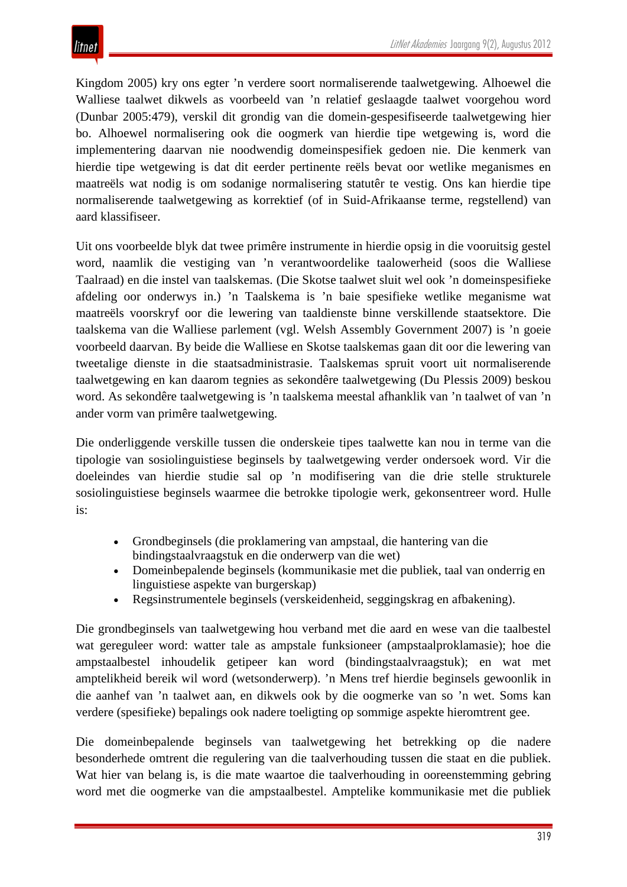Kingdom 2005) kry ons egter 'n verdere soort normaliserende taalwetgewing. Alhoewel die Walliese taalwet dikwels as voorbeeld van 'n relatief geslaagde taalwet voorgehou word (Dunbar 2005:479), verskil dit grondig van die domein-gespesifiseerde taalwetgewing hier bo. Alhoewel normalisering ook die oogmerk van hierdie tipe wetgewing is, word die implementering daarvan nie noodwendig domeinspesifiek gedoen nie. Die kenmerk van hierdie tipe wetgewing is dat dit eerder pertinente reëls bevat oor wetlike meganismes en maatreëls wat nodig is om sodanige normalisering statutêr te vestig. Ons kan hierdie tipe normaliserende taalwetgewing as korrektief (of in Suid-Afrikaanse terme, regstellend) van aard klassifiseer.

Uit ons voorbeelde blyk dat twee primêre instrumente in hierdie opsig in die vooruitsig gestel word, naamlik die vestiging van 'n verantwoordelike taalowerheid (soos die Walliese Taalraad) en die instel van taalskemas. (Die Skotse taalwet sluit wel ook 'n domeinspesifieke afdeling oor onderwys in.) 'n Taalskema is 'n baie spesifieke wetlike meganisme wat maatreëls voorskryf oor die lewering van taaldienste binne verskillende staatsektore. Die taalskema van die Walliese parlement (vgl. Welsh Assembly Government 2007) is 'n goeie voorbeeld daarvan. By beide die Walliese en Skotse taalskemas gaan dit oor die lewering van tweetalige dienste in die staatsadministrasie. Taalskemas spruit voort uit normaliserende taalwetgewing en kan daarom tegnies as sekondêre taalwetgewing (Du Plessis 2009) beskou word. As sekondêre taalwetgewing is 'n taalskema meestal afhanklik van 'n taalwet of van 'n ander vorm van primêre taalwetgewing.

Die onderliggende verskille tussen die onderskeie tipes taalwette kan nou in terme van die tipologie van sosiolinguistiese beginsels by taalwetgewing verder ondersoek word. Vir die doeleindes van hierdie studie sal op 'n modifisering van die drie stelle strukturele sosiolinguistiese beginsels waarmee die betrokke tipologie werk, gekonsentreer word. Hulle is:

- Grondbeginsels (die proklamering van ampstaal, die hantering van die bindingstaalvraagstuk en die onderwerp van die wet)
- Domeinbepalende beginsels (kommunikasie met die publiek, taal van onderrig en linguistiese aspekte van burgerskap)
- Regsinstrumentele beginsels (verskeidenheid, seggingskrag en afbakening).

Die grondbeginsels van taalwetgewing hou verband met die aard en wese van die taalbestel wat gereguleer word: watter tale as ampstale funksioneer (ampstaalproklamasie); hoe die ampstaalbestel inhoudelik getipeer kan word (bindingstaalvraagstuk); en wat met amptelikheid bereik wil word (wetsonderwerp). 'n Mens tref hierdie beginsels gewoonlik in die aanhef van 'n taalwet aan, en dikwels ook by die oogmerke van so 'n wet. Soms kan verdere (spesifieke) bepalings ook nadere toeligting op sommige aspekte hieromtrent gee.

Die domeinbepalende beginsels van taalwetgewing het betrekking op die nadere besonderhede omtrent die regulering van die taalverhouding tussen die staat en die publiek. Wat hier van belang is, is die mate waartoe die taalverhouding in ooreenstemming gebring word met die oogmerke van die ampstaalbestel. Amptelike kommunikasie met die publiek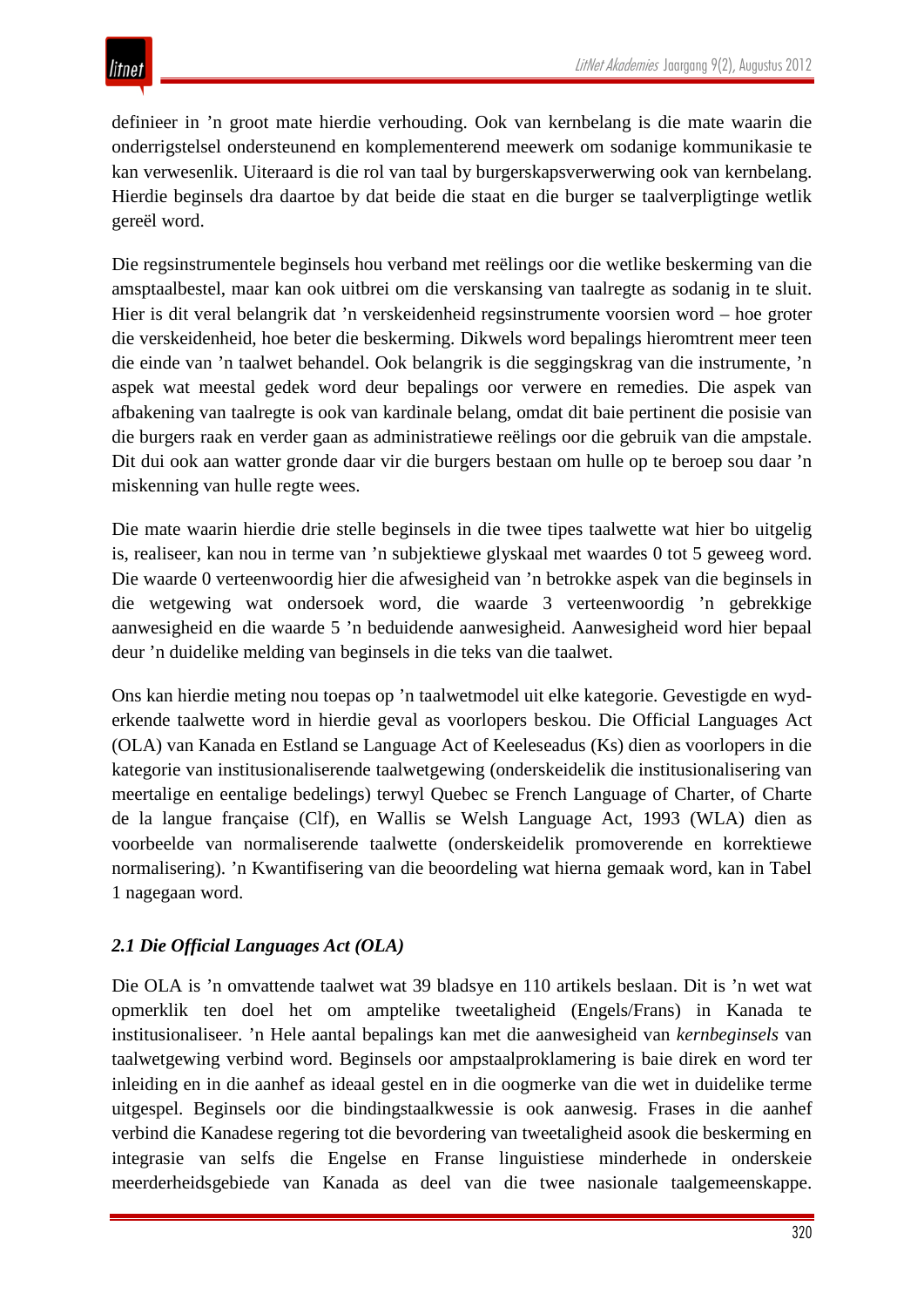definieer in ’n groot mate hierdie verhouding. Ook van kernbelang is die mate waarin die onderrigstelsel ondersteunend en komplementerend meewerk om sodanige kommunikasie te kan verwesenlik. Uiteraard is die rol van taal by burgerskapsverwerwing ook van kernbelang. Hierdie beginsels dra daartoe by dat beide die staat en die burger se taalverpligtinge wetlik gereël word.

Die regsinstrumentele beginsels hou verband met reëlings oor die wetlike beskerming van die amsptaalbestel, maar kan ook uitbrei om die verskansing van taalregte as sodanig in te sluit. Hier is dit veral belangrik dat ’n verskeidenheid regsinstrumente voorsien word – hoe groter die verskeidenheid, hoe beter die beskerming. Dikwels word bepalings hieromtrent meer teen die einde van ’n taalwet behandel. Ook belangrik is die seggingskrag van die instrumente, ’n aspek wat meestal gedek word deur bepalings oor verwere en remedies. Die aspek van afbakening van taalregte is ook van kardinale belang, omdat dit baie pertinent die posisie van die burgers raak en verder gaan as administratiewe reëlings oor die gebruik van die ampstale. Dit dui ook aan watter gronde daar vir die burgers bestaan om hulle op te beroep sou daar ’n miskenning van hulle regte wees.

Die mate waarin hierdie drie stelle beginsels in die twee tipes taalwette wat hier bo uitgelig is, realiseer, kan nou in terme van ’n subjektiewe glyskaal met waardes 0 tot 5 geweeg word. Die waarde 0 verteenwoordig hier die afwesigheid van ’n betrokke aspek van die beginsels in die wetgewing wat ondersoek word, die waarde 3 verteenwoordig ’n gebrekkige aanwesigheid en die waarde 5 ’n beduidende aanwesigheid. Aanwesigheid word hier bepaal deur ’n duidelike melding van beginsels in die teks van die taalwet.

Ons kan hierdie meting nou toepas op ’n taalwetmodel uit elke kategorie. Gevestigde en wyd-erkende taalwette word in hierdie geval as voorlopers beskou. Die Official Languages Act (OLA) van Kanada en Estland se Language Act of Keeleseadus (Ks) dien as voorlopers in die kategorie van institusionaliserende taalwetgewing (onderskeidelik die institusionalisering van meertalige en eentalige bedelings) terwyl Quebec se French Language of Charter, of Charte de la langue française (Clf), en Wallis se Welsh Language Act, 1993 (WLA) dien as voorbeelde van normaliserende taalwette (onderskeidelik promoverende en korrektiewe normalisering). ’n Kwantifisering van die beoordeling wat hierna gemaak word, kan in Tabel 1 nagegaan word.

### *2.1 Die Official Languages Act (OLA)*

Die OLA is ’n omvattende taalwet wat 39 bladsye en 110 artikels beslaan. Dit is ’n wet wat opmerklik ten doel het om amptelike tweetaligheid (Engels/Frans) in Kanada te institusionaliseer. ’n Hele aantal bepalings kan met die aanwesigheid van *kernbeginsels* van taalwetgewing verbind word. Beginsels oor ampstaalproklamering is baie direk en word ter inleiding en in die aanhef as ideaal gestel en in die oogmerke van die wet in duidelike terme uitgespel. Beginsels oor die bindingstaalkwessie is ook aanwesig. Frases in die aanhef verbind die Kanadese regering tot die bevordering van tweetaligheid asook die beskerming en integrasie van selfs die Engelse en Franse linguistiese minderhede in onderskeie meerderheidsgebiede van Kanada as deel van die twee nasionale taalgemeenskappe.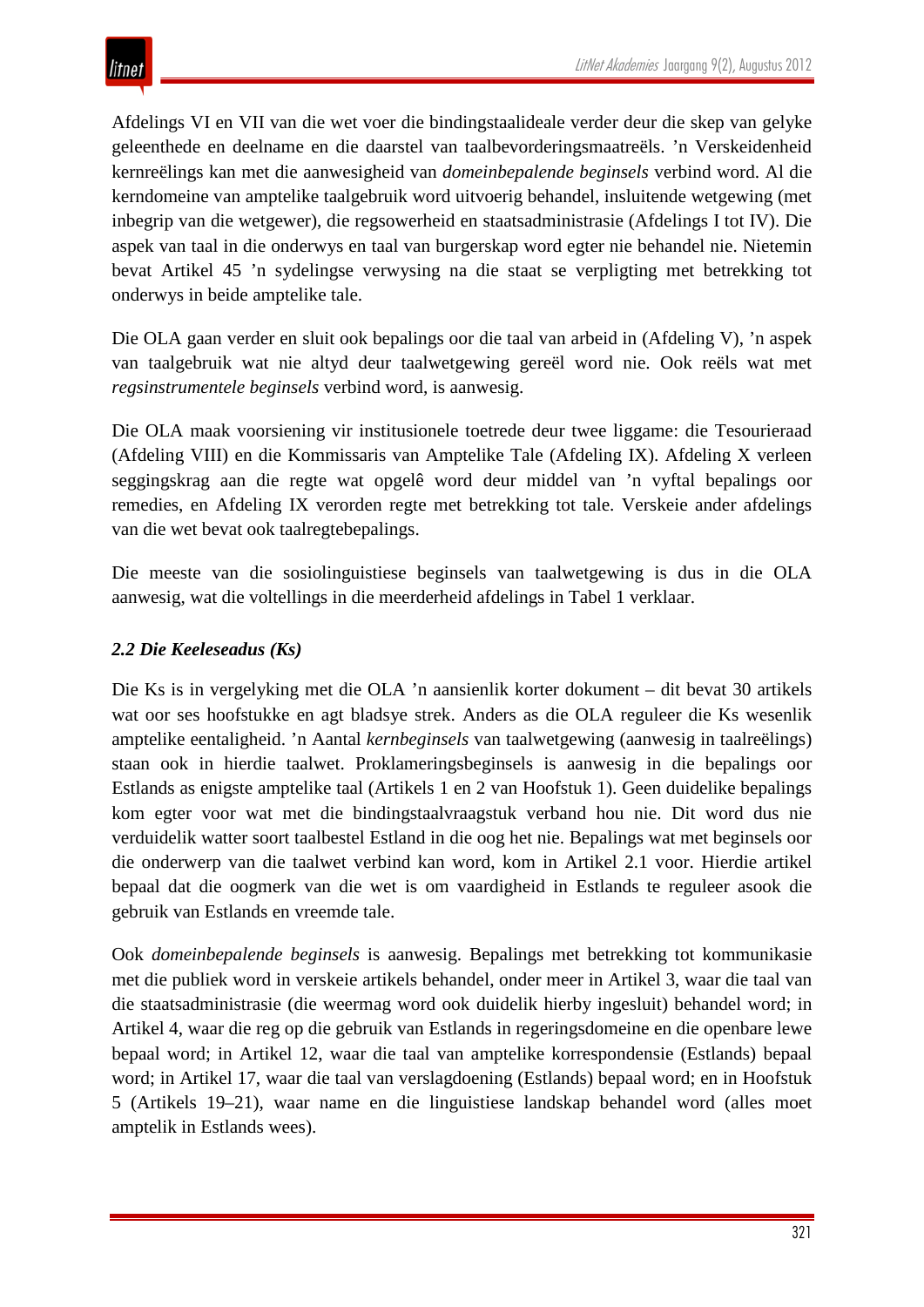Afdelings VI en VII van die wet voer die bindingstaalideale verder deur die skep van gelyke geleenthede en deelname en die daarstel van taalbevorderingsmaatreëls. ’n Verskeidenheid kernreëlings kan met die aanwesigheid van *domeinbepalende beginsels* verbind word. Al die kerndomeine van amptelike taalgebruik word uitvoerig behandel, insluitende wetgewing (met inbegrip van die wetgewer), die regsowerheid en staatsadministrasie (Afdelings I tot IV). Die aspek van taal in die onderwys en taal van burgerskap word egter nie behandel nie. Nietemin bevat Artikel 45 ’n sydelingse verwysing na die staat se verpligting met betrekking tot onderwys in beide amptelike tale.

Die OLA gaan verder en sluit ook bepalings oor die taal van arbeid in (Afdeling V), ’n aspek van taalgebruik wat nie altyd deur taalwetgewing gereël word nie. Ook reëls wat met *regsinstrumentele beginsels* verbind word, is aanwesig.

Die OLA maak voorsiening vir institusionele toetrede deur twee liggame: die Tesourieraad (Afdeling VIII) en die Kommissaris van Amptelike Tale (Afdeling IX). Afdeling X verleen seggingskrag aan die regte wat opgelê word deur middel van ’n vyftal bepalings oor remedies, en Afdeling IX verorden regte met betrekking tot tale. Verskeie ander afdelings van die wet bevat ook taalregtebepalings.

Die meeste van die sosiolinguistiese beginsels van taalwetgewing is dus in die OLA aanwesig, wat die voltellings in die meerderheid afdelings in Tabel 1 verklaar.

### *2.2 Die Keeleseadus (Ks)*

Die Ks is in vergelyking met die OLA ’n aansienlik korter dokument – dit bevat 30 artikels wat oor ses hoofstukke en agt bladsye strek. Anders as die OLA reguleer die Ks wesenlik amptelike eentaligheid. ’n Aantal *kernbeginsels* van taalwetgewing (aanwesig in taalreëlings) staan ook in hierdie taalwet. Proklameringsbeginsels is aanwesig in die bepalings oor Estlands as enigste amptelike taal (Artikels 1 en 2 van Hoofstuk 1). Geen duidelike bepalings kom egter voor wat met die bindingstaalvraagstuk verband hou nie. Dit word dus nie verduidelik watter soort taalbestel Estland in die oog het nie. Bepalings wat met beginsels oor die onderwerp van die taalwet verbind kan word, kom in Artikel 2.1 voor. Hierdie artikel bepaal dat die oogmerk van die wet is om vaardigheid in Estlands te reguleer asook die gebruik van Estlands en vreemde tale.

Ook *domeinbepalende beginsels* is aanwesig. Bepalings met betrekking tot kommunikasie met die publiek word in verskeie artikels behandel, onder meer in Artikel 3, waar die taal van die staatsadministrasie (die weermag word ook duidelik hierby ingesluit) behandel word; in Artikel 4, waar die reg op die gebruik van Estlands in regeringsdomeine en die openbare lewe bepaal word; in Artikel 12, waar die taal van amptelike korrespondensie (Estlands) bepaal word; in Artikel 17, waar die taal van verslagdoening (Estlands) bepaal word; en in Hoofstuk 5 (Artikels 19–21), waar name en die linguistiese landskap behandel word (alles moet amptelik in Estlands wees).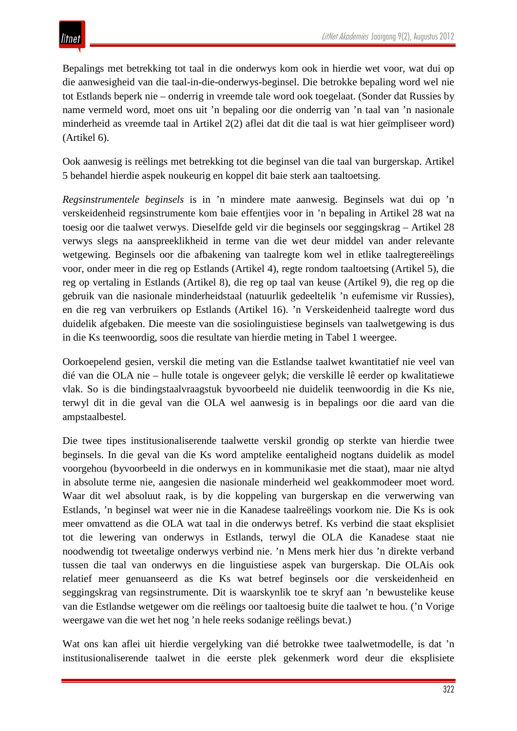Bepalings met betrekking tot taal in die onderwys kom ook in hierdie wet voor, wat dui op die aanwesigheid van die taal-in-die-onderwys-beginsel. Die betrokke bepaling word wel nie tot Estlands beperk nie – onderrig in vreemde tale word ook toegelaat. (Sonder dat Russies by name vermeld word, moet ons uit 'n bepaling oor die onderrig van 'n taal van 'n nasionale minderheid as vreemde taal in Artikel 2(2) aflei dat dit die taal is wat hier geïmpliseer word) (Artikel 6).

Ook aanwesig is reëlings met betrekking tot die beginsel van die taal van burgerskap. Artikel 5 behandel hierdie aspek noukeurig en koppel dit baie sterk aan taaltoetsing.

*Regsinstrumentele beginsels* is in 'n mindere mate aanwesig. Beginsels wat dui op 'n verskeidenheid regsinstrumente kom baie effentjies voor in 'n bepaling in Artikel 28 wat na toesig oor die taalwet verwys. Dieselfde geld vir die beginsels oor seggingskrag – Artikel 28 verwys slegs na aanspreeklikheid in terme van die wet deur middel van ander relevante wetgewing. Beginsels oor die afbakening van taalregte kom wel in etlike taalregtereëlings voor, onder meer in die reg op Estlands (Artikel 4), regte rondom taaltoetsing (Artikel 5), die reg op vertaling in Estlands (Artikel 8), die reg op taal van keuse (Artikel 9), die reg op die gebruik van die nasionale minderheidstaal (natuurlik gedeeltelik 'n eufemisme vir Russies), en die reg van verbruikers op Estlands (Artikel 16). 'n Verskeidenheid taalregte word dus duidelik afgebaken. Die meeste van die sosiolinguistiese beginsels van taalwetgewing is dus in die Ks teenwoordig, soos die resultate van hierdie meting in Tabel 1 weergee.

Oorkoepelend gesien, verskil die meting van die Estlandse taalwet kwantitatief nie veel van dié van die OLA nie – hulle totale is ongeveer gelyk; die verskille lê eerder op kwalitatiewe vlak. So is die bindingstaalvraagstuk byvoorbeeld nie duidelik teenwoordig in die Ks nie, terwyl dit in die geval van die OLA wel aanwesig is in bepalings oor die aard van die ampstaalbestel.

Die twee tipes institusionaliserende taalwette verskil grondig op sterkte van hierdie twee beginsels. In die geval van die Ks word amptelike eentaligheid nogtans duidelik as model voorgehou (byvoorbeeld in die onderwys en in kommunikasie met die staat), maar nie altyd in absolute terme nie, aangesien die nasionale minderheid wel geakkommodeer moet word. Waar dit wel absoluut raak, is by die koppeling van burgerskap en die verwerwing van Estlands, 'n beginsel wat weer nie in die Kanadese taalreëlings voorkom nie. Die Ks is ook meer omvattend as die OLA wat taal in die onderwys betref. Ks verbind die staat eksplisiet tot die lewering van onderwys in Estlands, terwyl die OLA die Kanadese staat nie noodwendig tot tweetalige onderwys verbind nie. 'n Mens merk hier dus 'n direkte verband tussen die taal van onderwys en die linguistiese aspek van burgerskap. Die OLAis ook relatief meer genuanseerd as die Ks wat betref beginsels oor die verskeidenheid en seggingskrag van regsinstrumente. Dit is waarskynlik toe te skryf aan 'n bewustelike keuse van die Estlandse wetgewer om die reëlings oor taaltoesig buite die taalwet te hou. ('n Vorige weergawe van die wet het nog 'n hele reeks sodanige reëlings bevat.)

Wat ons kan aflei uit hierdie vergelyking van dié betrokke twee taalwetmodelle, is dat 'n institusionaliserende taalwet in die eerste plek gekenmerk word deur die eksplisiete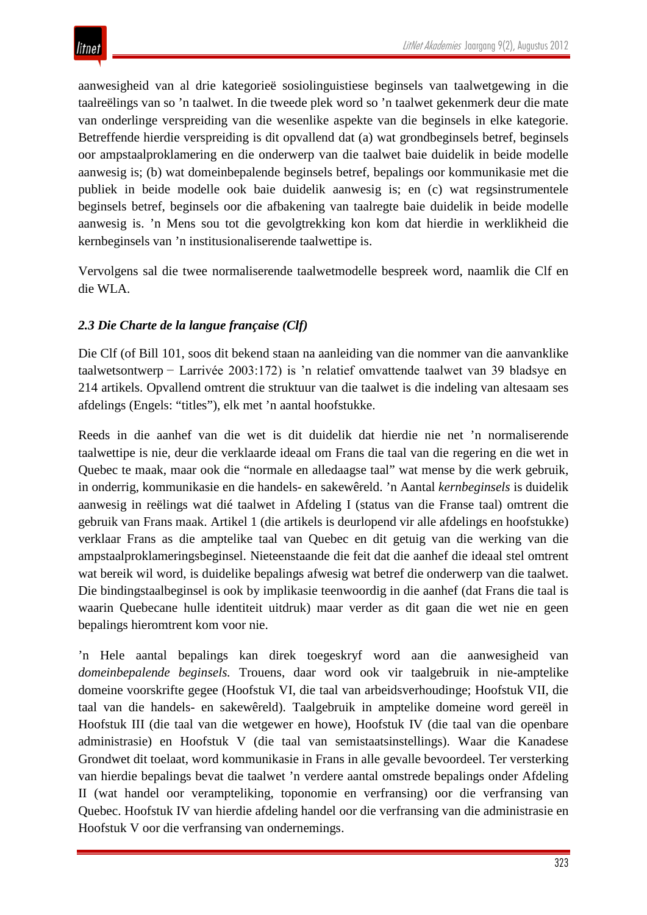aanwesigheid van al drie kategorieë sosiolinguistiese beginsels van taalwetgewing in die taalreëlings van so 'n taalwet. In die tweede plek word so 'n taalwet gekenmerk deur die mate van onderlinge verspreiding van die wesenlike aspekte van die beginsels in elke kategorie. Betreffende hierdie verspreiding is dit opvallend dat (a) wat grondbeginsels betref, beginsels oor ampstaalproklamering en die onderwerp van die taalwet baie duidelik in beide modelle aanwesig is; (b) wat domeinbepalende beginsels betref, bepalings oor kommunikasie met die publiek in beide modelle ook baie duidelik aanwesig is; en (c) wat regsinstrumentele beginsels betref, beginsels oor die afbakening van taalregte baie duidelik in beide modelle aanwesig is. 'n Mens sou tot die gevolgtrekking kon kom dat hierdie in werklikheid die kernbeginsels van 'n institusionaliserende taalwettipe is.

Vervolgens sal die twee normaliserende taalwetmodelle bespreek word, naamlik die Clf en die WLA.

### *2.3 Die Charte de la langue française (Clf)*

Die Clf (of Bill 101, soos dit bekend staan na aanleiding van die nommer van die aanvanklike taalwetsontwerp − Larrivée 2003:172) is 'n relatief omvattende taalwet van 39 bladsye en 214 artikels. Opvallend omtrent die struktuur van die taalwet is die indeling van altesaam ses afdelings (Engels: "titles"), elk met 'n aantal hoofstukke.

Reeds in die aanhef van die wet is dit duidelik dat hierdie nie net 'n normaliserende taalwettipe is nie, deur die verklaarde ideaal om Frans die taal van die regering en die wet in Quebec te maak, maar ook die "normale en alledaagse taal" wat mense by die werk gebruik, in onderrig, kommunikasie en die handels- en sakewêreld. 'n Aantal *kernbeginsels* is duidelik aanwesig in reëlings wat dié taalwet in Afdeling I (status van die Franse taal) omtrent die gebruik van Frans maak. Artikel 1 (die artikels is deurlopend vir alle afdelings en hoofstukke) verklaar Frans as die amptelike taal van Quebec en dit getuig van die werking van die ampstaalproklameringsbeginsel. Nieteenstaande die feit dat die aanhef die ideaal stel omtrent wat bereik wil word, is duidelike bepalings afwesig wat betref die onderwerp van die taalwet. Die bindingstaalbeginsel is ook by implikasie teenwoordig in die aanhef (dat Frans die taal is waarin Quebecane hulle identiteit uitdruk) maar verder as dit gaan die wet nie en geen bepalings hieromtrent kom voor nie.

'n Hele aantal bepalings kan direk toegeskryf word aan die aanwesigheid van *domeinbepalende beginsels.* Trouens, daar word ook vir taalgebruik in nie-amptelike domeine voorskrifte gegee (Hoofstuk VI, die taal van arbeidsverhoudinge; Hoofstuk VII, die taal van die handels- en sakewêreld). Taalgebruik in amptelike domeine word gereël in Hoofstuk III (die taal van die wetgewer en howe), Hoofstuk IV (die taal van die openbare administrasie) en Hoofstuk V (die taal van semistaatsinstellings). Waar die Kanadese Grondwet dit toelaat, word kommunikasie in Frans in alle gevalle bevoordeel. Ter versterking van hierdie bepalings bevat die taalwet 'n verdere aantal omstrede bepalings onder Afdeling II (wat handel oor verampteliking, toponomie en verfransing) oor die verfransing van Quebec. Hoofstuk IV van hierdie afdeling handel oor die verfransing van die administrasie en Hoofstuk V oor die verfransing van ondernemings.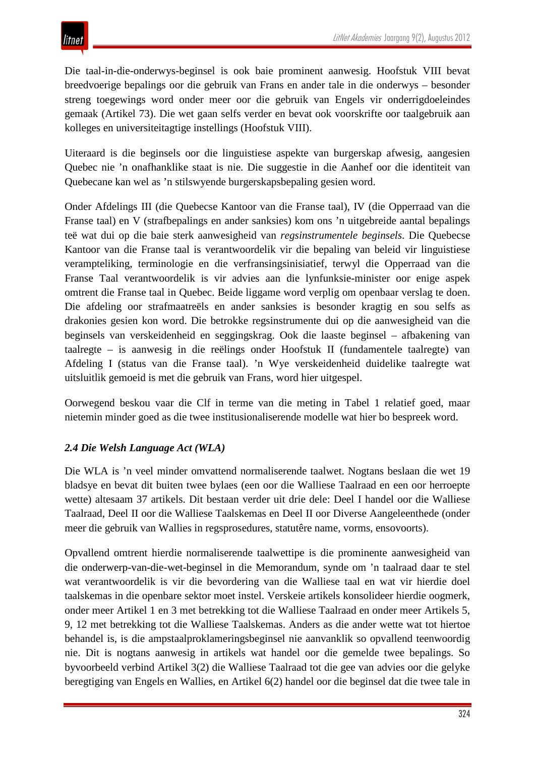Die taal-in-die-onderwys-beginsel is ook baie prominent aanwesig. Hoofstuk VIII bevat breedvoerige bepalings oor die gebruik van Frans en ander tale in die onderwys – besonder streng toegewings word onder meer oor die gebruik van Engels vir onderrigdoeleindes gemaak (Artikel 73). Die wet gaan selfs verder en bevat ook voorskrifte oor taalgebruik aan kolleges en universiteitagtige instellings (Hoofstuk VIII).

Uiteraard is die beginsels oor die linguistiese aspekte van burgerskap afwesig, aangesien Quebec nie ’n onafhanklike staat is nie. Die suggestie in die Aanhef oor die identiteit van Quebecane kan wel as ’n stilswyende burgerskapsbepaling gesien word.

Onder Afdelings III (die Quebecse Kantoor van die Franse taal), IV (die Opperraad van die Franse taal) en V (strafbepalings en ander sanksies) kom ons ’n uitgebreide aantal bepalings teë wat dui op die baie sterk aanwesigheid van *regsinstrumentele beginsels*. Die Quebecse Kantoor van die Franse taal is verantwoordelik vir die bepaling van beleid vir linguistiese verampteliking, terminologie en die verfransingsinisiatief, terwyl die Opperraad van die Franse Taal verantwoordelik is vir advies aan die lynfunksie-minister oor enige aspek omtrent die Franse taal in Quebec. Beide liggame word verplig om openbaar verslag te doen. Die afdeling oor strafmaatreëls en ander sanksies is besonder kragtig en sou selfs as drakonies gesien kon word. Die betrokke regsinstrumente dui op die aanwesigheid van die beginsels van verskeidenheid en seggingskrag. Ook die laaste beginsel – afbakening van taalregte – is aanwesig in die reëlings onder Hoofstuk II (fundamentele taalregte) van Afdeling I (status van die Franse taal). ’n Wye verskeidenheid duidelike taalregte wat uitsluitlik gemoeid is met die gebruik van Frans, word hier uitgespel.

Oorwegend beskou vaar die Clf in terme van die meting in Tabel 1 relatief goed, maar nietemin minder goed as die twee institusionaliserende modelle wat hier bo bespreek word.

### *2.4 Die Welsh Language Act (WLA)*

Die WLA is ’n veel minder omvattend normaliserende taalwet. Nogtans beslaan die wet 19 bladsye en bevat dit buiten twee bylaes (een oor die Walliese Taalraad en een oor herroepte wette) altesaam 37 artikels. Dit bestaan verder uit drie dele: Deel I handel oor die Walliese Taalraad, Deel II oor die Walliese Taalskemas en Deel II oor Diverse Aangeleenthede (onder meer die gebruik van Wallies in regsprosedures, statutêre name, vorms, ensovoorts).

Opvallend omtrent hierdie normaliserende taalwettipe is die prominente aanwesigheid van die onderwerp-van-die-wet-beginsel in die Memorandum, synde om ’n taalraad daar te stel wat verantwoordelik is vir die bevordering van die Walliese taal en wat vir hierdie doel taalskemas in die openbare sektor moet instel. Verskeie artikels konsolideer hierdie oogmerk, onder meer Artikel 1 en 3 met betrekking tot die Walliese Taalraad en onder meer Artikels 5, 9, 12 met betrekking tot die Walliese Taalskemas. Anders as die ander wette wat tot hiertoe behandel is, is die ampstaalproklameringsbeginsel nie aanvanklik so opvallend teenwoordig nie. Dit is nogtans aanwesig in artikels wat handel oor die gemelde twee bepalings. So byvoorbeeld verbind Artikel 3(2) die Walliese Taalraad tot die gee van advies oor die gelyke beregtiging van Engels en Wallies, en Artikel 6(2) handel oor die beginsel dat die twee tale in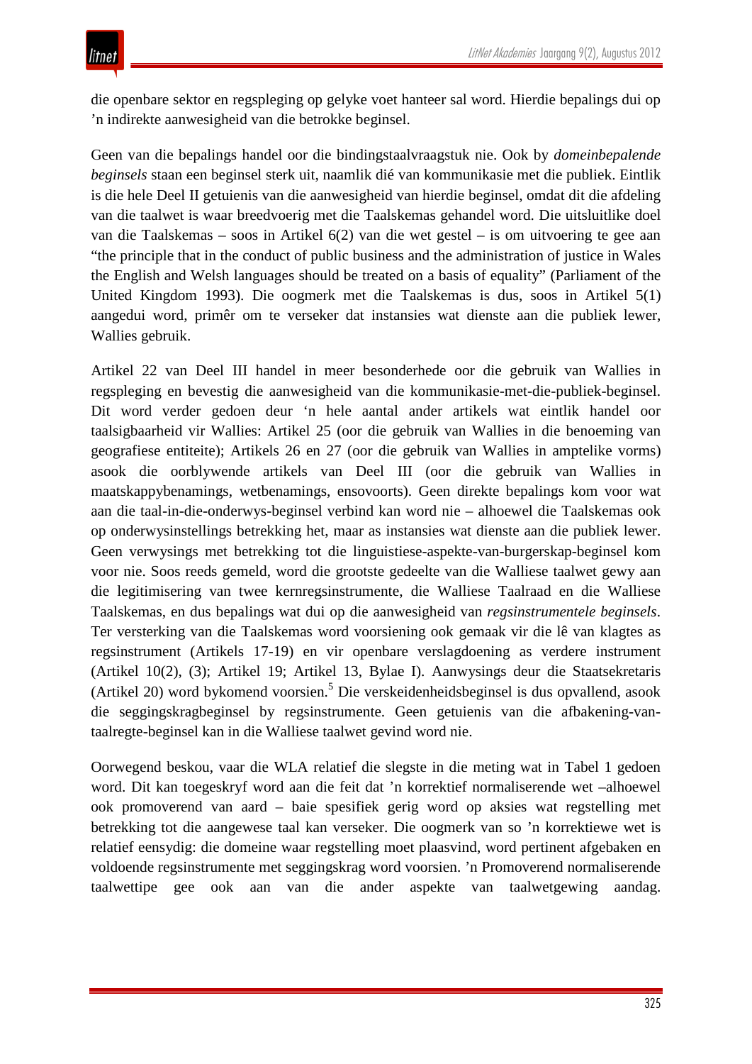die openbare sektor en regspleging op gelyke voet hanteer sal word. Hierdie bepalings dui op ’n indirekte aanwesigheid van die betrokke beginsel.

Geen van die bepalings handel oor die bindingstaalvraagstuk nie. Ook by *domeinbepalende beginsels* staan een beginsel sterk uit, naamlik dié van kommunikasie met die publiek. Eintlik is die hele Deel II getuienis van die aanwesigheid van hierdie beginsel, omdat dit die afdeling van die taalwet is waar breedvoerig met die Taalskemas gehandel word. Die uitsluitlike doel van die Taalskemas – soos in Artikel 6(2) van die wet gestel – is om uitvoering te gee aan "the principle that in the conduct of public business and the administration of justice in Wales the English and Welsh languages should be treated on a basis of equality" (Parliament of the United Kingdom 1993). Die oogmerk met die Taalskemas is dus, soos in Artikel 5(1) aangedui word, primêr om te verseker dat instansies wat dienste aan die publiek lewer, Wallies gebruik.

Artikel 22 van Deel III handel in meer besonderhede oor die gebruik van Wallies in regspleging en bevestig die aanwesigheid van die kommunikasie-met-die-publiek-beginsel. Dit word verder gedoen deur ‘n hele aantal ander artikels wat eintlik handel oor taalsigbaarheid vir Wallies: Artikel 25 (oor die gebruik van Wallies in die benoeming van geografiese entiteite); Artikels 26 en 27 (oor die gebruik van Wallies in amptelike vorms) asook die oorblywende artikels van Deel III (oor die gebruik van Wallies in maatskappybenamings, wetbenamings, ensovoorts). Geen direkte bepalings kom voor wat aan die taal-in-die-onderwys-beginsel verbind kan word nie – alhoewel die Taalskemas ook op onderwysinstellings betrekking het, maar as instansies wat dienste aan die publiek lewer. Geen verwysings met betrekking tot die linguistiese-aspekte-van-burgerskap-beginsel kom voor nie. Soos reeds gemeld, word die grootste gedeelte van die Walliese taalwet gewy aan die legitimisering van twee kernregsinstrumente, die Walliese Taalraad en die Walliese Taalskemas, en dus bepalings wat dui op die aanwesigheid van *regsinstrumentele beginsels*. Ter versterking van die Taalskemas word voorsiening ook gemaak vir die lê van klagtes as regsinstrument (Artikels 17-19) en vir openbare verslagdoening as verdere instrument (Artikel 10(2), (3); Artikel 19; Artikel 13, Bylae I). Aanwysings deur die Staatsekretaris (Artikel 20) word bykomend voorsien.[5] Die verskeidenheidsbeginsel is dus opvallend, asook die seggingskragbeginsel by regsinstrumente. Geen getuienis van die afbakening-van-taalregte-beginsel kan in die Walliese taalwet gevind word nie.

Oorwegend beskou, vaar die WLA relatief die slegste in die meting wat in Tabel 1 gedoen word. Dit kan toegeskryf word aan die feit dat ’n korrektief normaliserende wet –alhoewel ook promoverend van aard – baie spesifiek gerig word op aksies wat regstelling met betrekking tot die aangewese taal kan verseker. Die oogmerk van so ’n korrektiewe wet is relatief eensydig: die domeine waar regstelling moet plaasvind, word pertinent afgebaken en voldoende regsinstrumente met seggingskrag word voorsien. ’n Promoverend normaliserende taalwettipe gee ook aan van die ander aspekte van taalwetgewing aandag.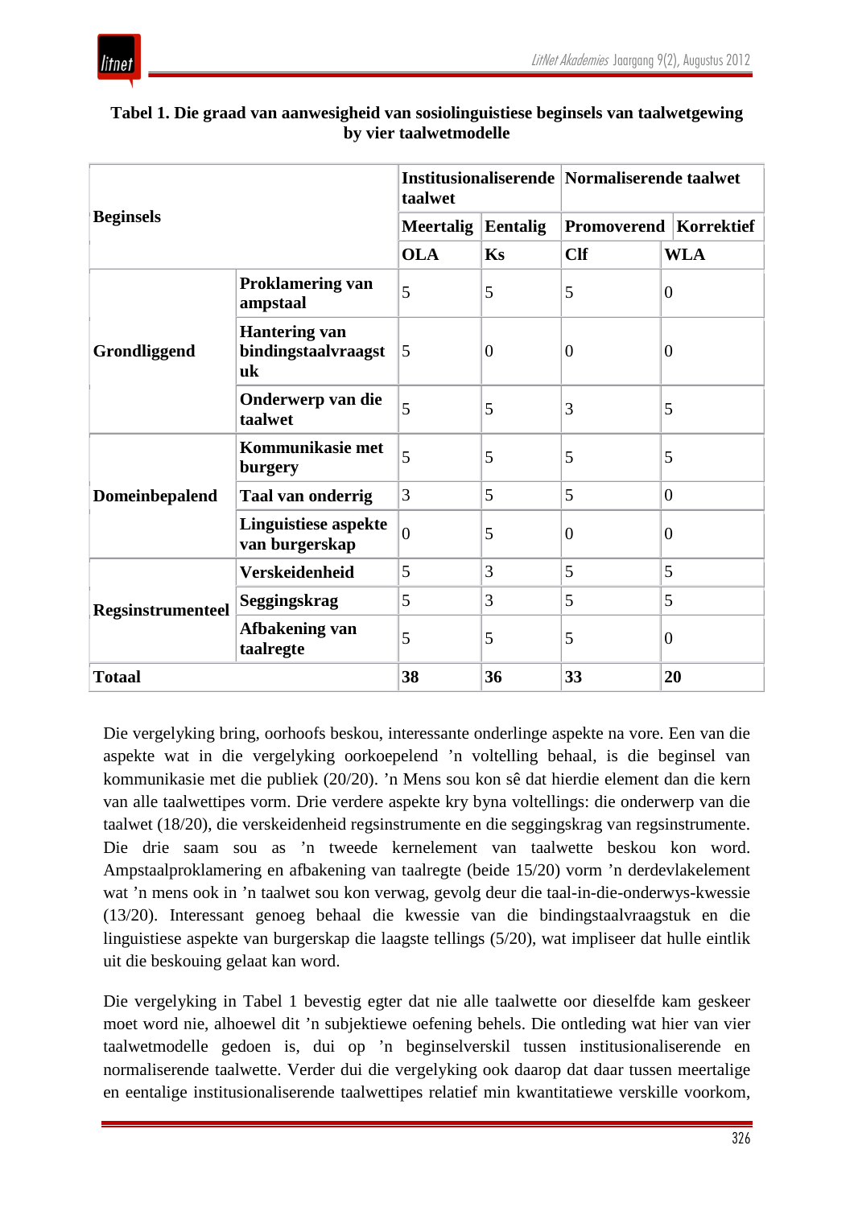**Tabel 1. Die graad van aanwesigheid van sosiolinguistiese beginsels van taalwetgewing by vier taalwetmodelle**

| **Beginsels** | | **Institusionaliserende taalwet** | | **Normaliserende taalwet** | |
|---|---|---|---|---|---|
| | | **Meertalig** | **Eentalig** | **Promoverend** | **Korrektief** |
| | | **OLA** | **Ks** | **Clf** | **WLA** |
| **Grondliggend** | **Proklamering van ampstaal** | 5 | 5 | 5 | 0 |
| | **Hantering van bindingstaalvraagstuk** | 5 | 0 | 0 | 0 |
| | **Onderwerp van die taalwet** | 5 | 5 | 3 | 5 |
| **Domeinbepalend** | **Kommunikasie met burgery** | 5 | 5 | 5 | 5 |
| | **Taal van onderrig** | 3 | 5 | 5 | 0 |
| | **Linguistiese aspekte van burgerskap** | 0 | 5 | 0 | 0 |
| **Regsinstrumenteel** | **Verskeidenheid** | 5 | 3 | 5 | 5 |
| | **Seggingskrag** | 5 | 3 | 5 | 5 |
| | **Afbakening van taalregte** | 5 | 5 | 5 | 0 |
| **Totaal** | | **38** | **36** | **33** | **20** |

Die vergelyking bring, oorhoofs beskou, interessante onderlinge aspekte na vore. Een van die aspekte wat in die vergelyking oorkoepelend 'n voltelling behaal, is die beginsel van kommunikasie met die publiek (20/20). 'n Mens sou kon sê dat hierdie element dan die kern van alle taalwettipes vorm. Drie verdere aspekte kry byna voltellings: die onderwerp van die taalwet (18/20), die verskeidenheid regsinstrumente en die seggingskrag van regsinstrumente. Die drie saam sou as 'n tweede kernelement van taalwette beskou kon word. Ampstaalproklamering en afbakening van taalregte (beide 15/20) vorm 'n derdevlakelement wat 'n mens ook in 'n taalwet sou kon verwag, gevolg deur die taal-in-die-onderwys-kwessie (13/20). Interessant genoeg behaal die kwessie van die bindingstaalvraagstuk en die linguistiese aspekte van burgerskap die laagste tellings (5/20), wat impliseer dat hulle eintlik uit die beskouing gelaat kan word.

Die vergelyking in Tabel 1 bevestig egter dat nie alle taalwette oor dieselfde kam geskeer moet word nie, alhoewel dit 'n subjektiewe oefening behels. Die ontleding wat hier van vier taalwetmodelle gedoen is, dui op 'n beginselverskil tussen institusionaliserende en normaliserende taalwette. Verder dui die vergelyking ook daarop dat daar tussen meertalige en eentalige institusionaliserende taalwettipes relatief min kwantitatiewe verskille voorkom,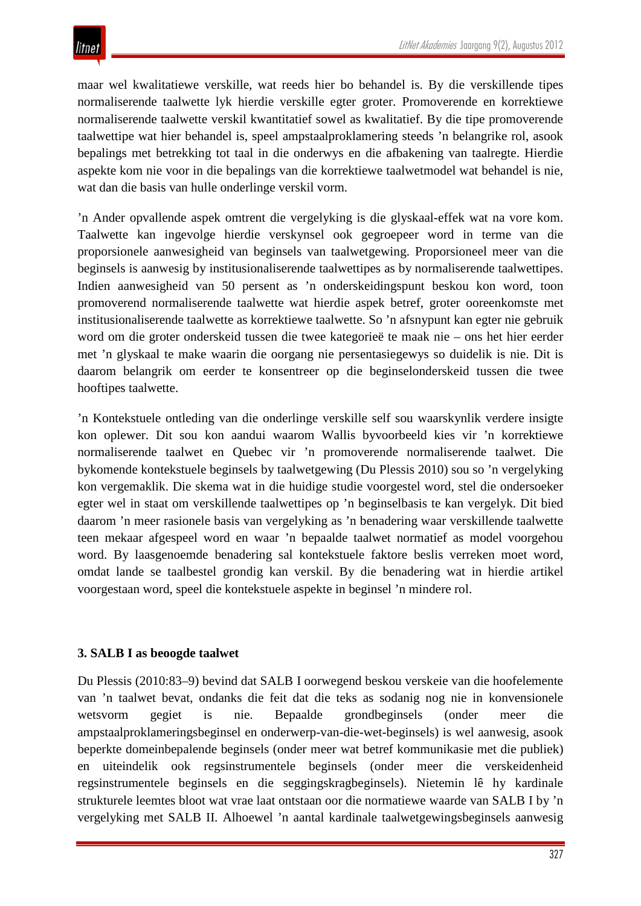maar wel kwalitatiewe verskille, wat reeds hier bo behandel is. By die verskillende tipes normaliserende taalwette lyk hierdie verskille egter groter. Promoverende en korrektiewe normaliserende taalwette verskil kwantitatief sowel as kwalitatief. By die tipe promoverende taalwettipe wat hier behandel is, speel ampstaalproklamering steeds ’n belangrike rol, asook bepalings met betrekking tot taal in die onderwys en die afbakening van taalregte. Hierdie aspekte kom nie voor in die bepalings van die korrektiewe taalwetmodel wat behandel is nie, wat dan die basis van hulle onderlinge verskil vorm.

’n Ander opvallende aspek omtrent die vergelyking is die glyskaal-effek wat na vore kom. Taalwette kan ingevolge hierdie verskynsel ook gegroepeer word in terme van die proporsionele aanwesigheid van beginsels van taalwetgewing. Proporsioneel meer van die beginsels is aanwesig by institusionaliserende taalwettipes as by normaliserende taalwettipes. Indien aanwesigheid van 50 persent as ’n onderskeidingspunt beskou kon word, toon promoverend normaliserende taalwette wat hierdie aspek betref, groter ooreenkomste met institusionaliserende taalwette as korrektiewe taalwette. So ’n afsnypunt kan egter nie gebruik word om die groter onderskeid tussen die twee kategorieë te maak nie – ons het hier eerder met ’n glyskaal te make waarin die oorgang nie persentasiegewys so duidelik is nie. Dit is daarom belangrik om eerder te konsentreer op die beginselonderskeid tussen die twee hooftipes taalwette.

’n Kontekstuele ontleding van die onderlinge verskille self sou waarskynlik verdere insigte kon oplewer. Dit sou kon aandui waarom Wallis byvoorbeeld kies vir ’n korrektiewe normaliserende taalwet en Quebec vir ’n promoverende normaliserende taalwet. Die bykomende kontekstuele beginsels by taalwetgewing (Du Plessis 2010) sou so ’n vergelyking kon vergemaklik. Die skema wat in die huidige studie voorgestel word, stel die ondersoeker egter wel in staat om verskillende taalwettipes op ’n beginselbasis te kan vergelyk. Dit bied daarom ’n meer rasionele basis van vergelyking as ’n benadering waar verskillende taalwette teen mekaar afgespeel word en waar ’n bepaalde taalwet normatief as model voorgehou word. By laasgenoemde benadering sal kontekstuele faktore beslis verreken moet word, omdat lande se taalbestel grondig kan verskil. By die benadering wat in hierdie artikel voorgestaan word, speel die kontekstuele aspekte in beginsel ’n mindere rol.

## 3. SALB I as beoogde taalwet

Du Plessis (2010:83–9) bevind dat SALB I oorwegend beskou verskeie van die hoofelemente van ’n taalwet bevat, ondanks die feit dat die teks as sodanig nog nie in konvensionele wetsvorm gegiet is nie. Bepaalde grondbeginsels (onder meer die ampstaalproklameringsbeginsel en onderwerp-van-die-wet-beginsels) is wel aanwesig, asook beperkte domeinbepalende beginsels (onder meer wat betref kommunikasie met die publiek) en uiteindelik ook regsinstrumentele beginsels (onder meer die verskeidenheid regsinstrumentele beginsels en die seggingskragbeginsels). Nietemin lê hy kardinale strukturele leemtes bloot wat vrae laat ontstaan oor die normatiewe waarde van SALB I by ’n vergelyking met SALB II. Alhoewel ’n aantal kardinale taalwetgewingsbeginsels aanwesig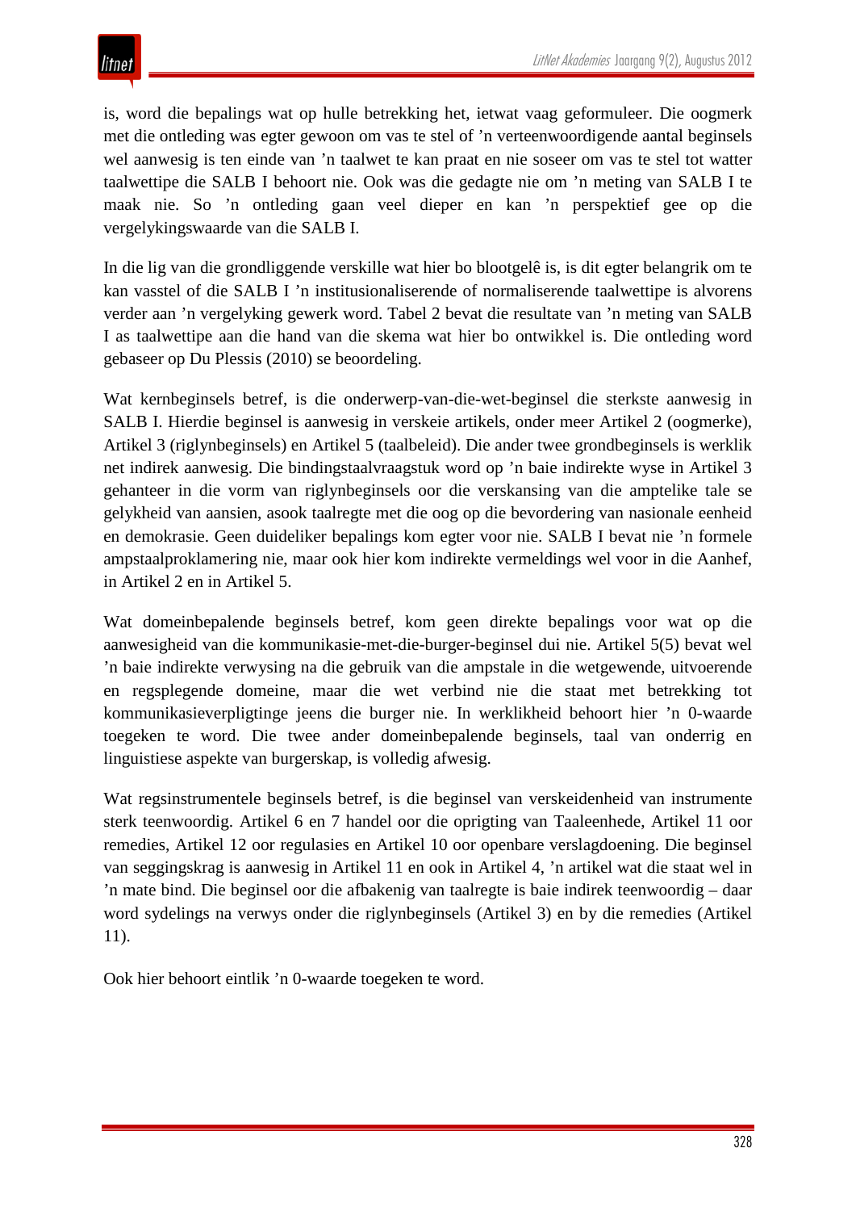is, word die bepalings wat op hulle betrekking het, ietwat vaag geformuleer. Die oogmerk met die ontleding was egter gewoon om vas te stel of ’n verteenwoordigende aantal beginsels wel aanwesig is ten einde van ’n taalwet te kan praat en nie soseer om vas te stel tot watter taalwettipe die SALB I behoort nie. Ook was die gedagte nie om ’n meting van SALB I te maak nie. So ’n ontleding gaan veel dieper en kan ’n perspektief gee op die vergelykingswaarde van die SALB I.

In die lig van die grondliggende verskille wat hier bo blootgelê is, is dit egter belangrik om te kan vasstel of die SALB I ’n institusionaliserende of normaliserende taalwettipe is alvorens verder aan ’n vergelyking gewerk word. Tabel 2 bevat die resultate van ’n meting van SALB I as taalwettipe aan die hand van die skema wat hier bo ontwikkel is. Die ontleding word gebaseer op Du Plessis (2010) se beoordeling.

Wat kernbeginsels betref, is die onderwerp-van-die-wet-beginsel die sterkste aanwesig in SALB I. Hierdie beginsel is aanwesig in verskeie artikels, onder meer Artikel 2 (oogmerke), Artikel 3 (riglynbeginsels) en Artikel 5 (taalbeleid). Die ander twee grondbeginsels is werklik net indirek aanwesig. Die bindingstaalvraagstuk word op ’n baie indirekte wyse in Artikel 3 gehanteer in die vorm van riglynbeginsels oor die verskansing van die amptelike tale se gelykheid van aansien, asook taalregte met die oog op die bevordering van nasionale eenheid en demokrasie. Geen duideliker bepalings kom egter voor nie. SALB I bevat nie ’n formele ampstaalproklamering nie, maar ook hier kom indirekte vermeldings wel voor in die Aanhef, in Artikel 2 en in Artikel 5.

Wat domeinbepalende beginsels betref, kom geen direkte bepalings voor wat op die aanwesigheid van die kommunikasie-met-die-burger-beginsel dui nie. Artikel 5(5) bevat wel ’n baie indirekte verwysing na die gebruik van die ampstale in die wetgewende, uitvoerende en regsplegende domeine, maar die wet verbind nie die staat met betrekking tot kommunikasieverpligtinge jeens die burger nie. In werklikheid behoort hier ’n 0-waarde toegeken te word. Die twee ander domeinbepalende beginsels, taal van onderrig en linguistiese aspekte van burgerskap, is volledig afwesig.

Wat regsinstrumentele beginsels betref, is die beginsel van verskeidenheid van instrumente sterk teenwoordig. Artikel 6 en 7 handel oor die oprigting van Taaleenhede, Artikel 11 oor remedies, Artikel 12 oor regulasies en Artikel 10 oor openbare verslagdoening. Die beginsel van seggingskrag is aanwesig in Artikel 11 en ook in Artikel 4, ’n artikel wat die staat wel in ’n mate bind. Die beginsel oor die afbakenig van taalregte is baie indirek teenwoordig – daar word sydelings na verwys onder die riglynbeginsels (Artikel 3) en by die remedies (Artikel 11).

Ook hier behoort eintlik ’n 0-waarde toegeken te word.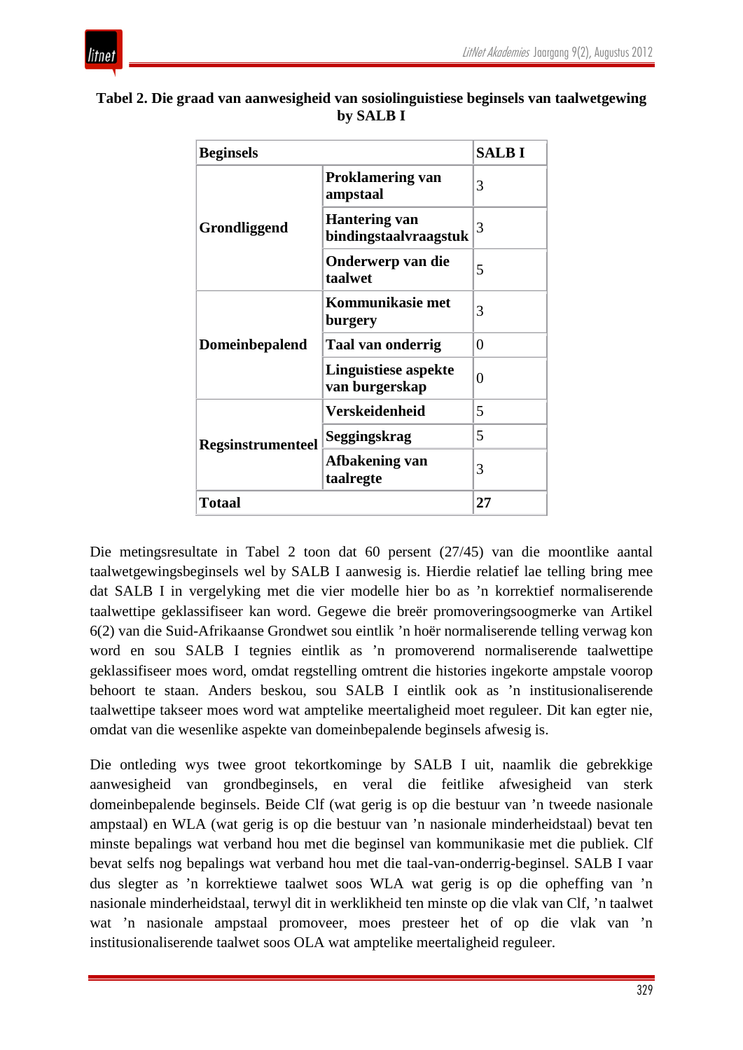**Tabel 2. Die graad van aanwesigheid van sosiolinguistiese beginsels van taalwetgewing by SALB I**

| Beginsels | | SALB I |
|---|---|---|
| **Grondliggend** | **Proklamering van ampstaal** | 3 |
| | **Hantering van bindingstaalvraagstuk** | 3 |
| | **Onderwerp van die taalwet** | 5 |
| **Domeinbepalend** | **Kommunikasie met burgery** | 3 |
| | **Taal van onderrig** | 0 |
| | **Linguistiese aspekte van burgerskap** | 0 |
| **Regsinstrumenteel** | **Verskeidenheid** | 5 |
| | **Seggingskrag** | 5 |
| | **Afbakening van taalregte** | 3 |
| **Totaal** | | **27** |

Die metingsresultate in Tabel 2 toon dat 60 persent (27/45) van die moontlike aantal taalwetgewingsbeginsels wel by SALB I aanwesig is. Hierdie relatief lae telling bring mee dat SALB I in vergelyking met die vier modelle hier bo as 'n korrektief normaliserende taalwettipe geklassifiseer kan word. Gegewe die breër promoveringsoogmerke van Artikel 6(2) van die Suid-Afrikaanse Grondwet sou eintlik 'n hoër normaliserende telling verwag kon word en sou SALB I tegnies eintlik as 'n promoverend normaliserende taalwettipe geklassifiseer moes word, omdat regstelling omtrent die histories ingekorte ampstale voorop behoort te staan. Anders beskou, sou SALB I eintlik ook as 'n institusionaliserende taalwettipe takseer moes word wat amptelike meertaligheid moet reguleer. Dit kan egter nie, omdat van die wesenlike aspekte van domeinbepalende beginsels afwesig is.

Die ontleding wys twee groot tekortkominge by SALB I uit, naamlik die gebrekkige aanwesigheid van grondbeginsels, en veral die feitlike afwesigheid van sterk domeinbepalende beginsels. Beide Clf (wat gerig is op die bestuur van 'n tweede nasionale ampstaal) en WLA (wat gerig is op die bestuur van 'n nasionale minderheidstaal) bevat ten minste bepalings wat verband hou met die beginsel van kommunikasie met die publiek. Clf bevat selfs nog bepalings wat verband hou met die taal-van-onderrig-beginsel. SALB I vaar dus slegter as 'n korrektiewe taalwet soos WLA wat gerig is op die opheffing van 'n nasionale minderheidstaal, terwyl dit in werklikheid ten minste op die vlak van Clf, 'n taalwet wat 'n nasionale ampstaal promoveer, moes presteer het of op die vlak van 'n institusionaliserende taalwet soos OLA wat amptelike meertaligheid reguleer.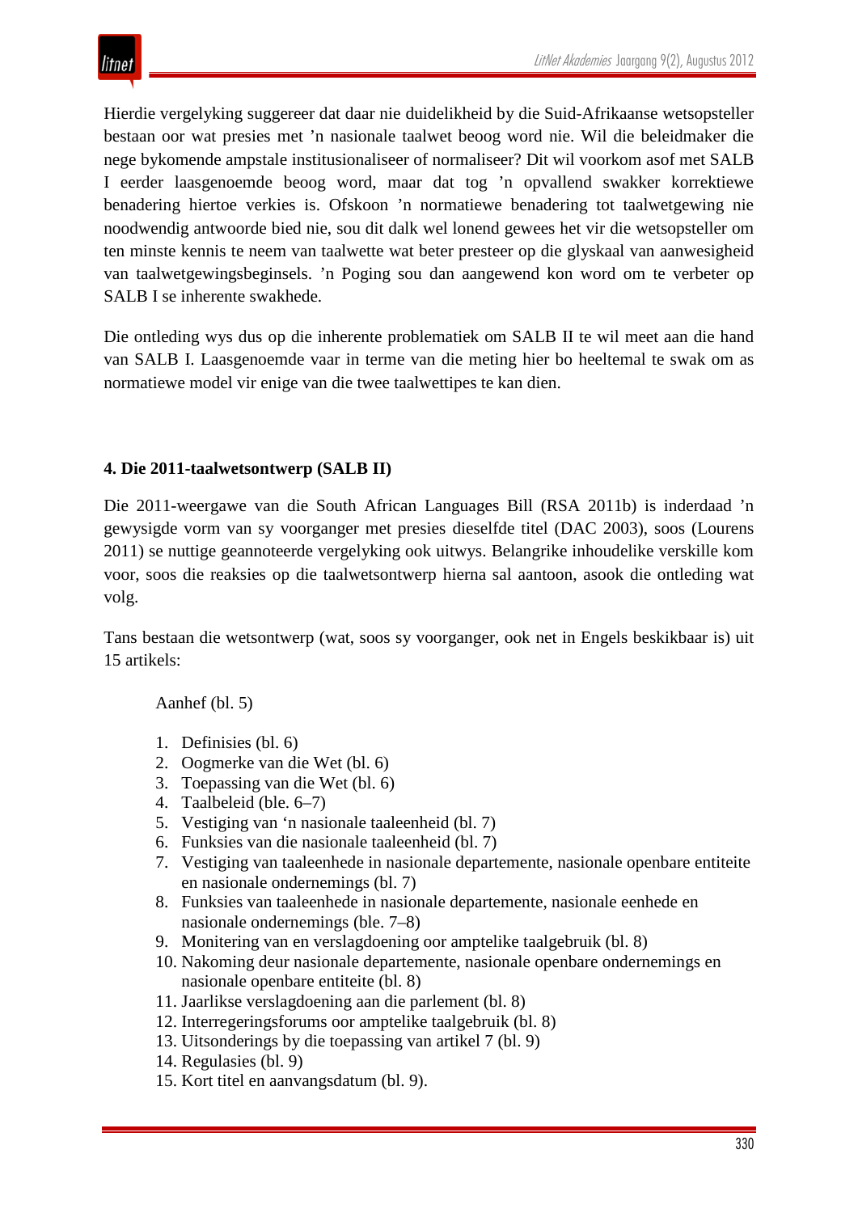Hierdie vergelyking suggereer dat daar nie duidelikheid by die Suid-Afrikaanse wetsopsteller bestaan oor wat presies met ’n nasionale taalwet beoog word nie. Wil die beleidmaker die nege bykomende ampstale institusionaliseer of normaliseer? Dit wil voorkom asof met SALB I eerder laasgenoemde beoog word, maar dat tog ’n opvallend swakker korrektiewe benadering hiertoe verkies is. Ofskoon ’n normatiewe benadering tot taalwetgewing nie noodwendig antwoorde bied nie, sou dit dalk wel lonend gewees het vir die wetsopsteller om ten minste kennis te neem van taalwette wat beter presteer op die glyskaal van aanwesigheid van taalwetgewingsbeginsels. ’n Poging sou dan aangewend kon word om te verbeter op SALB I se inherente swakhede.

Die ontleding wys dus op die inherente problematiek om SALB II te wil meet aan die hand van SALB I. Laasgenoemde vaar in terme van die meting hier bo heeltemal te swak om as normatiewe model vir enige van die twee taalwettipes te kan dien.

**4. Die 2011-taalwetsontwerp (SALB II)**

Die 2011-weergawe van die South African Languages Bill (RSA 2011b) is inderdaad ’n gewysigde vorm van sy voorganger met presies dieselfde titel (DAC 2003), soos (Lourens 2011) se nuttige geannoteerde vergelyking ook uitwys. Belangrike inhoudelike verskille kom voor, soos die reaksies op die taalwetsontwerp hierna sal aantoon, asook die ontleding wat volg.

Tans bestaan die wetsontwerp (wat, soos sy voorganger, ook net in Engels beskikbaar is) uit 15 artikels:

Aanhef (bl. 5)

1. Definisies (bl. 6)
2. Oogmerke van die Wet (bl. 6)
3. Toepassing van die Wet (bl. 6)
4. Taalbeleid (ble. 6–7)
5. Vestiging van ‘n nasionale taaleenheid (bl. 7)
6. Funksies van die nasionale taaleenheid (bl. 7)
7. Vestiging van taaleenhede in nasionale departemente, nasionale openbare entiteite en nasionale ondernemings (bl. 7)
8. Funksies van taaleenhede in nasionale departemente, nasionale eenhede en nasionale ondernemings (ble. 7–8)
9. Monitering van en verslagdoening oor amptelike taalgebruik (bl. 8)
10. Nakoming deur nasionale departemente, nasionale openbare ondernemings en nasionale openbare entiteite (bl. 8)
11. Jaarlikse verslagdoening aan die parlement (bl. 8)
12. Interregeringsforums oor amptelike taalgebruik (bl. 8)
13. Uitsonderings by die toepassing van artikel 7 (bl. 9)
14. Regulasies (bl. 9)
15. Kort titel en aanvangsdatum (bl. 9).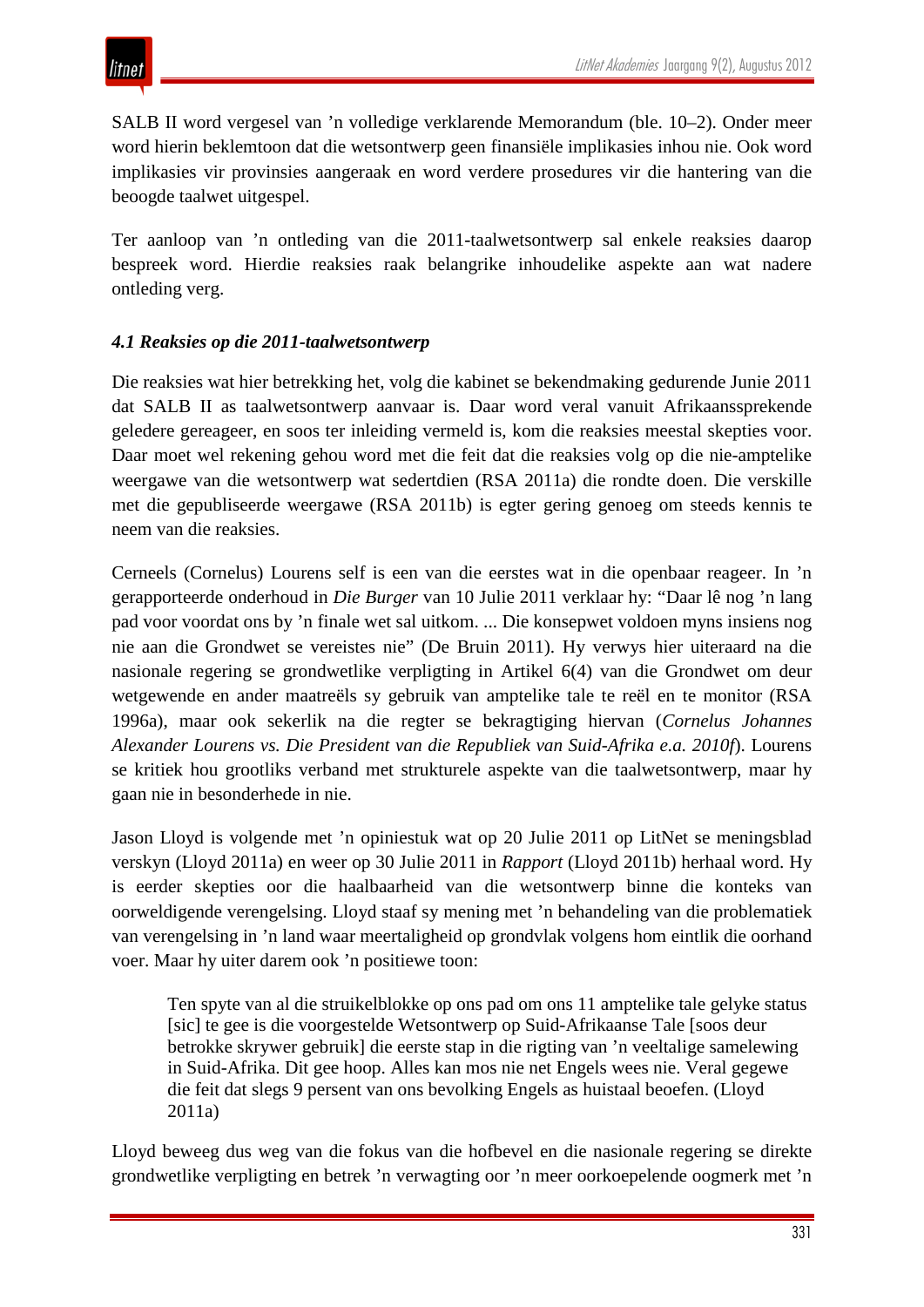SALB II word vergesel van 'n volledige verklarende Memorandum (ble. 10–2). Onder meer word hierin beklemtoon dat die wetsontwerp geen finansiële implikasies inhou nie. Ook word implikasies vir provinsies aangeraak en word verdere prosedures vir die hantering van die beoogde taalwet uitgespel.

Ter aanloop van 'n ontleding van die 2011-taalwetsontwerp sal enkele reaksies daarop bespreek word. Hierdie reaksies raak belangrike inhoudelike aspekte aan wat nadere ontleding verg.

### *4.1 Reaksies op die 2011-taalwetsontwerp*

Die reaksies wat hier betrekking het, volg die kabinet se bekendmaking gedurende Junie 2011 dat SALB II as taalwetsontwerp aanvaar is. Daar word veral vanuit Afrikaanssprekende geledere gereageer, en soos ter inleiding vermeld is, kom die reaksies meestal skepties voor. Daar moet wel rekening gehou word met die feit dat die reaksies volg op die nie-amptelike weergawe van die wetsontwerp wat sedertdien (RSA 2011a) die rondte doen. Die verskille met die gepubliseerde weergawe (RSA 2011b) is egter gering genoeg om steeds kennis te neem van die reaksies.

Cerneels (Cornelus) Lourens self is een van die eerstes wat in die openbaar reageer. In 'n gerapporteerde onderhoud in *Die Burger* van 10 Julie 2011 verklaar hy: "Daar lê nog 'n lang pad voor voordat ons by 'n finale wet sal uitkom. ... Die konsepwet voldoen myns insiens nog nie aan die Grondwet se vereistes nie" (De Bruin 2011). Hy verwys hier uiteraard na die nasionale regering se grondwetlike verpligting in Artikel 6(4) van die Grondwet om deur wetgewende en ander maatreëls sy gebruik van amptelike tale te reël en te monitor (RSA 1996a), maar ook sekerlik na die regter se bekragtiging hiervan (*Cornelus Johannes Alexander Lourens vs. Die President van die Republiek van Suid-Afrika e.a. 2010f*). Lourens se kritiek hou grootliks verband met strukturele aspekte van die taalwetsontwerp, maar hy gaan nie in besonderhede in nie.

Jason Lloyd is volgende met 'n opiniestuk wat op 20 Julie 2011 op LitNet se meningsblad verskyn (Lloyd 2011a) en weer op 30 Julie 2011 in *Rapport* (Lloyd 2011b) herhaal word. Hy is eerder skepties oor die haalbaarheid van die wetsontwerp binne die konteks van oorweldigende verengelsing. Lloyd staaf sy mening met 'n behandeling van die problematiek van verengelsing in 'n land waar meertaligheid op grondvlak volgens hom eintlik die oorhand voer. Maar hy uiter darem ook 'n positiewe toon:

> Ten spyte van al die struikelblokke op ons pad om ons 11 amptelike tale gelyke status [sic] te gee is die voorgestelde Wetsontwerp op Suid-Afrikaanse Tale [soos deur betrokke skrywer gebruik] die eerste stap in die rigting van 'n veeltalige samelewing in Suid-Afrika. Dit gee hoop. Alles kan mos nie net Engels wees nie. Veral gegewe die feit dat slegs 9 persent van ons bevolking Engels as huistaal beoefen. (Lloyd 2011a)

Lloyd beweeg dus weg van die fokus van die hofbevel en die nasionale regering se direkte grondwetlike verpligting en betrek 'n verwagting oor 'n meer oorkoepelende oogmerk met 'n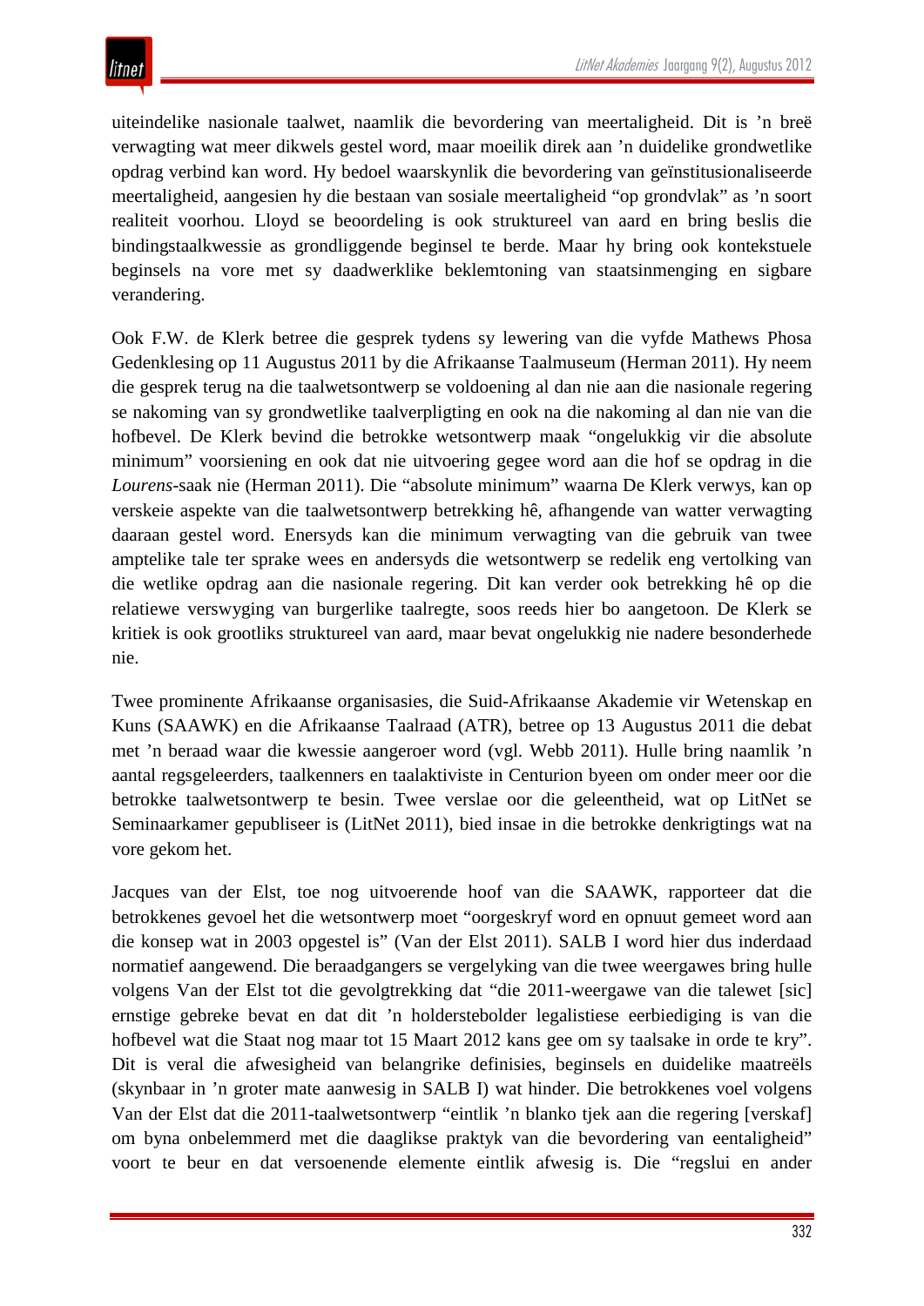uiteindelike nasionale taalwet, naamlik die bevordering van meertaligheid. Dit is ’n breë verwagting wat meer dikwels gestel word, maar moeilik direk aan ’n duidelike grondwetlike opdrag verbind kan word. Hy bedoel waarskynlik die bevordering van geïnstitusionaliseerde meertaligheid, aangesien hy die bestaan van sosiale meertaligheid “op grondvlak” as ’n soort realiteit voorhou. Lloyd se beoordeling is ook struktureel van aard en bring beslis die bindingstaalkwessie as grondliggende beginsel te berde. Maar hy bring ook kontekstuele beginsels na vore met sy daadwerklike beklemtoning van staatsinmenging en sigbare verandering.

Ook F.W. de Klerk betree die gesprek tydens sy lewering van die vyfde Mathews Phosa Gedenklesing op 11 Augustus 2011 by die Afrikaanse Taalmuseum (Herman 2011). Hy neem die gesprek terug na die taalwetsontwerp se voldoening al dan nie aan die nasionale regering se nakoming van sy grondwetlike taalverpligting en ook na die nakoming al dan nie van die hofbevel. De Klerk bevind die betrokke wetsontwerp maak “ongelukkig vir die absolute minimum” voorsiening en ook dat nie uitvoering gegee word aan die hof se opdrag in die *Lourens*-saak nie (Herman 2011). Die “absolute minimum” waarna De Klerk verwys, kan op verskeie aspekte van die taalwetsontwerp betrekking hê, afhangende van watter verwagting daaraan gestel word. Enersyds kan die minimum verwagting van die gebruik van twee amptelike tale ter sprake wees en andersyds die wetsontwerp se redelik eng vertolking van die wetlike opdrag aan die nasionale regering. Dit kan verder ook betrekking hê op die relatiewe verswyging van burgerlike taalregte, soos reeds hier bo aangetoon. De Klerk se kritiek is ook grootliks struktureel van aard, maar bevat ongelukkig nie nadere besonderhede nie.

Twee prominente Afrikaanse organisasies, die Suid-Afrikaanse Akademie vir Wetenskap en Kuns (SAAWK) en die Afrikaanse Taalraad (ATR), betree op 13 Augustus 2011 die debat met ’n beraad waar die kwessie aangeroer word (vgl. Webb 2011). Hulle bring naamlik ’n aantal regsgeleerders, taalkenners en taalaktiviste in Centurion byeen om onder meer oor die betrokke taalwetsontwerp te besin. Twee verslae oor die geleentheid, wat op LitNet se Seminaarkamer gepubliseer is (LitNet 2011), bied insae in die betrokke denkrigtings wat na vore gekom het.

Jacques van der Elst, toe nog uitvoerende hoof van die SAAWK, rapporteer dat die betrokkenes gevoel het die wetsontwerp moet “oorgeskryf word en opnuut gemeet word aan die konsep wat in 2003 opgestel is” (Van der Elst 2011). SALB I word hier dus inderdaad normatief aangewend. Die beraadgangers se vergelyking van die twee weergawes bring hulle volgens Van der Elst tot die gevolgtrekking dat “die 2011-weergawe van die talewet [sic] ernstige gebreke bevat en dat dit ’n holderstebolder legalistiese eerbiediging is van die hofbevel wat die Staat nog maar tot 15 Maart 2012 kans gee om sy taalsake in orde te kry”. Dit is veral die afwesigheid van belangrike definisies, beginsels en duidelike maatreëls (skynbaar in ’n groter mate aanwesig in SALB I) wat hinder. Die betrokkenes voel volgens Van der Elst dat die 2011-taalwetsontwerp “eintlik ’n blanko tjek aan die regering [verskaf] om byna onbelemmerd met die daaglikse praktyk van die bevordering van eentaligheid” voort te beur en dat versoenende elemente eintlik afwesig is. Die “regslui en ander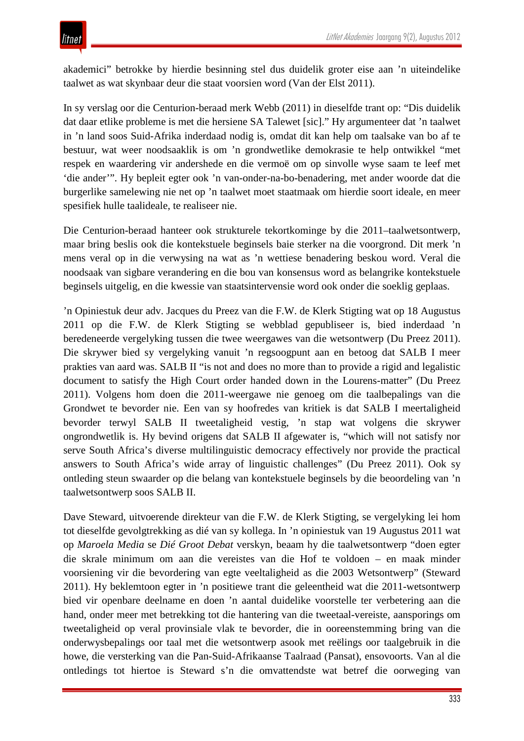akademici" betrokke by hierdie besinning stel dus duidelik groter eise aan 'n uiteindelike taalwet as wat skynbaar deur die staat voorsien word (Van der Elst 2011).

In sy verslag oor die Centurion-beraad merk Webb (2011) in dieselfde trant op: "Dis duidelik dat daar etlike probleme is met die hersiene SA Talewet [sic]." Hy argumenteer dat 'n taalwet in 'n land soos Suid-Afrika inderdaad nodig is, omdat dit kan help om taalsake van bo af te bestuur, wat weer noodsaaklik is om 'n grondwetlike demokrasie te help ontwikkel "met respek en waardering vir andershede en die vermoë om op sinvolle wyse saam te leef met 'die ander'". Hy bepleit egter ook 'n van-onder-na-bo-benadering, met ander woorde dat die burgerlike samelewing nie net op 'n taalwet moet staatmaak om hierdie soort ideale, en meer spesifiek hulle taalideale, te realiseer nie.

Die Centurion-beraad hanteer ook strukturele tekortkominge by die 2011–taalwetsontwerp, maar bring beslis ook die kontekstuele beginsels baie sterker na die voorgrond. Dit merk 'n mens veral op in die verwysing na wat as 'n wettiese benadering beskou word. Veral die noodsaak van sigbare verandering en die bou van konsensus word as belangrike kontekstuele beginsels uitgelig, en die kwessie van staatsintervensie word ook onder die soeklig geplaas.

'n Opiniestuk deur adv. Jacques du Preez van die F.W. de Klerk Stigting wat op 18 Augustus 2011 op die F.W. de Klerk Stigting se webblad gepubliseer is, bied inderdaad 'n beredeneerde vergelyking tussen die twee weergawes van die wetsontwerp (Du Preez 2011). Die skrywer bied sy vergelyking vanuit 'n regsoogpunt aan en betoog dat SALB I meer prakties van aard was. SALB II "is not and does no more than to provide a rigid and legalistic document to satisfy the High Court order handed down in the Lourens-matter" (Du Preez 2011). Volgens hom doen die 2011-weergawe nie genoeg om die taalbepalings van die Grondwet te bevorder nie. Een van sy hoofredes van kritiek is dat SALB I meertaligheid bevorder terwyl SALB II tweetaligheid vestig, 'n stap wat volgens die skrywer ongrondwetlik is. Hy bevind origens dat SALB II afgewater is, "which will not satisfy nor serve South Africa's diverse multilinguistic democracy effectively nor provide the practical answers to South Africa's wide array of linguistic challenges" (Du Preez 2011). Ook sy ontleding steun swaarder op die belang van kontekstuele beginsels by die beoordeling van 'n taalwetsontwerp soos SALB II.

Dave Steward, uitvoerende direkteur van die F.W. de Klerk Stigting, se vergelyking lei hom tot dieselfde gevolgtrekking as dié van sy kollega. In 'n opiniestuk van 19 Augustus 2011 wat op *Maroela Media* se *Dié Groot Debat* verskyn, beaam hy die taalwetsontwerp "doen egter die skrale minimum om aan die vereistes van die Hof te voldoen – en maak minder voorsiening vir die bevordering van egte veeltaligheid as die 2003 Wetsontwerp" (Steward 2011). Hy beklemtoon egter in 'n positiewe trant die geleentheid wat die 2011-wetsontwerp bied vir openbare deelname en doen 'n aantal duidelike voorstelle ter verbetering aan die hand, onder meer met betrekking tot die hantering van die tweetaal-vereiste, aansporings om tweetaligheid op veral provinsiale vlak te bevorder, die in ooreenstemming bring van die onderwysbepalings oor taal met die wetsontwerp asook met reëlings oor taalgebruik in die howe, die versterking van die Pan-Suid-Afrikaanse Taalraad (Pansat), ensovoorts. Van al die ontledings tot hiertoe is Steward s'n die omvattendste wat betref die oorweging van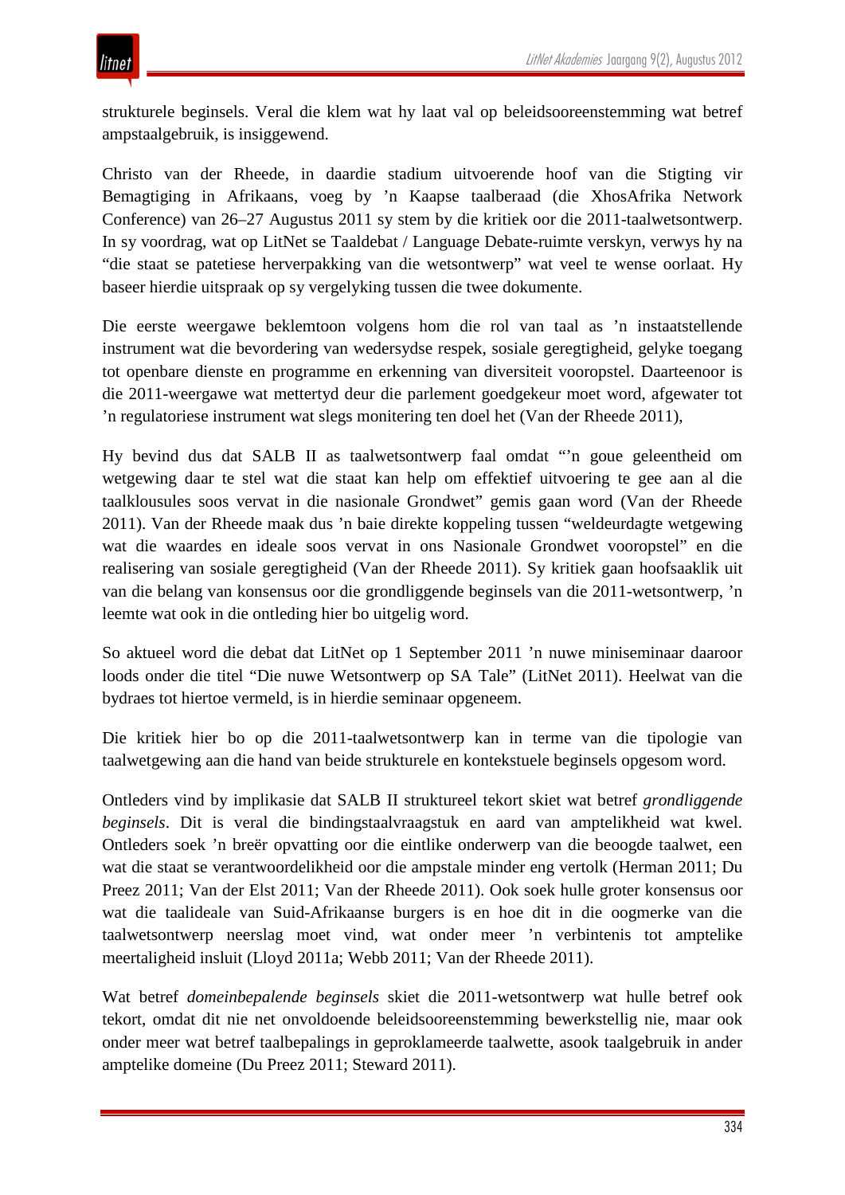strukturele beginsels. Veral die klem wat hy laat val op beleidsooreenstemming wat betref ampstaalgebruik, is insiggewend.

Christo van der Rheede, in daardie stadium uitvoerende hoof van die Stigting vir Bemagtiging in Afrikaans, voeg by ’n Kaapse taalberaad (die XhosAfrika Network Conference) van 26–27 Augustus 2011 sy stem by die kritiek oor die 2011-taalwetsontwerp. In sy voordrag, wat op LitNet se Taaldebat / Language Debate-ruimte verskyn, verwys hy na “die staat se patetiese herverpakking van die wetsontwerp” wat veel te wense oorlaat. Hy baseer hierdie uitspraak op sy vergelyking tussen die twee dokumente.

Die eerste weergawe beklemtoon volgens hom die rol van taal as ’n instaatstellende instrument wat die bevordering van wedersydse respek, sosiale geregtigheid, gelyke toegang tot openbare dienste en programme en erkenning van diversiteit vooropstel. Daarteenoor is die 2011-weergawe wat mettertyd deur die parlement goedgekeur moet word, afgewater tot ’n regulatoriese instrument wat slegs monitering ten doel het (Van der Rheede 2011),

Hy bevind dus dat SALB II as taalwetsontwerp faal omdat “’n goue geleentheid om wetgewing daar te stel wat die staat kan help om effektief uitvoering te gee aan al die taalklousules soos vervat in die nasionale Grondwet” gemis gaan word (Van der Rheede 2011). Van der Rheede maak dus ’n baie direkte koppeling tussen “weldeurdagte wetgewing wat die waardes en ideale soos vervat in ons Nasionale Grondwet vooropstel” en die realisering van sosiale geregtigheid (Van der Rheede 2011). Sy kritiek gaan hoofsaaklik uit van die belang van konsensus oor die grondliggende beginsels van die 2011-wetsontwerp, ’n leemte wat ook in die ontleding hier bo uitgelig word.

So aktueel word die debat dat LitNet op 1 September 2011 ’n nuwe miniseminaar daaroor loods onder die titel “Die nuwe Wetsontwerp op SA Tale” (LitNet 2011). Heelwat van die bydraes tot hiertoe vermeld, is in hierdie seminaar opgeneem.

Die kritiek hier bo op die 2011-taalwetsontwerp kan in terme van die tipologie van taalwetgewing aan die hand van beide strukturele en kontekstuele beginsels opgesom word.

Ontleders vind by implikasie dat SALB II struktureel tekort skiet wat betref *grondliggende beginsels*. Dit is veral die bindingstaalvraagstuk en aard van amptelikheid wat kwel. Ontleders soek ’n breër opvatting oor die eintlike onderwerp van die beoogde taalwet, een wat die staat se verantwoordelikheid oor die ampstale minder eng vertolk (Herman 2011; Du Preez 2011; Van der Elst 2011; Van der Rheede 2011). Ook soek hulle groter konsensus oor wat die taalideale van Suid-Afrikaanse burgers is en hoe dit in die oogmerke van die taalwetsontwerp neerslag moet vind, wat onder meer ’n verbintenis tot amptelike meertaligheid insluit (Lloyd 2011a; Webb 2011; Van der Rheede 2011).

Wat betref *domeinbepalende beginsels* skiet die 2011-wetsontwerp wat hulle betref ook tekort, omdat dit nie net onvoldoende beleidsooreenstemming bewerkstellig nie, maar ook onder meer wat betref taalbepalings in geproklameerde taalwette, asook taalgebruik in ander amptelike domeine (Du Preez 2011; Steward 2011).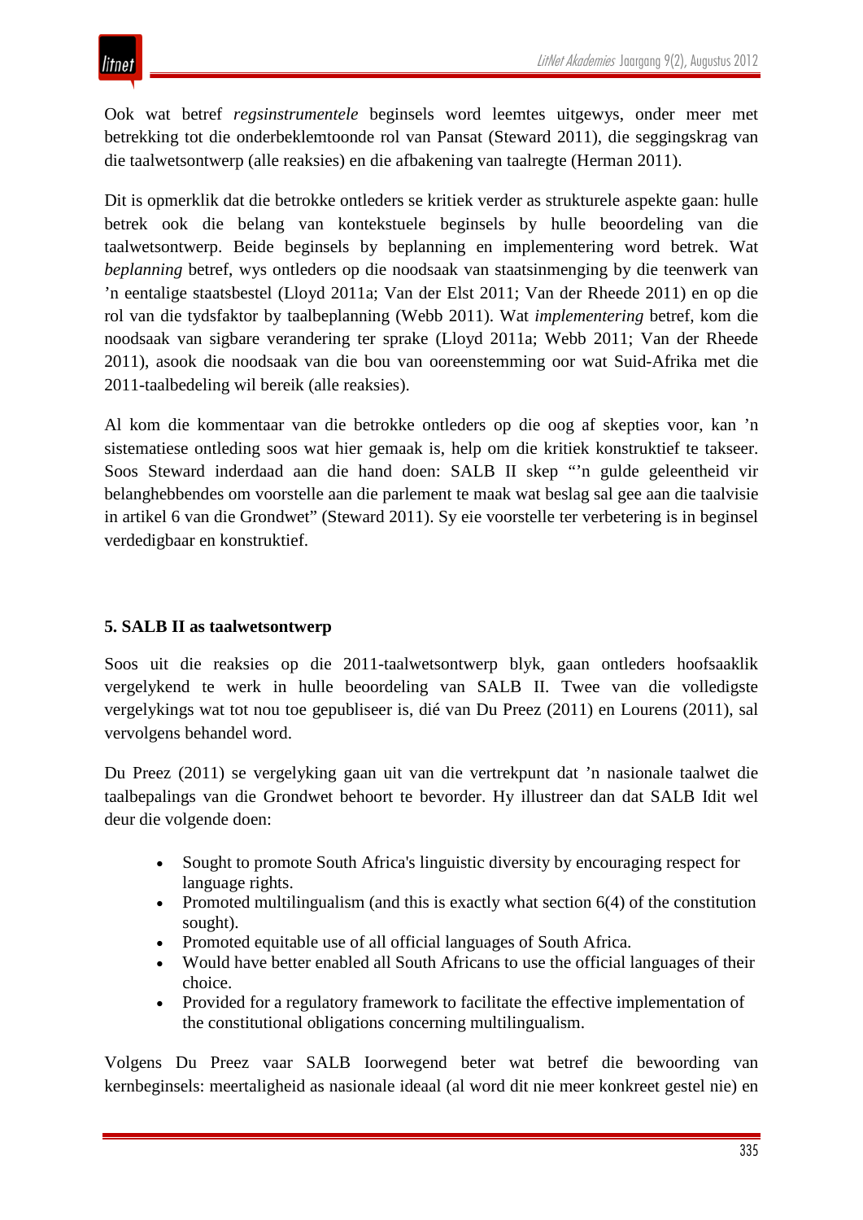Ook wat betref *regsinstrumentele* beginsels word leemtes uitgewys, onder meer met betrekking tot die onderbeklemtoonde rol van Pansat (Steward 2011), die seggingskrag van die taalwetsontwerp (alle reaksies) en die afbakening van taalregte (Herman 2011).

Dit is opmerklik dat die betrokke ontleders se kritiek verder as strukturele aspekte gaan: hulle betrek ook die belang van kontekstuele beginsels by hulle beoordeling van die taalwetsontwerp. Beide beginsels by beplanning en implementering word betrek. Wat *beplanning* betref, wys ontleders op die noodsaak van staatsinmenging by die teenwerk van ’n eentalige staatsbestel (Lloyd 2011a; Van der Elst 2011; Van der Rheede 2011) en op die rol van die tydsfaktor by taalbeplanning (Webb 2011). Wat *implementering* betref, kom die noodsaak van sigbare verandering ter sprake (Lloyd 2011a; Webb 2011; Van der Rheede 2011), asook die noodsaak van die bou van ooreenstemming oor wat Suid-Afrika met die 2011-taalbedeling wil bereik (alle reaksies).

Al kom die kommentaar van die betrokke ontleders op die oog af skepties voor, kan ’n sistematiese ontleding soos wat hier gemaak is, help om die kritiek konstruktief te takseer. Soos Steward inderdaad aan die hand doen: SALB II skep “’n gulde geleentheid vir belanghebbendes om voorstelle aan die parlement te maak wat beslag sal gee aan die taalvisie in artikel 6 van die Grondwet” (Steward 2011). Sy eie voorstelle ter verbetering is in beginsel verdedigbaar en konstruktief.

### 5. SALB II as taalwetsontwerp

Soos uit die reaksies op die 2011-taalwetsontwerp blyk, gaan ontleders hoofsaaklik vergelykend te werk in hulle beoordeling van SALB II. Twee van die volledigste vergelykings wat tot nou toe gepubliseer is, dié van Du Preez (2011) en Lourens (2011), sal vervolgens behandel word.

Du Preez (2011) se vergelyking gaan uit van die vertrekpunt dat ’n nasionale taalwet die taalbepalings van die Grondwet behoort te bevorder. Hy illustreer dan dat SALB Idit wel deur die volgende doen:

- Sought to promote South Africa's linguistic diversity by encouraging respect for language rights.
- Promoted multilingualism (and this is exactly what section 6(4) of the constitution sought).
- Promoted equitable use of all official languages of South Africa.
- Would have better enabled all South Africans to use the official languages of their choice.
- Provided for a regulatory framework to facilitate the effective implementation of the constitutional obligations concerning multilingualism.

Volgens Du Preez vaar SALB Ioorwegend beter wat betref die bewoording van kernbeginsels: meertaligheid as nasionale ideaal (al word dit nie meer konkreet gestel nie) en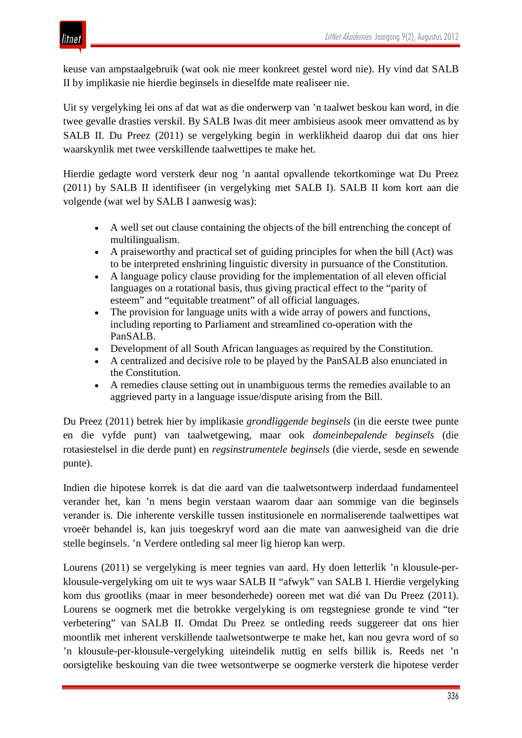keuse van ampstaalgebruik (wat ook nie meer konkreet gestel word nie). Hy vind dat SALB II by implikasie nie hierdie beginsels in dieselfde mate realiseer nie.

Uit sy vergelyking lei ons af dat wat as die onderwerp van ’n taalwet beskou kan word, in die twee gevalle drasties verskil. By SALB Iwas dit meer ambisieus asook meer omvattend as by SALB II. Du Preez (2011) se vergelyking begin in werklikheid daarop dui dat ons hier waarskynlik met twee verskillende taalwettipes te make het.

Hierdie gedagte word versterk deur nog ’n aantal opvallende tekortkominge wat Du Preez (2011) by SALB II identifiseer (in vergelyking met SALB I). SALB II kom kort aan die volgende (wat wel by SALB I aanwesig was):

- A well set out clause containing the objects of the bill entrenching the concept of multilingualism.
- A praiseworthy and practical set of guiding principles for when the bill (Act) was to be interpreted enshrining linguistic diversity in pursuance of the Constitution.
- A language policy clause providing for the implementation of all eleven official languages on a rotational basis, thus giving practical effect to the “parity of esteem” and “equitable treatment” of all official languages.
- The provision for language units with a wide array of powers and functions, including reporting to Parliament and streamlined co-operation with the PanSALB.
- Development of all South African languages as required by the Constitution.
- A centralized and decisive role to be played by the PanSALB also enunciated in the Constitution.
- A remedies clause setting out in unambiguous terms the remedies available to an aggrieved party in a language issue/dispute arising from the Bill.

Du Preez (2011) betrek hier by implikasie *grondliggende beginsels* (in die eerste twee punte en die vyfde punt) van taalwetgewing, maar ook *domeinbepalende beginsels* (die rotasiestelsel in die derde punt) en *regsinstrumentele beginsels* (die vierde, sesde en sewende punte).

Indien die hipotese korrek is dat die aard van die taalwetsontwerp inderdaad fundamenteel verander het, kan ’n mens begin verstaan waarom daar aan sommige van die beginsels verander is. Die inherente verskille tussen institusionele en normaliserende taalwettipes wat vroeër behandel is, kan juis toegeskryf word aan die mate van aanwesigheid van die drie stelle beginsels. ’n Verdere ontleding sal meer lig hierop kan werp.

Lourens (2011) se vergelyking is meer tegnies van aard. Hy doen letterlik ’n klousule-per-klousule-vergelyking om uit te wys waar SALB II “afwyk” van SALB I. Hierdie vergelyking kom dus grootliks (maar in meer besonderhede) ooreen met wat dié van Du Preez (2011). Lourens se oogmerk met die betrokke vergelyking is om regstegniese gronde te vind “ter verbetering” van SALB II. Omdat Du Preez se ontleding reeds suggereer dat ons hier moontlik met inherent verskillende taalwetsontwerpe te make het, kan nou gevra word of so ’n klousule-per-klousule-vergelyking uiteindelik nuttig en selfs billik is. Reeds net ’n oorsigtelike beskouing van die twee wetsontwerpe se oogmerke versterk die hipotese verder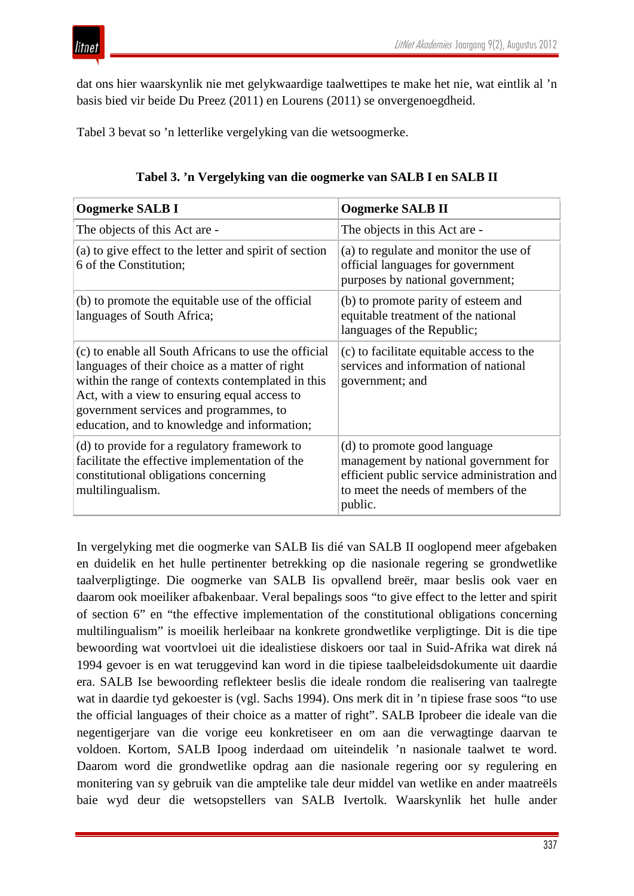dat ons hier waarskynlik nie met gelykwaardige taalwettipes te make het nie, wat eintlik al ’n basis bied vir beide Du Preez (2011) en Lourens (2011) se onvergenoegdheid.

Tabel 3 bevat so ’n letterlike vergelyking van die wetsoogmerke.

**Tabel 3. ’n Vergelyking van die oogmerke van SALB I en SALB II**

| **Oogmerke SALB I** | **Oogmerke SALB II** |
|---|---|
| The objects of this Act are - | The objects in this Act are - |
| (a) to give effect to the letter and spirit of section 6 of the Constitution; | (a) to regulate and monitor the use of official languages for government purposes by national government; |
| (b) to promote the equitable use of the official languages of South Africa; | (b) to promote parity of esteem and equitable treatment of the national languages of the Republic; |
| (c) to enable all South Africans to use the official languages of their choice as a matter of right within the range of contexts contemplated in this Act, with a view to ensuring equal access to government services and programmes, to education, and to knowledge and information; | (c) to facilitate equitable access to the services and information of national government; and |
| (d) to provide for a regulatory framework to facilitate the effective implementation of the constitutional obligations concerning multilingualism. | (d) to promote good language management by national government for efficient public service administration and to meet the needs of members of the public. |

In vergelyking met die oogmerke van SALB Iis dié van SALB II ooglopend meer afgebaken en duidelik en het hulle pertinenter betrekking op die nasionale regering se grondwetlike taalverpligtinge. Die oogmerke van SALB Iis opvallend breër, maar beslis ook vaer en daarom ook moeiliker afbakenbaar. Veral bepalings soos “to give effect to the letter and spirit of section 6” en “the effective implementation of the constitutional obligations concerning multilingualism” is moeilik herleibaar na konkrete grondwetlike verpligtinge. Dit is die tipe bewoording wat voortvloei uit die idealistiese diskoers oor taal in Suid-Afrika wat direk ná 1994 gevoer is en wat teruggevind kan word in die tipiese taalbeleidsdokumente uit daardie era. SALB Ise bewoording reflekteer beslis die ideale rondom die realisering van taalregte wat in daardie tyd gekoester is (vgl. Sachs 1994). Ons merk dit in ’n tipiese frase soos “to use the official languages of their choice as a matter of right”. SALB Iprobeer die ideale van die negentigerjare van die vorige eeu konkretiseer en om aan die verwagtinge daarvan te voldoen. Kortom, SALB Ipoog inderdaad om uiteindelik ’n nasionale taalwet te word. Daarom word die grondwetlike opdrag aan die nasionale regering oor sy regulering en monitering van sy gebruik van die amptelike tale deur middel van wetlike en ander maatreëls baie wyd deur die wetsopstellers van SALB Ivertolk. Waarskynlik het hulle ander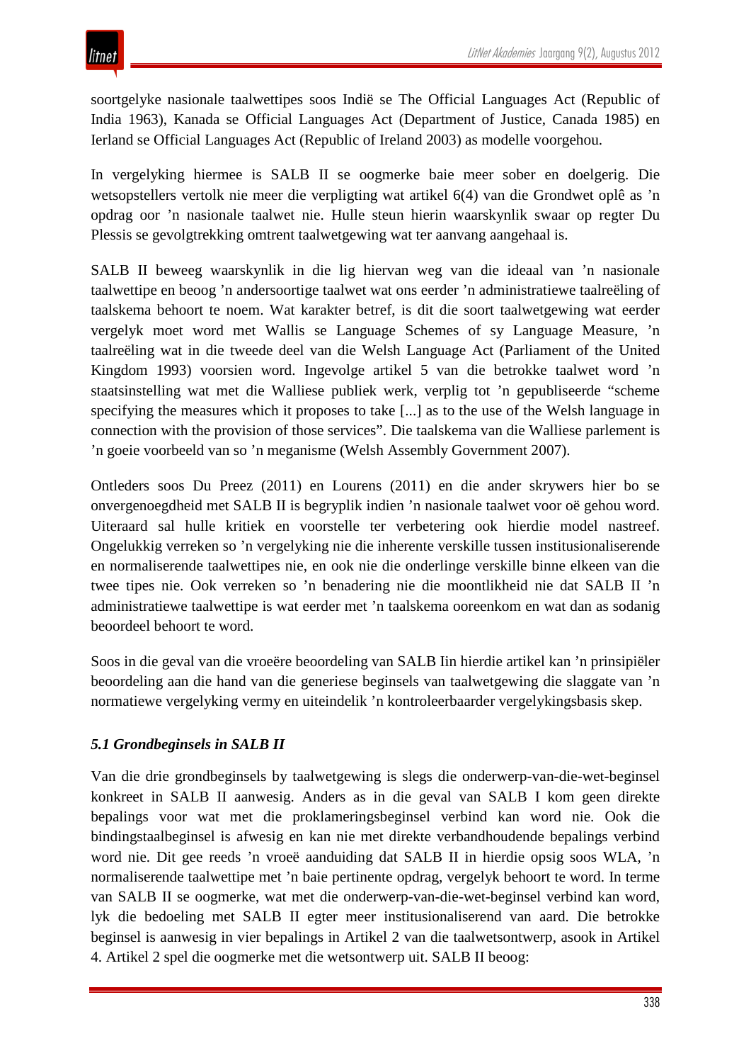soortgelyke nasionale taalwettipes soos Indië se The Official Languages Act (Republic of India 1963), Kanada se Official Languages Act (Department of Justice, Canada 1985) en Ierland se Official Languages Act (Republic of Ireland 2003) as modelle voorgehou.

In vergelyking hiermee is SALB II se oogmerke baie meer sober en doelgerig. Die wetsopstellers vertolk nie meer die verpligting wat artikel 6(4) van die Grondwet oplê as ’n opdrag oor ’n nasionale taalwet nie. Hulle steun hierin waarskynlik swaar op regter Du Plessis se gevolgtrekking omtrent taalwetgewing wat ter aanvang aangehaal is.

SALB II beweeg waarskynlik in die lig hiervan weg van die ideaal van ’n nasionale taalwettipe en beoog ’n andersoortige taalwet wat ons eerder ’n administratiewe taalreëling of taalskema behoort te noem. Wat karakter betref, is dit die soort taalwetgewing wat eerder vergelyk moet word met Wallis se Language Schemes of sy Language Measure, ’n taalreëling wat in die tweede deel van die Welsh Language Act (Parliament of the United Kingdom 1993) voorsien word. Ingevolge artikel 5 van die betrokke taalwet word ’n staatsinstelling wat met die Walliese publiek werk, verplig tot ’n gepubliseerde “scheme specifying the measures which it proposes to take [...] as to the use of the Welsh language in connection with the provision of those services”. Die taalskema van die Walliese parlement is ’n goeie voorbeeld van so ’n meganisme (Welsh Assembly Government 2007).

Ontleders soos Du Preez (2011) en Lourens (2011) en die ander skrywers hier bo se onvergenoegdheid met SALB II is begryplik indien ’n nasionale taalwet voor oë gehou word. Uiteraard sal hulle kritiek en voorstelle ter verbetering ook hierdie model nastreef. Ongelukkig verreken so ’n vergelyking nie die inherente verskille tussen institusionaliserende en normaliserende taalwettipes nie, en ook nie die onderlinge verskille binne elkeen van die twee tipes nie. Ook verreken so ’n benadering nie die moontlikheid nie dat SALB II ’n administratiewe taalwettipe is wat eerder met ’n taalskema ooreenkom en wat dan as sodanig beoordeel behoort te word.

Soos in die geval van die vroeëre beoordeling van SALB Iin hierdie artikel kan ’n prinsipiëler beoordeling aan die hand van die generiese beginsels van taalwetgewing die slaggate van ’n normatiewe vergelyking vermy en uiteindelik ’n kontroleerbaarder vergelykingsbasis skep.

### *5.1 Grondbeginsels in SALB II*

Van die drie grondbeginsels by taalwetgewing is slegs die onderwerp-van-die-wet-beginsel konkreet in SALB II aanwesig. Anders as in die geval van SALB I kom geen direkte bepalings voor wat met die proklameringsbeginsel verbind kan word nie. Ook die bindingstaalbeginsel is afwesig en kan nie met direkte verbandhoudende bepalings verbind word nie. Dit gee reeds ’n vroeë aanduiding dat SALB II in hierdie opsig soos WLA, ’n normaliserende taalwettipe met ’n baie pertinente opdrag, vergelyk behoort te word. In terme van SALB II se oogmerke, wat met die onderwerp-van-die-wet-beginsel verbind kan word, lyk die bedoeling met SALB II egter meer institusionaliserend van aard. Die betrokke beginsel is aanwesig in vier bepalings in Artikel 2 van die taalwetsontwerp, asook in Artikel 4. Artikel 2 spel die oogmerke met die wetsontwerp uit. SALB II beoog: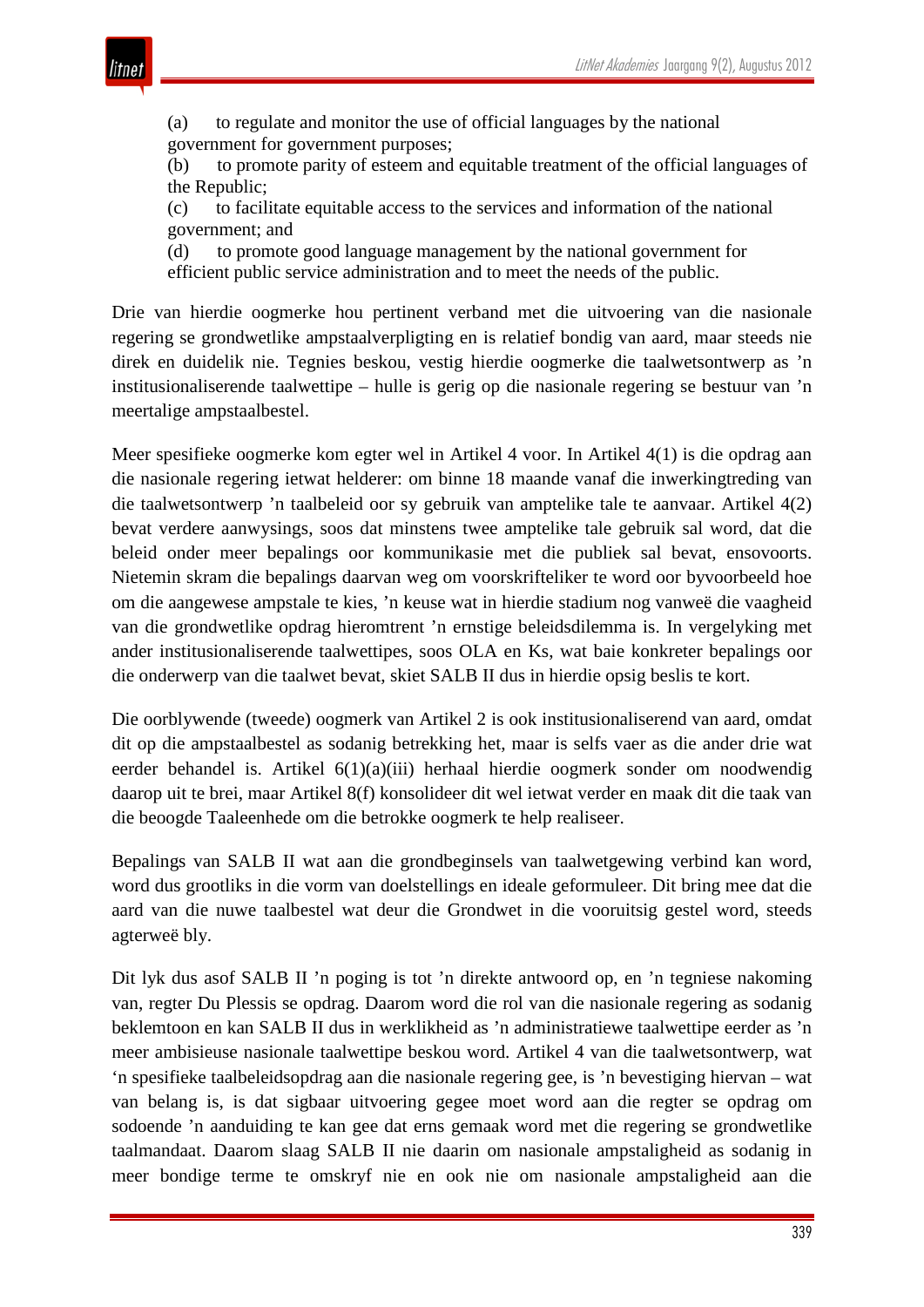(a) to regulate and monitor the use of official languages by the national government for government purposes;
(b) to promote parity of esteem and equitable treatment of the official languages of the Republic;
(c) to facilitate equitable access to the services and information of the national government; and
(d) to promote good language management by the national government for efficient public service administration and to meet the needs of the public.

Drie van hierdie oogmerke hou pertinent verband met die uitvoering van die nasionale regering se grondwetlike ampstaalverpligting en is relatief bondig van aard, maar steeds nie direk en duidelik nie. Tegnies beskou, vestig hierdie oogmerke die taalwetsontwerp as ’n institusionaliserende taalwettipe – hulle is gerig op die nasionale regering se bestuur van ’n meertalige ampstaalbestel.

Meer spesifieke oogmerke kom egter wel in Artikel 4 voor. In Artikel 4(1) is die opdrag aan die nasionale regering ietwat helderer: om binne 18 maande vanaf die inwerkingtreding van die taalwetsontwerp ’n taalbeleid oor sy gebruik van amptelike tale te aanvaar. Artikel 4(2) bevat verdere aanwysings, soos dat minstens twee amptelike tale gebruik sal word, dat die beleid onder meer bepalings oor kommunikasie met die publiek sal bevat, ensovoorts. Nietemin skram die bepalings daarvan weg om voorskrifteliker te word oor byvoorbeeld hoe om die aangewese ampstale te kies, ’n keuse wat in hierdie stadium nog vanweë die vaagheid van die grondwetlike opdrag hieromtrent ’n ernstige beleidsdilemma is. In vergelyking met ander institusionaliserende taalwettipes, soos OLA en Ks, wat baie konkreter bepalings oor die onderwerp van die taalwet bevat, skiet SALB II dus in hierdie opsig beslis te kort.

Die oorblywende (tweede) oogmerk van Artikel 2 is ook institusionaliserend van aard, omdat dit op die ampstaalbestel as sodanig betrekking het, maar is selfs vaer as die ander drie wat eerder behandel is. Artikel 6(1)(a)(iii) herhaal hierdie oogmerk sonder om noodwendig daarop uit te brei, maar Artikel 8(f) konsolideer dit wel ietwat verder en maak dit die taak van die beoogde Taaleenhede om die betrokke oogmerk te help realiseer.

Bepalings van SALB II wat aan die grondbeginsels van taalwetgewing verbind kan word, word dus grootliks in die vorm van doelstellings en ideale geformuleer. Dit bring mee dat die aard van die nuwe taalbestel wat deur die Grondwet in die vooruitsig gestel word, steeds agterweë bly.

Dit lyk dus asof SALB II ’n poging is tot ’n direkte antwoord op, en ’n tegniese nakoming van, regter Du Plessis se opdrag. Daarom word die rol van die nasionale regering as sodanig beklemtoon en kan SALB II dus in werklikheid as ’n administratiewe taalwettipe eerder as ’n meer ambisieuse nasionale taalwettipe beskou word. Artikel 4 van die taalwetsontwerp, wat ‘n spesifieke taalbeleidsopdrag aan die nasionale regering gee, is ’n bevestiging hiervan – wat van belang is, is dat sigbaar uitvoering gegee moet word aan die regter se opdrag om sodoende ’n aanduiding te kan gee dat erns gemaak word met die regering se grondwetlike taalmandaat. Daarom slaag SALB II nie daarin om nasionale ampstaligheid as sodanig in meer bondige terme te omskryf nie en ook nie om nasionale ampstaligheid aan die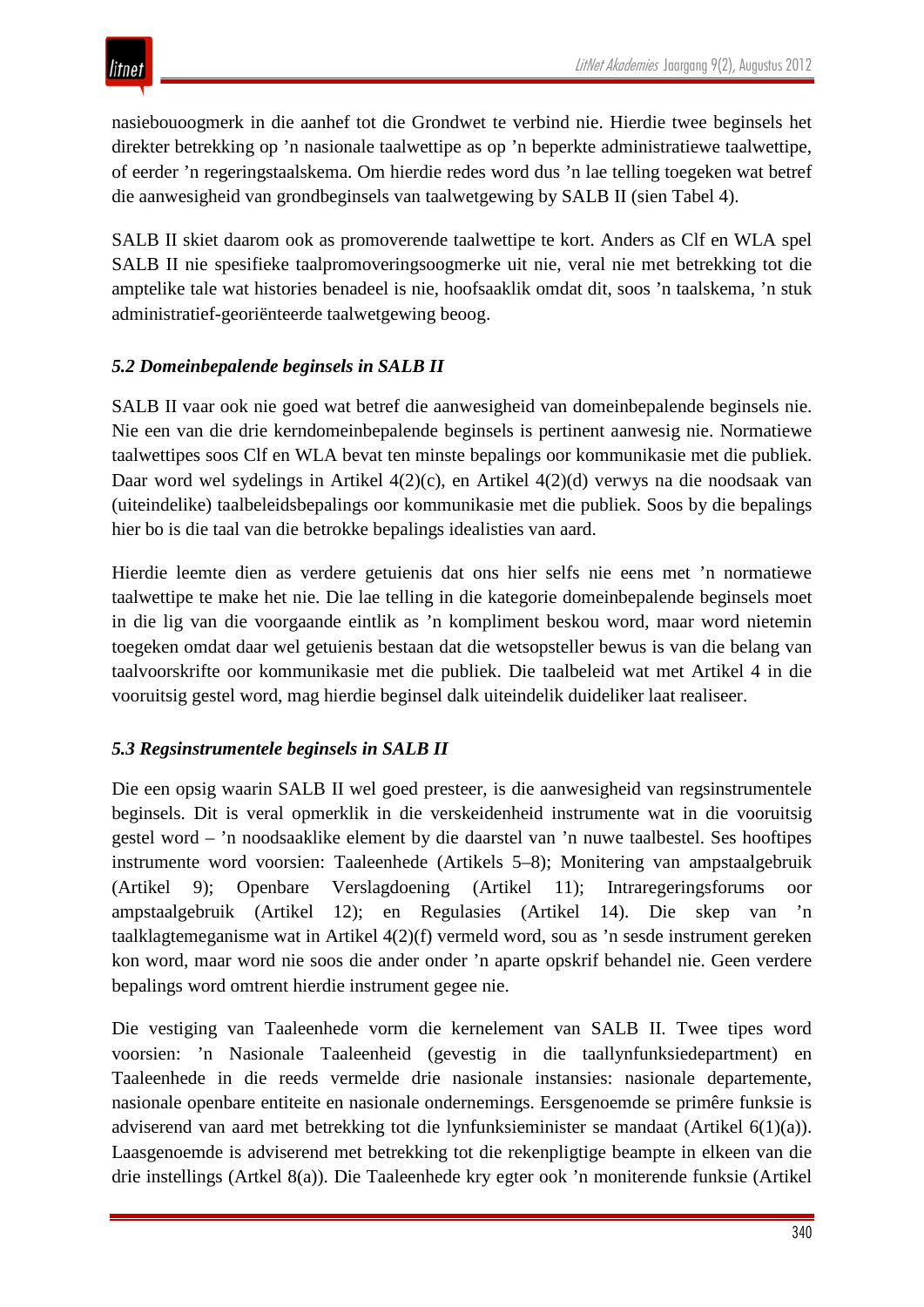nasiebouoogmerk in die aanhef tot die Grondwet te verbind nie. Hierdie twee beginsels het direkter betrekking op 'n nasionale taalwettipe as op 'n beperkte administratiewe taalwettipe, of eerder 'n regeringstaalskema. Om hierdie redes word dus 'n lae telling toegeken wat betref die aanwesigheid van grondbeginsels van taalwetgewing by SALB II (sien Tabel 4).

SALB II skiet daarom ook as promoverende taalwettipe te kort. Anders as Clf en WLA spel SALB II nie spesifieke taalpromoveringsoogmerke uit nie, veral nie met betrekking tot die amptelike tale wat histories benadeel is nie, hoofsaaklik omdat dit, soos 'n taalskema, 'n stuk administratief-georiënteerde taalwetgewing beoog.

### *5.2 Domeinbepalende beginsels in SALB II*

SALB II vaar ook nie goed wat betref die aanwesigheid van domeinbepalende beginsels nie. Nie een van die drie kerndomeinbepalende beginsels is pertinent aanwesig nie. Normatiewe taalwettipes soos Clf en WLA bevat ten minste bepalings oor kommunikasie met die publiek. Daar word wel sydelings in Artikel 4(2)(c), en Artikel 4(2)(d) verwys na die noodsaak van (uiteindelike) taalbeleidsbepalings oor kommunikasie met die publiek. Soos by die bepalings hier bo is die taal van die betrokke bepalings idealisties van aard.

Hierdie leemte dien as verdere getuienis dat ons hier selfs nie eens met 'n normatiewe taalwettipe te make het nie. Die lae telling in die kategorie domeinbepalende beginsels moet in die lig van die voorgaande eintlik as 'n kompliment beskou word, maar word nietemin toegeken omdat daar wel getuienis bestaan dat die wetsopsteller bewus is van die belang van taalvoorskrifte oor kommunikasie met die publiek. Die taalbeleid wat met Artikel 4 in die vooruitsig gestel word, mag hierdie beginsel dalk uiteindelik duideliker laat realiseer.

### *5.3 Regsinstrumentele beginsels in SALB II*

Die een opsig waarin SALB II wel goed presteer, is die aanwesigheid van regsinstrumentele beginsels. Dit is veral opmerklik in die verskeidenheid instrumente wat in die vooruitsig gestel word – 'n noodsaaklike element by die daarstel van 'n nuwe taalbestel. Ses hooftipes instrumente word voorsien: Taaleenhede (Artikels 5–8); Monitering van ampstaalgebruik (Artikel 9); Openbare Verslagdoening (Artikel 11); Intraregeringsforums oor ampstaalgebruik (Artikel 12); en Regulasies (Artikel 14). Die skep van 'n taalklagtemeganisme wat in Artikel 4(2)(f) vermeld word, sou as 'n sesde instrument gereken kon word, maar word nie soos die ander onder 'n aparte opskrif behandel nie. Geen verdere bepalings word omtrent hierdie instrument gegee nie.

Die vestiging van Taaleenhede vorm die kernelement van SALB II. Twee tipes word voorsien: 'n Nasionale Taaleenheid (gevestig in die taallynfunksiedepartment) en Taaleenhede in die reeds vermelde drie nasionale instansies: nasionale departemente, nasionale openbare entiteite en nasionale ondernemings. Eersgenoemde se primêre funksie is adviserend van aard met betrekking tot die lynfunksieminister se mandaat (Artikel 6(1)(a)). Laasgenoemde is adviserend met betrekking tot die rekenpligtige beampte in elkeen van die drie instellings (Artkel 8(a)). Die Taaleenhede kry egter ook 'n moniterende funksie (Artikel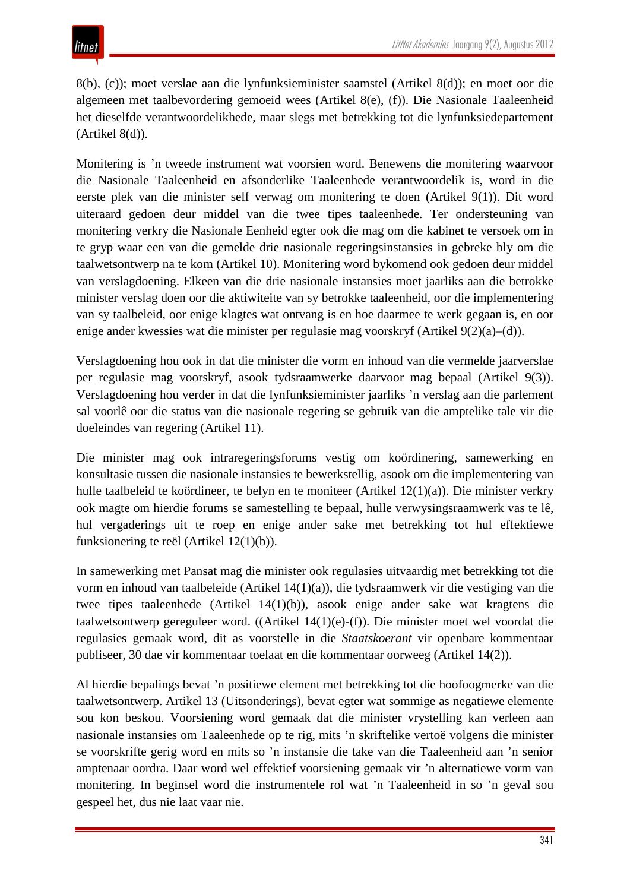8(b), (c)); moet verslae aan die lynfunksieminister saamstel (Artikel 8(d)); en moet oor die algemeen met taalbevordering gemoeid wees (Artikel 8(e), (f)). Die Nasionale Taaleenheid het dieselfde verantwoordelikhede, maar slegs met betrekking tot die lynfunksiedepartement (Artikel 8(d)).

Monitering is ’n tweede instrument wat voorsien word. Benewens die monitering waarvoor die Nasionale Taaleenheid en afsonderlike Taaleenhede verantwoordelik is, word in die eerste plek van die minister self verwag om monitering te doen (Artikel 9(1)). Dit word uiteraard gedoen deur middel van die twee tipes taaleenhede. Ter ondersteuning van monitering verkry die Nasionale Eenheid egter ook die mag om die kabinet te versoek om in te gryp waar een van die gemelde drie nasionale regeringsinstansies in gebreke bly om die taalwetsontwerp na te kom (Artikel 10). Monitering word bykomend ook gedoen deur middel van verslagdoening. Elkeen van die drie nasionale instansies moet jaarliks aan die betrokke minister verslag doen oor die aktiwiteite van sy betrokke taaleenheid, oor die implementering van sy taalbeleid, oor enige klagtes wat ontvang is en hoe daarmee te werk gegaan is, en oor enige ander kwessies wat die minister per regulasie mag voorskryf (Artikel 9(2)(a)–(d)).

Verslagdoening hou ook in dat die minister die vorm en inhoud van die vermelde jaarverslae per regulasie mag voorskryf, asook tydsraamwerke daarvoor mag bepaal (Artikel 9(3)). Verslagdoening hou verder in dat die lynfunksieminister jaarliks ’n verslag aan die parlement sal voorlê oor die status van die nasionale regering se gebruik van die amptelike tale vir die doeleindes van regering (Artikel 11).

Die minister mag ook intraregeringsforums vestig om koördinering, samewerking en konsultasie tussen die nasionale instansies te bewerkstellig, asook om die implementering van hulle taalbeleid te koördineer, te belyn en te moniteer (Artikel 12(1)(a)). Die minister verkry ook magte om hierdie forums se samestelling te bepaal, hulle verwysingsraamwerk vas te lê, hul vergaderings uit te roep en enige ander sake met betrekking tot hul effektiewe funksionering te reël (Artikel 12(1)(b)).

In samewerking met Pansat mag die minister ook regulasies uitvaardig met betrekking tot die vorm en inhoud van taalbeleide (Artikel 14(1)(a)), die tydsraamwerk vir die vestiging van die twee tipes taaleenhede (Artikel 14(1)(b)), asook enige ander sake wat kragtens die taalwetsontwerp gereguleer word. ((Artikel 14(1)(e)-(f)). Die minister moet wel voordat die regulasies gemaak word, dit as voorstelle in die *Staatskoerant* vir openbare kommentaar publiseer, 30 dae vir kommentaar toelaat en die kommentaar oorweeg (Artikel 14(2)).

Al hierdie bepalings bevat ’n positiewe element met betrekking tot die hoofoogmerke van die taalwetsontwerp. Artikel 13 (Uitsonderings), bevat egter wat sommige as negatiewe elemente sou kon beskou. Voorsiening word gemaak dat die minister vrystelling kan verleen aan nasionale instansies om Taaleenhede op te rig, mits ’n skriftelike vertoë volgens die minister se voorskrifte gerig word en mits so ’n instansie die take van die Taaleenheid aan ’n senior amptenaar oordra. Daar word wel effektief voorsiening gemaak vir ’n alternatiewe vorm van monitering. In beginsel word die instrumentele rol wat ’n Taaleenheid in so ’n geval sou gespeel het, dus nie laat vaar nie.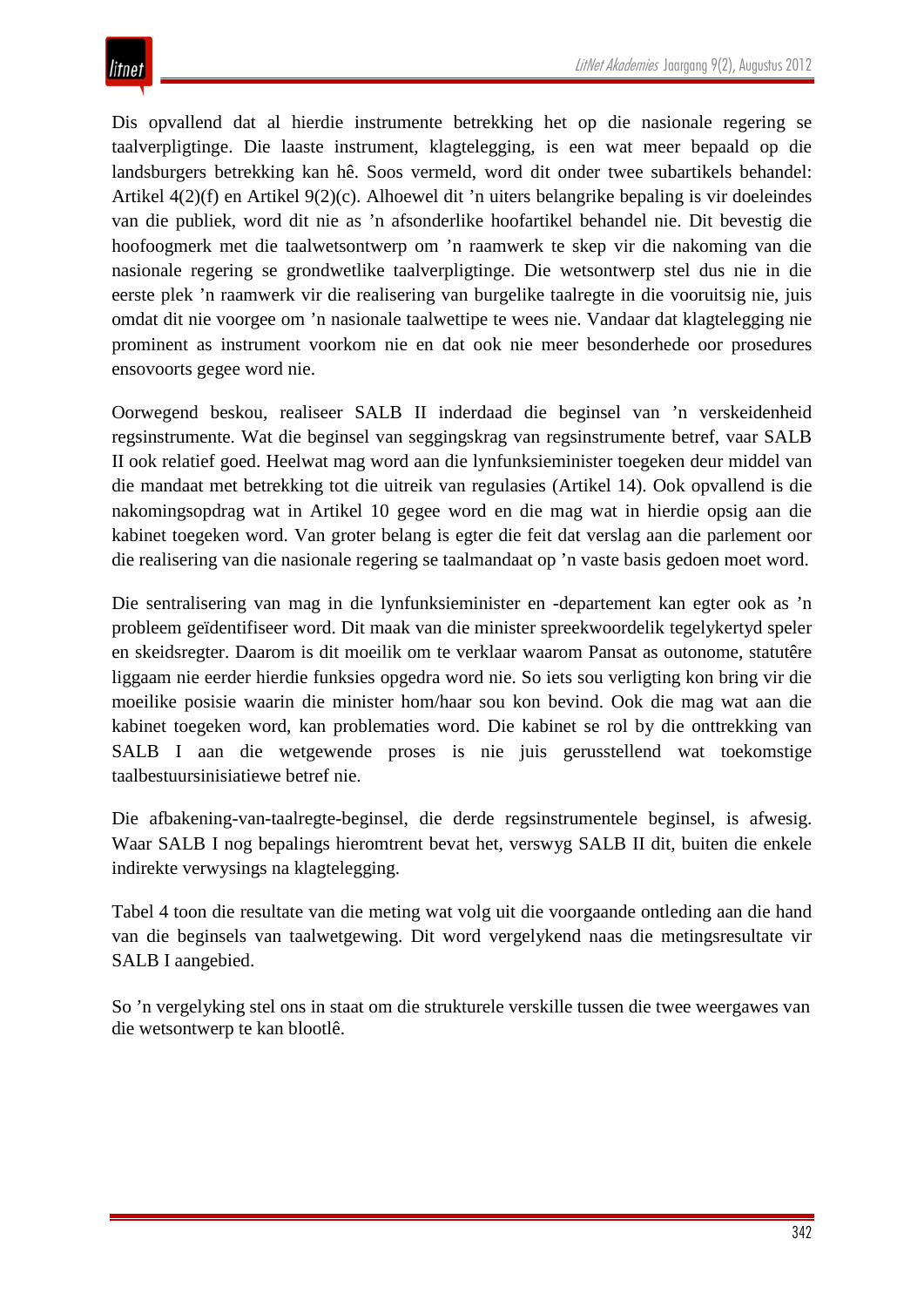Dis opvallend dat al hierdie instrumente betrekking het op die nasionale regering se taalverpligtinge. Die laaste instrument, klagtelegging, is een wat meer bepaald op die landsburgers betrekking kan hê. Soos vermeld, word dit onder twee subartikels behandel: Artikel 4(2)(f) en Artikel 9(2)(c). Alhoewel dit ’n uiters belangrike bepaling is vir doeleindes van die publiek, word dit nie as ’n afsonderlike hoofartikel behandel nie. Dit bevestig die hoofoogmerk met die taalwetsontwerp om ’n raamwerk te skep vir die nakoming van die nasionale regering se grondwetlike taalverpligtinge. Die wetsontwerp stel dus nie in die eerste plek ’n raamwerk vir die realisering van burgelike taalregte in die vooruitsig nie, juis omdat dit nie voorgee om ’n nasionale taalwettipe te wees nie. Vandaar dat klagtelegging nie prominent as instrument voorkom nie en dat ook nie meer besonderhede oor prosedures ensovoorts gegee word nie.

Oorwegend beskou, realiseer SALB II inderdaad die beginsel van ’n verskeidenheid regsinstrumente. Wat die beginsel van seggingskrag van regsinstrumente betref, vaar SALB II ook relatief goed. Heelwat mag word aan die lynfunksieminister toegeken deur middel van die mandaat met betrekking tot die uitreik van regulasies (Artikel 14). Ook opvallend is die nakomingsopdrag wat in Artikel 10 gegee word en die mag wat in hierdie opsig aan die kabinet toegeken word. Van groter belang is egter die feit dat verslag aan die parlement oor die realisering van die nasionale regering se taalmandaat op ’n vaste basis gedoen moet word.

Die sentralisering van mag in die lynfunksieminister en -departement kan egter ook as ’n probleem geïdentifiseer word. Dit maak van die minister spreekwoordelik tegelykertyd speler en skeidsregter. Daarom is dit moeilik om te verklaar waarom Pansat as outonome, statutêre liggaam nie eerder hierdie funksies opgedra word nie. So iets sou verligting kon bring vir die moeilike posisie waarin die minister hom/haar sou kon bevind. Ook die mag wat aan die kabinet toegeken word, kan problematies word. Die kabinet se rol by die onttrekking van SALB I aan die wetgewende proses is nie juis gerusstellend wat toekomstige taalbestuursinisiatiewe betref nie.

Die afbakening-van-taalregte-beginsel, die derde regsinstrumentele beginsel, is afwesig. Waar SALB I nog bepalings hieromtrent bevat het, verswyg SALB II dit, buiten die enkele indirekte verwysings na klagtelegging.

Tabel 4 toon die resultate van die meting wat volg uit die voorgaande ontleding aan die hand van die beginsels van taalwetgewing. Dit word vergelykend naas die metingsresultate vir SALB I aangebied.

So ’n vergelyking stel ons in staat om die strukturele verskille tussen die twee weergawes van die wetsontwerp te kan blootlê.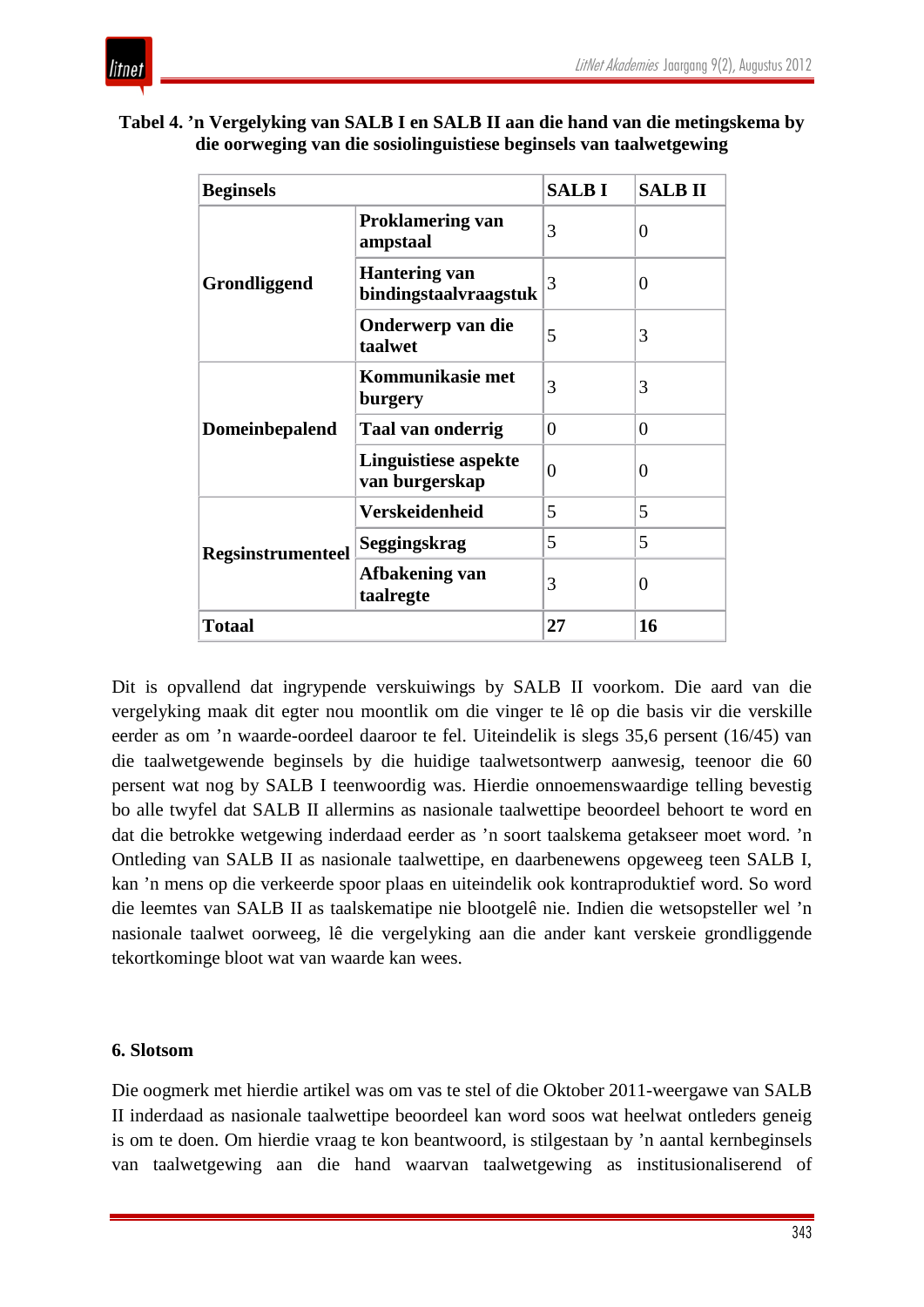**Tabel 4. ’n Vergelyking van SALB I en SALB II aan die hand van die metingskema by die oorweging van die sosiolinguistiese beginsels van taalwetgewing**

| Beginsels | | SALB I | SALB II |
|---|---|---|---|
| Grondliggend | Proklamering van ampstaal | 3 | 0 |
| | Hantering van bindingstaalvraagstuk | 3 | 0 |
| | Onderwerp van die taalwet | 5 | 3 |
| Domeinbepalend | Kommunikasie met burgery | 3 | 3 |
| | Taal van onderrig | 0 | 0 |
| | Linguistiese aspekte van burgerskap | 0 | 0 |
| Regsinstrumenteel | Verskeidenheid | 5 | 5 |
| | Seggingskrag | 5 | 5 |
| | Afbakening van taalregte | 3 | 0 |
| **Totaal** | | **27** | **16** |

Dit is opvallend dat ingrypende verskuiwings by SALB II voorkom. Die aard van die vergelyking maak dit egter nou moontlik om die vinger te lê op die basis vir die verskille eerder as om ’n waarde-oordeel daaroor te fel. Uiteindelik is slegs 35,6 persent (16/45) van die taalwetgewende beginsels by die huidige taalwetsontwerp aanwesig, teenoor die 60 persent wat nog by SALB I teenwoordig was. Hierdie onnoemenswaardige telling bevestig bo alle twyfel dat SALB II allermins as nasionale taalwettipe beoordeel behoort te word en dat die betrokke wetgewing inderdaad eerder as ’n soort taalskema getakseer moet word. ’n Ontleding van SALB II as nasionale taalwettipe, en daarbenewens opgeweeg teen SALB I, kan ’n mens op die verkeerde spoor plaas en uiteindelik ook kontraproduktief word. So word die leemtes van SALB II as taalskematipe nie blootgelê nie. Indien die wetsopsteller wel ’n nasionale taalwet oorweeg, lê die vergelyking aan die ander kant verskeie grondliggende tekortkominge bloot wat van waarde kan wees.

## 6. Slotsom

Die oogmerk met hierdie artikel was om vas te stel of die Oktober 2011-weergawe van SALB II inderdaad as nasionale taalwettipe beoordeel kan word soos wat heelwat ontleders geneig is om te doen. Om hierdie vraag te kon beantwoord, is stilgestaan by ’n aantal kernbeginsels van taalwetgewing aan die hand waarvan taalwetgewing as institusionaliserend of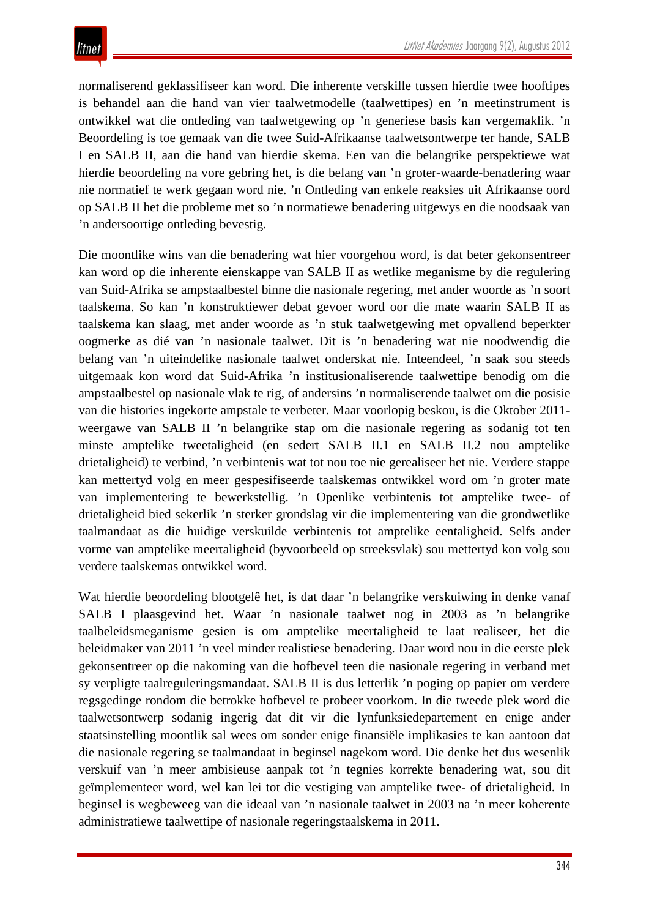normaliserend geklassifiseer kan word. Die inherente verskille tussen hierdie twee hooftipes is behandel aan die hand van vier taalwetmodelle (taalwettipes) en ’n meetinstrument is ontwikkel wat die ontleding van taalwetgewing op ’n generiese basis kan vergemaklik. ’n Beoordeling is toe gemaak van die twee Suid-Afrikaanse taalwetsontwerpe ter hande, SALB I en SALB II, aan die hand van hierdie skema. Een van die belangrike perspektiewe wat hierdie beoordeling na vore gebring het, is die belang van ’n groter-waarde-benadering waar nie normatief te werk gegaan word nie. ’n Ontleding van enkele reaksies uit Afrikaanse oord op SALB II het die probleme met so ’n normatiewe benadering uitgewys en die noodsaak van ’n andersoortige ontleding bevestig.

Die moontlike wins van die benadering wat hier voorgehou word, is dat beter gekonsentreer kan word op die inherente eienskappe van SALB II as wetlike meganisme by die regulering van Suid-Afrika se ampstaalbestel binne die nasionale regering, met ander woorde as ’n soort taalskema. So kan ’n konstruktiewer debat gevoer word oor die mate waarin SALB II as taalskema kan slaag, met ander woorde as ’n stuk taalwetgewing met opvallend beperkter oogmerke as dié van ’n nasionale taalwet. Dit is ’n benadering wat nie noodwendig die belang van ’n uiteindelike nasionale taalwet onderskat nie. Inteendeel, ’n saak sou steeds uitgemaak kon word dat Suid-Afrika ’n institusionaliserende taalwettipe benodig om die ampstaalbestel op nasionale vlak te rig, of andersins ’n normaliserende taalwet om die posisie van die histories ingekorte ampstale te verbeter. Maar voorlopig beskou, is die Oktober 2011-weergawe van SALB II ’n belangrike stap om die nasionale regering as sodanig tot ten minste amptelike tweetaligheid (en sedert SALB II.1 en SALB II.2 nou amptelike drietaligheid) te verbind, ’n verbintenis wat tot nou toe nie gerealiseer het nie. Verdere stappe kan mettertyd volg en meer gespesifiseerde taalskemas ontwikkel word om ’n groter mate van implementering te bewerkstellig. ’n Openlike verbintenis tot amptelike twee- of drietaligheid bied sekerlik ’n sterker grondslag vir die implementering van die grondwetlike taalmandaat as die huidige verskuilde verbintenis tot amptelike eentaligheid. Selfs ander vorme van amptelike meertaligheid (byvoorbeeld op streeksvlak) sou mettertyd kon volg sou verdere taalskemas ontwikkel word.

Wat hierdie beoordeling blootgelê het, is dat daar ’n belangrike verskuiwing in denke vanaf SALB I plaasgevind het. Waar ’n nasionale taalwet nog in 2003 as ’n belangrike taalbeleidsmeganisme gesien is om amptelike meertaligheid te laat realiseer, het die beleidmaker van 2011 ’n veel minder realistiese benadering. Daar word nou in die eerste plek gekonsentreer op die nakoming van die hofbevel teen die nasionale regering in verband met sy verpligte taalreguleringsmandaat. SALB II is dus letterlik ’n poging op papier om verdere regsgedinge rondom die betrokke hofbevel te probeer voorkom. In die tweede plek word die taalwetsontwerp sodanig ingerig dat dit vir die lynfunksiedepartement en enige ander staatsinstelling moontlik sal wees om sonder enige finansiële implikasies te kan aantoon dat die nasionale regering se taalmandaat in beginsel nagekom word. Die denke het dus wesenlik verskuif van ’n meer ambisieuse aanpak tot ’n tegnies korrekte benadering wat, sou dit geïmplementeer word, wel kan lei tot die vestiging van amptelike twee- of drietaligheid. In beginsel is wegbeweeg van die ideaal van ’n nasionale taalwet in 2003 na ’n meer koherente administratiewe taalwettipe of nasionale regeringstaalskema in 2011.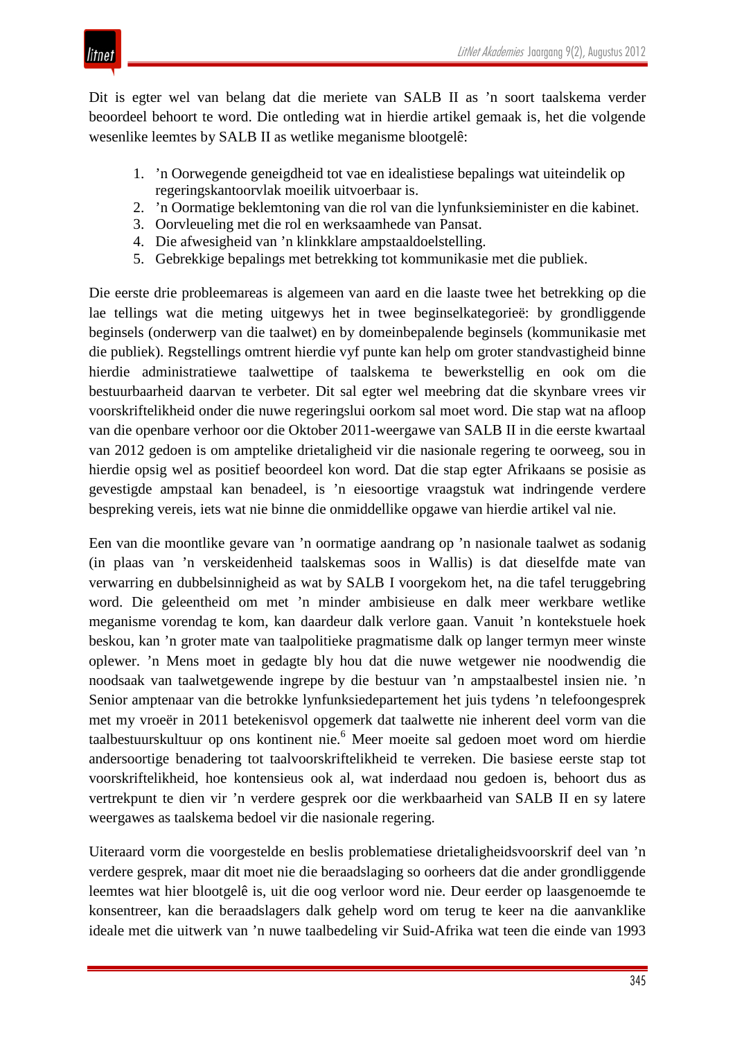Dit is egter wel van belang dat die meriete van SALB II as 'n soort taalskema verder beoordeel behoort te word. Die ontleding wat in hierdie artikel gemaak is, het die volgende wesenlike leemtes by SALB II as wetlike meganisme blootgelê:

1. 'n Oorwegende geneigdheid tot vae en idealistiese bepalings wat uiteindelik op regeringskantoorvlak moeilik uitvoerbaar is.
2. 'n Oormatige beklemtoning van die rol van die lynfunksieminister en die kabinet.
3. Oorvleueling met die rol en werksaamhede van Pansat.
4. Die afwesigheid van 'n klinkklare ampstaaldoelstelling.
5. Gebrekkige bepalings met betrekking tot kommunikasie met die publiek.

Die eerste drie probleemareas is algemeen van aard en die laaste twee het betrekking op die lae tellings wat die meting uitgewys het in twee beginselkategorieë: by grondliggende beginsels (onderwerp van die taalwet) en by domeinbepalende beginsels (kommunikasie met die publiek). Regstellings omtrent hierdie vyf punte kan help om groter standvastigheid binne hierdie administratiewe taalwettipe of taalskema te bewerkstellig en ook om die bestuurbaarheid daarvan te verbeter. Dit sal egter wel meebring dat die skynbare vrees vir voorskriftelikheid onder die nuwe regeringslui oorkom sal moet word. Die stap wat na afloop van die openbare verhoor oor die Oktober 2011-weergawe van SALB II in die eerste kwartaal van 2012 gedoen is om amptelike drietaligheid vir die nasionale regering te oorweeg, sou in hierdie opsig wel as positief beoordeel kon word. Dat die stap egter Afrikaans se posisie as gevestigde ampstaal kan benadeel, is 'n eiesoortige vraagstuk wat indringende verdere bespreking vereis, iets wat nie binne die onmiddellike opgawe van hierdie artikel val nie.

Een van die moontlike gevare van 'n oormatige aandrang op 'n nasionale taalwet as sodanig (in plaas van 'n verskeidenheid taalskemas soos in Wallis) is dat dieselfde mate van verwarring en dubbelsinnigheid as wat by SALB I voorgekom het, na die tafel teruggebring word. Die geleentheid om met 'n minder ambisieuse en dalk meer werkbare wetlike meganisme vorendag te kom, kan daardeur dalk verlore gaan. Vanuit 'n kontekstuele hoek beskou, kan 'n groter mate van taalpolitieke pragmatisme dalk op langer termyn meer winste oplewer. 'n Mens moet in gedagte bly hou dat die nuwe wetgewer nie noodwendig die noodsaak van taalwetgewende ingrepe by die bestuur van 'n ampstaalbestel insien nie. 'n Senior amptenaar van die betrokke lynfunksiedepartement het juis tydens 'n telefoongesprek met my vroeër in 2011 betekenisvol opgemerk dat taalwette nie inherent deel vorm van die taalbestuurskultuur op ons kontinent nie.[6] Meer moeite sal gedoen moet word om hierdie andersoortige benadering tot taalvoorskriftelikheid te verreken. Die basiese eerste stap tot voorskriftelikheid, hoe kontensieus ook al, wat inderdaad nou gedoen is, behoort dus as vertrekpunt te dien vir 'n verdere gesprek oor die werkbaarheid van SALB II en sy latere weergawes as taalskema bedoel vir die nasionale regering.

Uiteraard vorm die voorgestelde en beslis problematiese drietaligheidsvoorskrif deel van 'n verdere gesprek, maar dit moet nie die beraadslaging so oorheers dat die ander grondliggende leemtes wat hier blootgelê is, uit die oog verloor word nie. Deur eerder op laasgenoemde te konsentreer, kan die beraadslagers dalk gehelp word om terug te keer na die aanvanklike ideale met die uitwerk van 'n nuwe taalbedeling vir Suid-Afrika wat teen die einde van 1993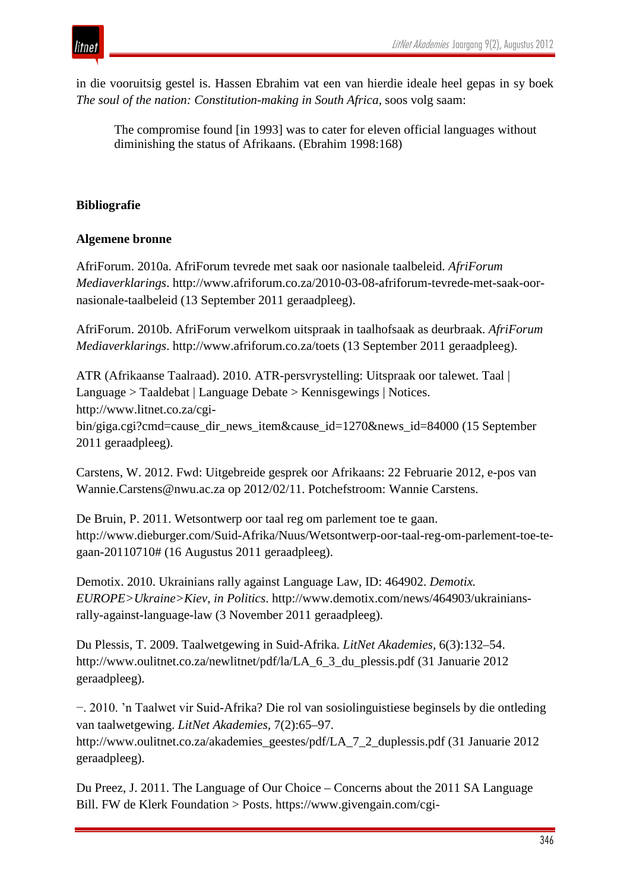in die vooruitsig gestel is. Hassen Ebrahim vat een van hierdie ideale heel gepas in sy boek *The soul of the nation: Constitution-making in South Africa*, soos volg saam:

> The compromise found [in 1993] was to cater for eleven official languages without diminishing the status of Afrikaans. (Ebrahim 1998:168)

## Bibliografie

### Algemene bronne

AfriForum. 2010a. AfriForum tevrede met saak oor nasionale taalbeleid. *AfriForum Mediaverklarings*. http://www.afriforum.co.za/2010-03-08-afriforum-tevrede-met-saak-oor-nasionale-taalbeleid (13 September 2011 geraadpleeg).

AfriForum. 2010b. AfriForum verwelkom uitspraak in taalhofsaak as deurbraak. *AfriForum Mediaverklarings*. http://www.afriforum.co.za/toets (13 September 2011 geraadpleeg).

ATR (Afrikaanse Taalraad). 2010. ATR-persvrystelling: Uitspraak oor talewet. Taal | Language > Taaldebat | Language Debate > Kennisgewings | Notices. http://www.litnet.co.za/cgi-bin/giga.cgi?cmd=cause_dir_news_item&cause_id=1270&news_id=84000 (15 September 2011 geraadpleeg).

Carstens, W. 2012. Fwd: Uitgebreide gesprek oor Afrikaans: 22 Februarie 2012, e-pos van Wannie.Carstens@nwu.ac.za op 2012/02/11. Potchefstroom: Wannie Carstens.

De Bruin, P. 2011. Wetsontwerp oor taal reg om parlement toe te gaan. http://www.dieburger.com/Suid-Afrika/Nuus/Wetsontwerp-oor-taal-reg-om-parlement-toe-te-gaan-20110710# (16 Augustus 2011 geraadpleeg).

Demotix. 2010. Ukrainians rally against Language Law, ID: 464902. *Demotix. EUROPE>Ukraine>Kiev, in Politics*. http://www.demotix.com/news/464903/ukrainians-rally-against-language-law (3 November 2011 geraadpleeg).

Du Plessis, T. 2009. Taalwetgewing in Suid-Afrika. *LitNet Akademies*, 6(3):132–54. http://www.oulitnet.co.za/newlitnet/pdf/la/LA_6_3_du_plessis.pdf (31 Januarie 2012 geraadpleeg).

−. 2010. ’n Taalwet vir Suid-Afrika? Die rol van sosiolinguistiese beginsels by die ontleding van taalwetgewing. *LitNet Akademies*, 7(2):65–97. http://www.oulitnet.co.za/akademies_geestes/pdf/LA_7_2_duplessis.pdf (31 Januarie 2012 geraadpleeg).

Du Preez, J. 2011. The Language of Our Choice – Concerns about the 2011 SA Language Bill. FW de Klerk Foundation > Posts. https://www.givengain.com/cgi-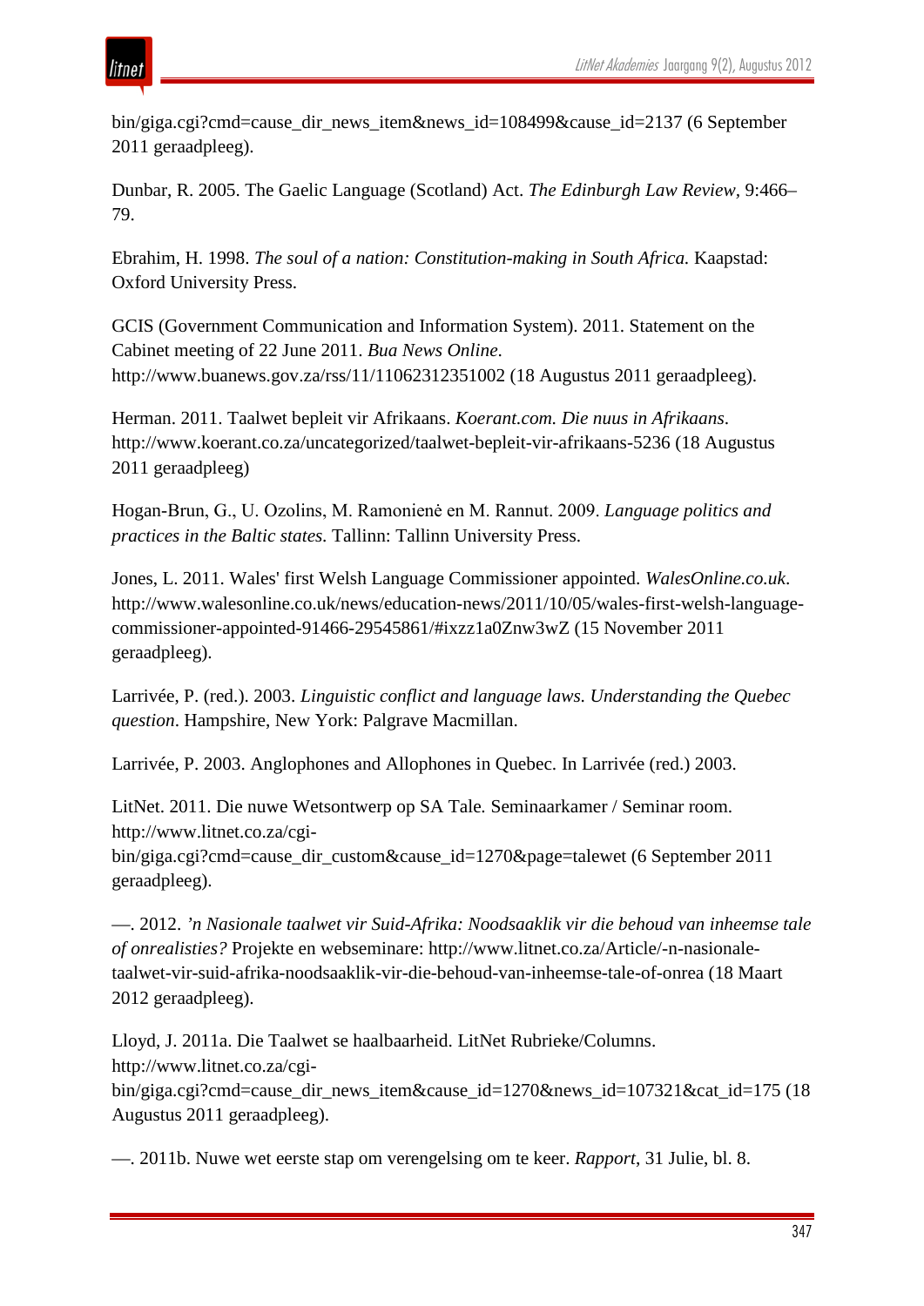bin/giga.cgi?cmd=cause_dir_news_item&news_id=108499&cause_id=2137 (6 September 2011 geraadpleeg).

Dunbar, R. 2005. The Gaelic Language (Scotland) Act. *The Edinburgh Law Review*, 9:466–79.

Ebrahim, H. 1998. *The soul of a nation: Constitution-making in South Africa.* Kaapstad: Oxford University Press.

GCIS (Government Communication and Information System). 2011. Statement on the Cabinet meeting of 22 June 2011. *Bua News Online.* http://www.buanews.gov.za/rss/11/11062312351002 (18 Augustus 2011 geraadpleeg).

Herman. 2011. Taalwet bepleit vir Afrikaans. *Koerant.com. Die nuus in Afrikaans*. http://www.koerant.co.za/uncategorized/taalwet-bepleit-vir-afrikaans-5236 (18 Augustus 2011 geraadpleeg)

Hogan-Brun, G., U. Ozolins, M. Ramonienė en M. Rannut. 2009. *Language politics and practices in the Baltic states*. Tallinn: Tallinn University Press.

Jones, L. 2011. Wales' first Welsh Language Commissioner appointed. *WalesOnline.co.uk*. http://www.walesonline.co.uk/news/education-news/2011/10/05/wales-first-welsh-language-commissioner-appointed-91466-29545861/#ixzz1a0Znw3wZ (15 November 2011 geraadpleeg).

Larrivée, P. (red.). 2003. *Linguistic conflict and language laws. Understanding the Quebec question*. Hampshire, New York: Palgrave Macmillan.

Larrivée, P. 2003. Anglophones and Allophones in Quebec. In Larrivée (red.) 2003.

LitNet. 2011. Die nuwe Wetsontwerp op SA Tale. Seminaarkamer / Seminar room. http://www.litnet.co.za/cgi-bin/giga.cgi?cmd=cause_dir_custom&cause_id=1270&page=talewet (6 September 2011 geraadpleeg).

—. 2012. *'n Nasionale taalwet vir Suid-Afrika: Noodsaaklik vir die behoud van inheemse tale of onrealisties?* Projekte en webseminare: http://www.litnet.co.za/Article/-n-nasionale-taalwet-vir-suid-afrika-noodsaaklik-vir-die-behoud-van-inheemse-tale-of-onrea (18 Maart 2012 geraadpleeg).

Lloyd, J. 2011a. Die Taalwet se haalbaarheid. LitNet Rubrieke/Columns. http://www.litnet.co.za/cgi-bin/giga.cgi?cmd=cause_dir_news_item&cause_id=1270&news_id=107321&cat_id=175 (18 Augustus 2011 geraadpleeg).

—. 2011b. Nuwe wet eerste stap om verengelsing om te keer. *Rapport*, 31 Julie, bl. 8.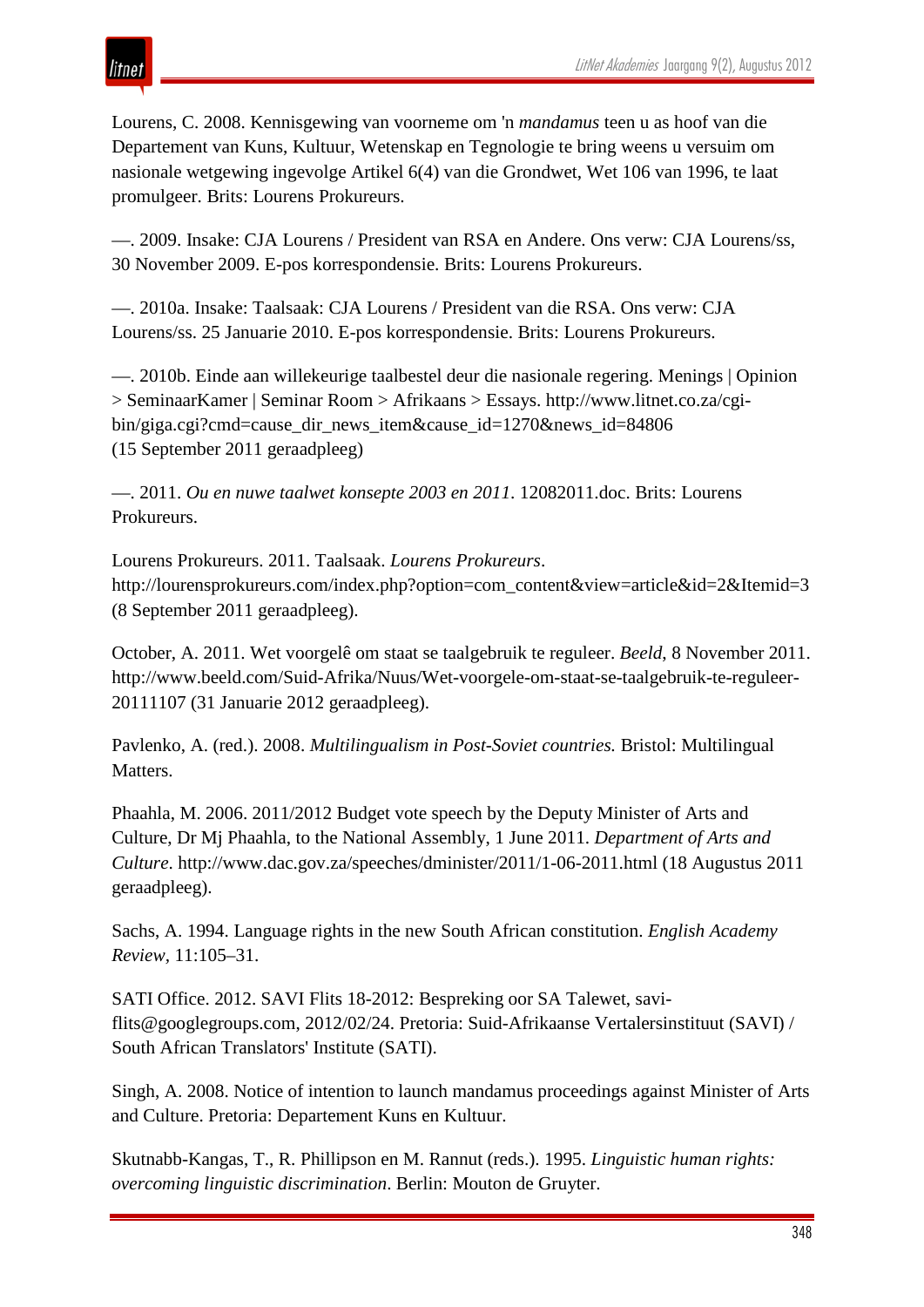Lourens, C. 2008. Kennisgewing van voorneme om 'n *mandamus* teen u as hoof van die Departement van Kuns, Kultuur, Wetenskap en Tegnologie te bring weens u versuim om nasionale wetgewing ingevolge Artikel 6(4) van die Grondwet, Wet 106 van 1996, te laat promulgeer. Brits: Lourens Prokureurs.

—. 2009. Insake: CJA Lourens / President van RSA en Andere. Ons verw: CJA Lourens/ss, 30 November 2009. E-pos korrespondensie. Brits: Lourens Prokureurs.

—. 2010a. Insake: Taalsaak: CJA Lourens / President van die RSA. Ons verw: CJA Lourens/ss. 25 Januarie 2010. E-pos korrespondensie. Brits: Lourens Prokureurs.

—. 2010b. Einde aan willekeurige taalbestel deur die nasionale regering. Menings | Opinion > SeminaarKamer | Seminar Room > Afrikaans > Essays. http://www.litnet.co.za/cgi-bin/giga.cgi?cmd=cause_dir_news_item&cause_id=1270&news_id=84806 (15 September 2011 geraadpleeg)

—. 2011. *Ou en nuwe taalwet konsepte 2003 en 2011*. 12082011.doc. Brits: Lourens Prokureurs.

Lourens Prokureurs. 2011. Taalsaak. *Lourens Prokureurs*. http://lourensprokureurs.com/index.php?option=com_content&view=article&id=2&Itemid=3 (8 September 2011 geraadpleeg).

October, A. 2011. Wet voorgelê om staat se taalgebruik te reguleer. *Beeld*, 8 November 2011. http://www.beeld.com/Suid-Afrika/Nuus/Wet-voorgele-om-staat-se-taalgebruik-te-reguleer-20111107 (31 Januarie 2012 geraadpleeg).

Pavlenko, A. (red.). 2008. *Multilingualism in Post-Soviet countries.* Bristol: Multilingual Matters.

Phaahla, M. 2006. 2011/2012 Budget vote speech by the Deputy Minister of Arts and Culture, Dr Mj Phaahla, to the National Assembly, 1 June 2011. *Department of Arts and Culture*. http://www.dac.gov.za/speeches/dminister/2011/1-06-2011.html (18 Augustus 2011 geraadpleeg).

Sachs, A. 1994. Language rights in the new South African constitution. *English Academy Review*, 11:105–31.

SATI Office. 2012. SAVI Flits 18-2012: Bespreking oor SA Talewet, savi-flits@googlegroups.com, 2012/02/24. Pretoria: Suid-Afrikaanse Vertalersinstituut (SAVI) / South African Translators' Institute (SATI).

Singh, A. 2008. Notice of intention to launch mandamus proceedings against Minister of Arts and Culture. Pretoria: Departement Kuns en Kultuur.

Skutnabb-Kangas, T., R. Phillipson en M. Rannut (reds.). 1995. *Linguistic human rights: overcoming linguistic discrimination*. Berlin: Mouton de Gruyter.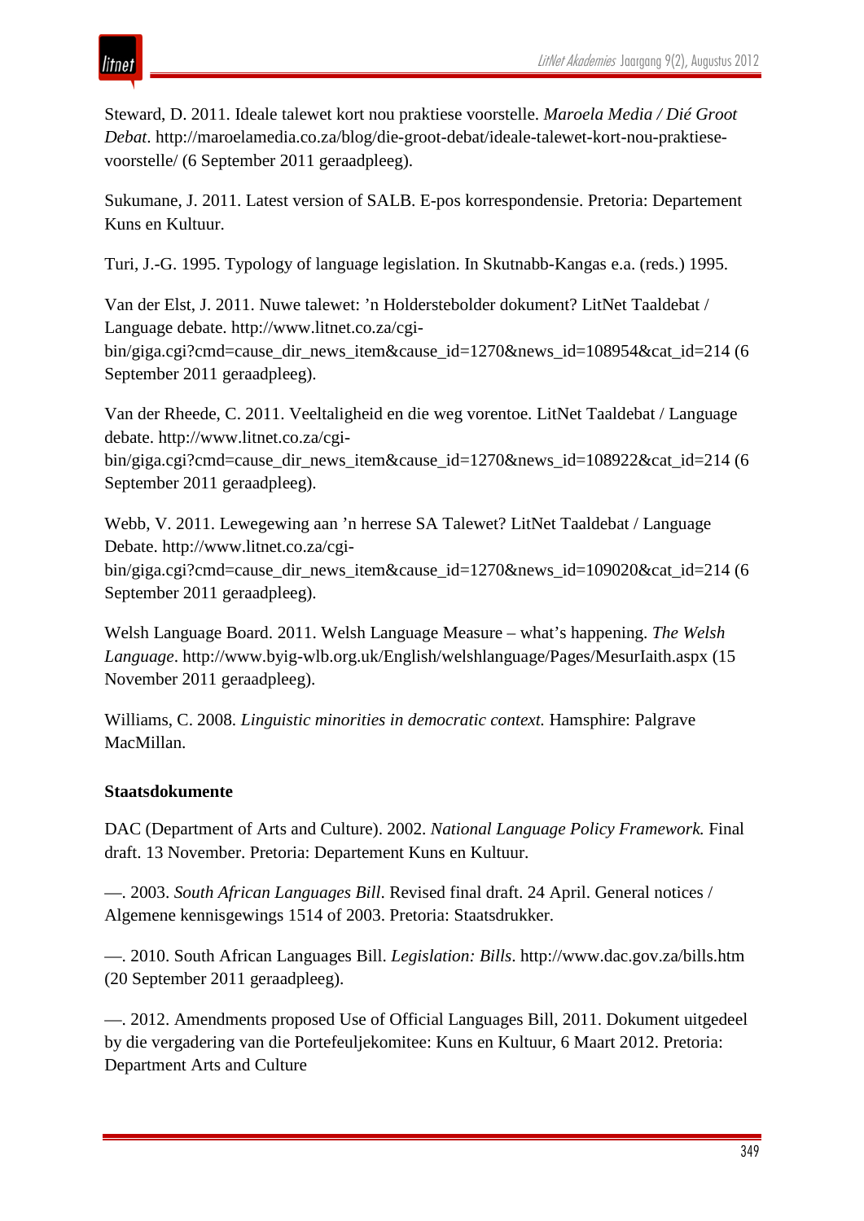Steward, D. 2011. Ideale talewet kort nou praktiese voorstelle. *Maroela Media / Dié Groot Debat*. http://maroelamedia.co.za/blog/die-groot-debat/ideale-talewet-kort-nou-praktiese-voorstelle/ (6 September 2011 geraadpleeg).

Sukumane, J. 2011. Latest version of SALB. E-pos korrespondensie. Pretoria: Departement Kuns en Kultuur.

Turi, J.-G. 1995. Typology of language legislation. In Skutnabb-Kangas e.a. (reds.) 1995.

Van der Elst, J. 2011. Nuwe talewet: 'n Holderstebolder dokument? LitNet Taaldebat / Language debate. http://www.litnet.co.za/cgi-bin/giga.cgi?cmd=cause_dir_news_item&cause_id=1270&news_id=108954&cat_id=214 (6 September 2011 geraadpleeg).

Van der Rheede, C. 2011. Veeltaligheid en die weg vorentoe. LitNet Taaldebat / Language debate. http://www.litnet.co.za/cgi-bin/giga.cgi?cmd=cause_dir_news_item&cause_id=1270&news_id=108922&cat_id=214 (6 September 2011 geraadpleeg).

Webb, V. 2011. Lewegewing aan 'n herrese SA Talewet? LitNet Taaldebat / Language Debate. http://www.litnet.co.za/cgi-bin/giga.cgi?cmd=cause_dir_news_item&cause_id=1270&news_id=109020&cat_id=214 (6 September 2011 geraadpleeg).

Welsh Language Board. 2011. Welsh Language Measure – what's happening. *The Welsh Language*. http://www.byig-wlb.org.uk/English/welshlanguage/Pages/MesurIaith.aspx (15 November 2011 geraadpleeg).

Williams, C. 2008. *Linguistic minorities in democratic context.* Hamsphire: Palgrave MacMillan.

**Staatsdokumente**

DAC (Department of Arts and Culture). 2002. *National Language Policy Framework.* Final draft. 13 November. Pretoria: Departement Kuns en Kultuur.

—. 2003. *South African Languages Bill*. Revised final draft. 24 April. General notices / Algemene kennisgewings 1514 of 2003. Pretoria: Staatsdrukker.

—. 2010. South African Languages Bill. *Legislation: Bills*. http://www.dac.gov.za/bills.htm (20 September 2011 geraadpleeg).

—. 2012. Amendments proposed Use of Official Languages Bill, 2011. Dokument uitgedeel by die vergadering van die Portefeuljekomitee: Kuns en Kultuur, 6 Maart 2012. Pretoria: Department Arts and Culture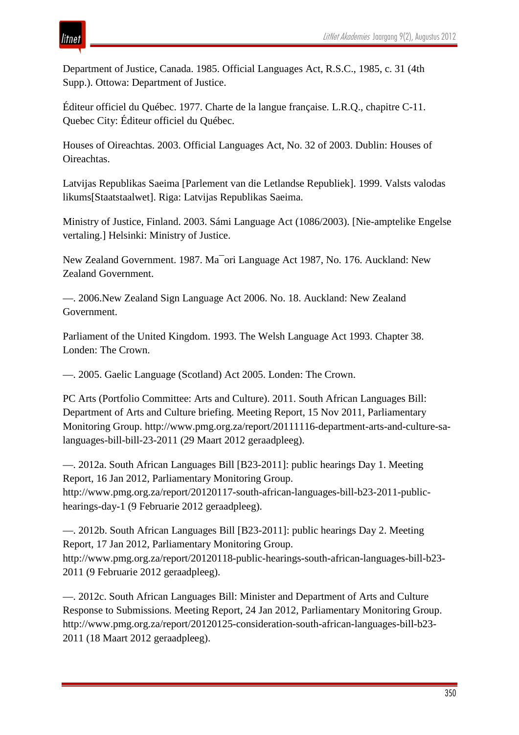Department of Justice, Canada. 1985. Official Languages Act, R.S.C., 1985, c. 31 (4th Supp.). Ottowa: Department of Justice.

Éditeur officiel du Québec. 1977. Charte de la langue française. L.R.Q., chapitre C-11. Quebec City: Éditeur officiel du Québec.

Houses of Oireachtas. 2003. Official Languages Act, No. 32 of 2003. Dublin: Houses of Oireachtas.

Latvijas Republikas Saeima [Parlement van die Letlandse Republiek]. 1999. Valsts valodas likums[Staatstaalwet]. Riga: Latvijas Republikas Saeima.

Ministry of Justice, Finland. 2003. Sámi Language Act (1086/2003). [Nie-amptelike Engelse vertaling.] Helsinki: Ministry of Justice.

New Zealand Government. 1987. Ma¯ori Language Act 1987, No. 176. Auckland: New Zealand Government.

—. 2006.New Zealand Sign Language Act 2006. No. 18. Auckland: New Zealand Government.

Parliament of the United Kingdom. 1993. The Welsh Language Act 1993. Chapter 38. Londen: The Crown.

—. 2005. Gaelic Language (Scotland) Act 2005. Londen: The Crown.

PC Arts (Portfolio Committee: Arts and Culture). 2011. South African Languages Bill: Department of Arts and Culture briefing. Meeting Report, 15 Nov 2011, Parliamentary Monitoring Group. http://www.pmg.org.za/report/20111116-department-arts-and-culture-sa-languages-bill-bill-23-2011 (29 Maart 2012 geraadpleeg).

—. 2012a. South African Languages Bill [B23-2011]: public hearings Day 1. Meeting Report, 16 Jan 2012, Parliamentary Monitoring Group. http://www.pmg.org.za/report/20120117-south-african-languages-bill-b23-2011-public-hearings-day-1 (9 Februarie 2012 geraadpleeg).

—. 2012b. South African Languages Bill [B23-2011]: public hearings Day 2. Meeting Report, 17 Jan 2012, Parliamentary Monitoring Group. http://www.pmg.org.za/report/20120118-public-hearings-south-african-languages-bill-b23-2011 (9 Februarie 2012 geraadpleeg).

—. 2012c. South African Languages Bill: Minister and Department of Arts and Culture Response to Submissions. Meeting Report, 24 Jan 2012, Parliamentary Monitoring Group. http://www.pmg.org.za/report/20120125-consideration-south-african-languages-bill-b23-2011 (18 Maart 2012 geraadpleeg).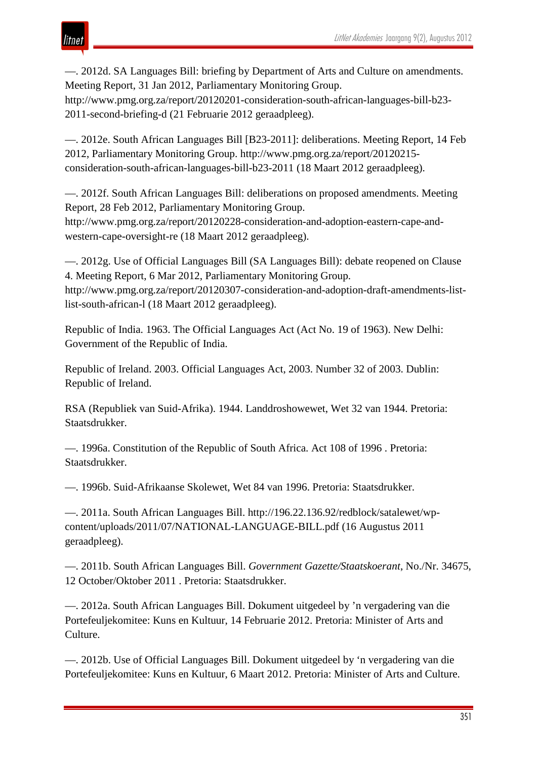—. 2012d. SA Languages Bill: briefing by Department of Arts and Culture on amendments. Meeting Report, 31 Jan 2012, Parliamentary Monitoring Group. http://www.pmg.org.za/report/20120201-consideration-south-african-languages-bill-b23-2011-second-briefing-d (21 Februarie 2012 geraadpleeg).

—. 2012e. South African Languages Bill [B23-2011]: deliberations. Meeting Report, 14 Feb 2012, Parliamentary Monitoring Group. http://www.pmg.org.za/report/20120215-consideration-south-african-languages-bill-b23-2011 (18 Maart 2012 geraadpleeg).

—. 2012f. South African Languages Bill: deliberations on proposed amendments. Meeting Report, 28 Feb 2012, Parliamentary Monitoring Group. http://www.pmg.org.za/report/20120228-consideration-and-adoption-eastern-cape-and-western-cape-oversight-re (18 Maart 2012 geraadpleeg).

—. 2012g. Use of Official Languages Bill (SA Languages Bill): debate reopened on Clause 4. Meeting Report, 6 Mar 2012, Parliamentary Monitoring Group. http://www.pmg.org.za/report/20120307-consideration-and-adoption-draft-amendments-list-list-south-african-l (18 Maart 2012 geraadpleeg).

Republic of India. 1963. The Official Languages Act (Act No. 19 of 1963). New Delhi: Government of the Republic of India.

Republic of Ireland. 2003. Official Languages Act, 2003. Number 32 of 2003. Dublin: Republic of Ireland.

RSA (Republiek van Suid-Afrika). 1944. Landdroshowewet, Wet 32 van 1944. Pretoria: Staatsdrukker.

—. 1996a. Constitution of the Republic of South Africa. Act 108 of 1996 . Pretoria: Staatsdrukker.

—. 1996b. Suid-Afrikaanse Skolewet, Wet 84 van 1996. Pretoria: Staatsdrukker.

—. 2011a. South African Languages Bill. http://196.22.136.92/redblock/satalewet/wp-content/uploads/2011/07/NATIONAL-LANGUAGE-BILL.pdf (16 Augustus 2011 geraadpleeg).

—. 2011b. South African Languages Bill. *Government Gazette/Staatskoerant*, No./Nr. 34675, 12 October/Oktober 2011 . Pretoria: Staatsdrukker.

—. 2012a. South African Languages Bill. Dokument uitgedeel by 'n vergadering van die Portefeuljekomitee: Kuns en Kultuur, 14 Februarie 2012. Pretoria: Minister of Arts and Culture.

—. 2012b. Use of Official Languages Bill. Dokument uitgedeel by 'n vergadering van die Portefeuljekomitee: Kuns en Kultuur, 6 Maart 2012. Pretoria: Minister of Arts and Culture.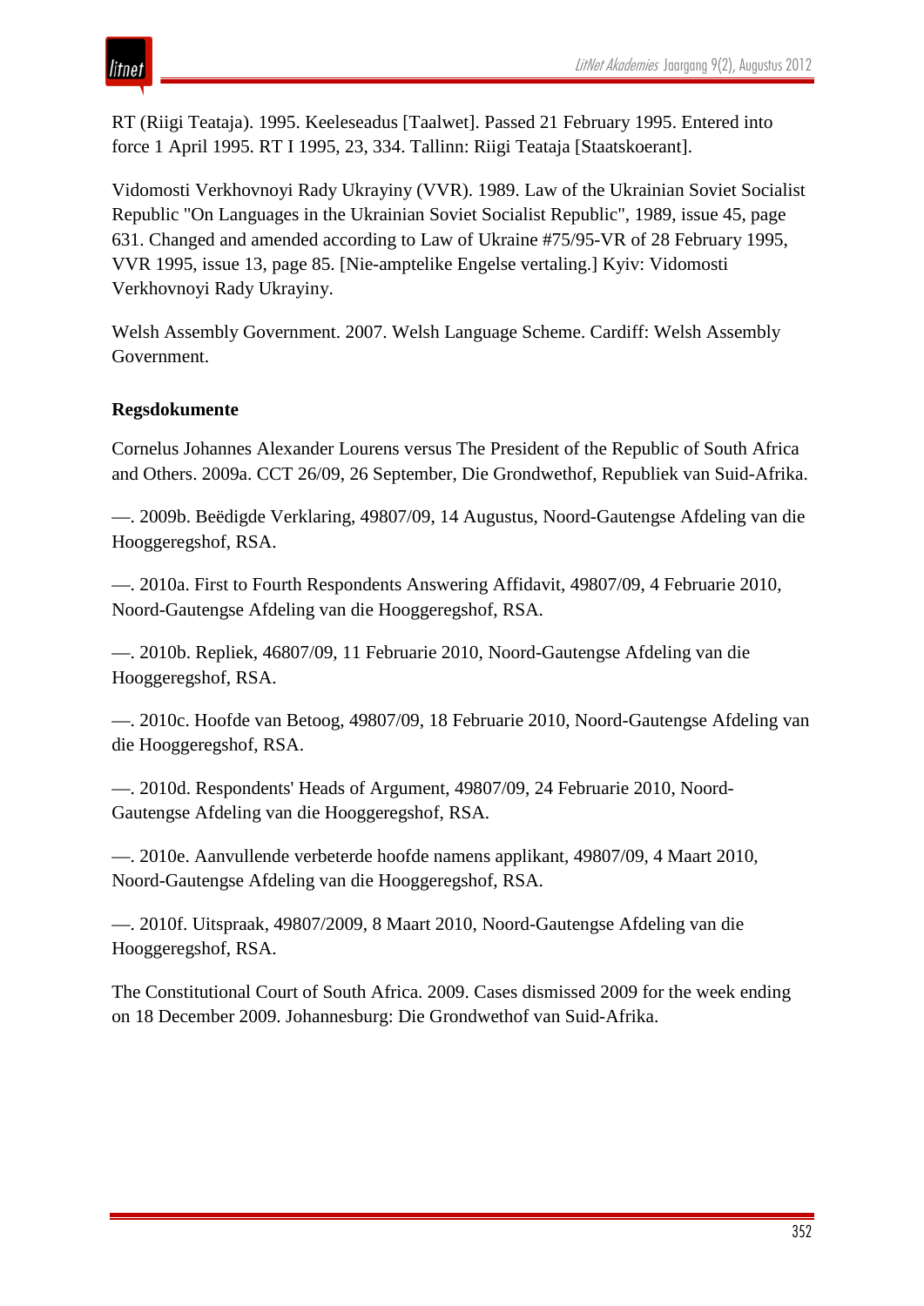RT (Riigi Teataja). 1995. Keeleseadus [Taalwet]. Passed 21 February 1995. Entered into force 1 April 1995. RT I 1995, 23, 334. Tallinn: Riigi Teataja [Staatskoerant].

Vidomosti Verkhovnoyi Rady Ukrayiny (VVR). 1989. Law of the Ukrainian Soviet Socialist Republic "On Languages in the Ukrainian Soviet Socialist Republic", 1989, issue 45, page 631. Changed and amended according to Law of Ukraine #75/95-VR of 28 February 1995, VVR 1995, issue 13, page 85. [Nie-amptelike Engelse vertaling.] Kyiv: Vidomosti Verkhovnoyi Rady Ukrayiny.

Welsh Assembly Government. 2007. Welsh Language Scheme. Cardiff: Welsh Assembly Government.

**Regsdokumente**

Cornelus Johannes Alexander Lourens versus The President of the Republic of South Africa and Others. 2009a. CCT 26/09, 26 September, Die Grondwethof, Republiek van Suid-Afrika.

—. 2009b. Beëdigde Verklaring, 49807/09, 14 Augustus, Noord-Gautengse Afdeling van die Hooggeregshof, RSA.

—. 2010a. First to Fourth Respondents Answering Affidavit, 49807/09, 4 Februarie 2010, Noord-Gautengse Afdeling van die Hooggeregshof, RSA.

—. 2010b. Repliek, 46807/09, 11 Februarie 2010, Noord-Gautengse Afdeling van die Hooggeregshof, RSA.

—. 2010c. Hoofde van Betoog, 49807/09, 18 Februarie 2010, Noord-Gautengse Afdeling van die Hooggeregshof, RSA.

—. 2010d. Respondents' Heads of Argument, 49807/09, 24 Februarie 2010, Noord-Gautengse Afdeling van die Hooggeregshof, RSA.

—. 2010e. Aanvullende verbeterde hoofde namens applikant, 49807/09, 4 Maart 2010, Noord-Gautengse Afdeling van die Hooggeregshof, RSA.

—. 2010f. Uitspraak, 49807/2009, 8 Maart 2010, Noord-Gautengse Afdeling van die Hooggeregshof, RSA.

The Constitutional Court of South Africa. 2009. Cases dismissed 2009 for the week ending on 18 December 2009. Johannesburg: Die Grondwethof van Suid-Afrika.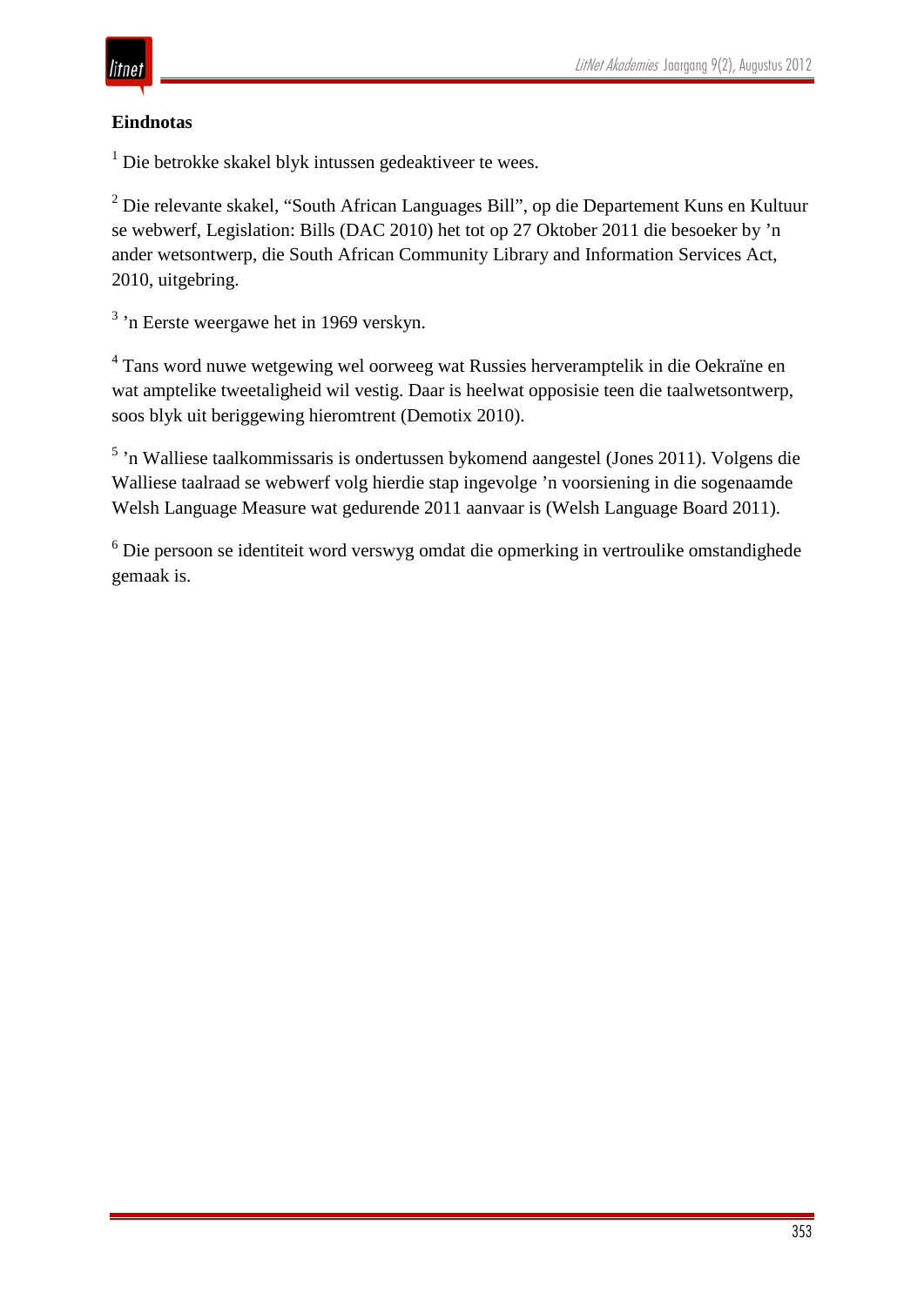**Eindnotas**

[1] Die betrokke skakel blyk intussen gedeaktiveer te wees.

[2] Die relevante skakel, "South African Languages Bill", op die Departement Kuns en Kultuur se webwerf, Legislation: Bills (DAC 2010) het tot op 27 Oktober 2011 die besoeker by 'n ander wetsontwerp, die South African Community Library and Information Services Act, 2010, uitgebring.

[3] 'n Eerste weergawe het in 1969 verskyn.

[4] Tans word nuwe wetgewing wel oorweeg wat Russies herveramptelik in die Oekraïne en wat amptelike tweetaligheid wil vestig. Daar is heelwat opposisie teen die taalwetsontwerp, soos blyk uit beriggewing hieromtrent (Demotix 2010).

[5] 'n Walliese taalkommissaris is ondertussen bykomend aangestel (Jones 2011). Volgens die Walliese taalraad se webwerf volg hierdie stap ingevolge 'n voorsiening in die sogenaamde Welsh Language Measure wat gedurende 2011 aanvaar is (Welsh Language Board 2011).

[6] Die persoon se identiteit word verswyg omdat die opmerking in vertroulike omstandighede gemaak is.